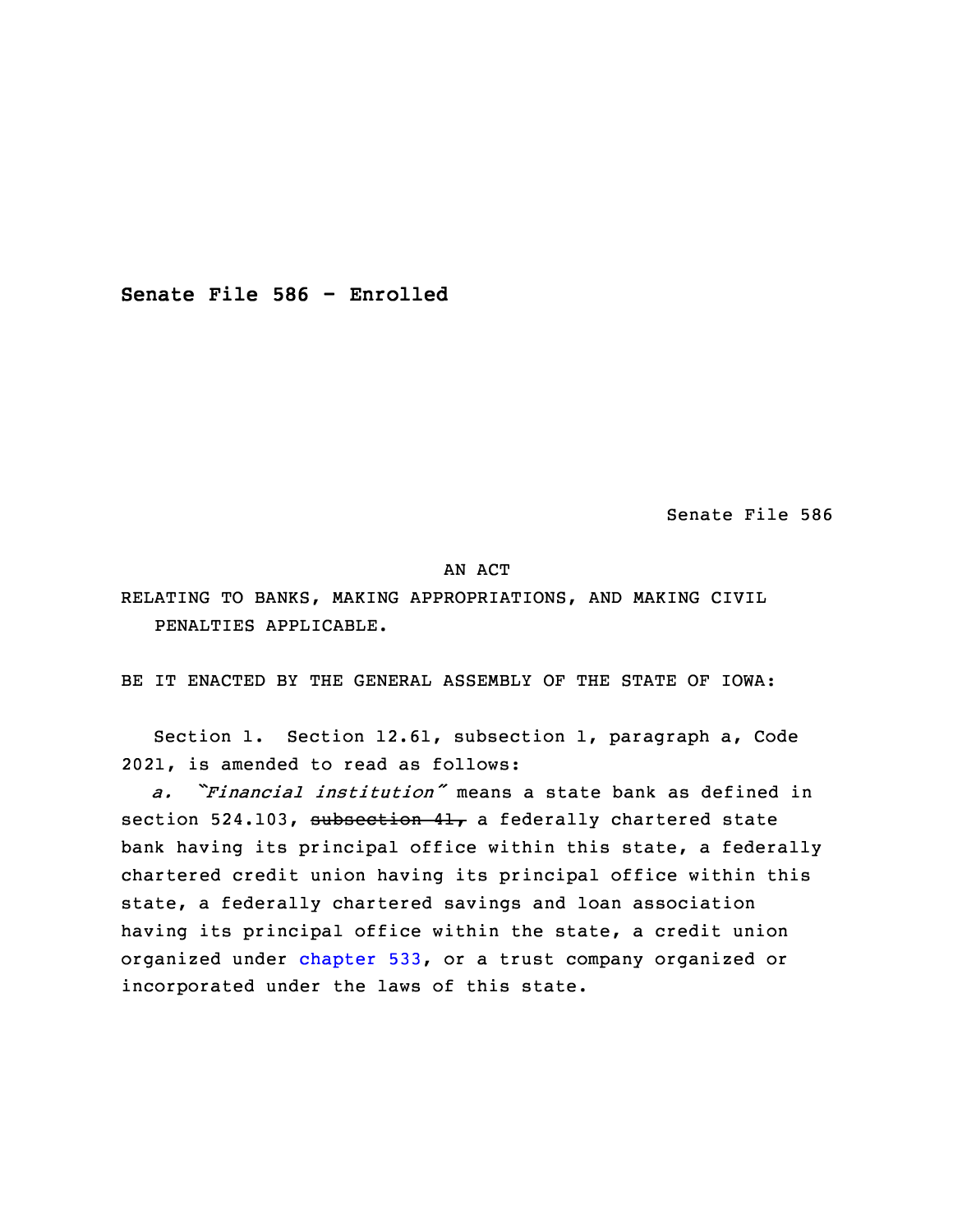**Senate File 586 - Enrolled**

Senate File 586

AN ACT

RELATING TO BANKS, MAKING APPROPRIATIONS, AND MAKING CIVIL PENALTIES APPLICABLE.

BE IT ENACTED BY THE GENERAL ASSEMBLY OF THE STATE OF IOWA:

Section 1. Section 12.61, subsection 1, paragraph a, Code 2021, is amended to read as follows:

*a. "Financial institution"* means a state bank as defined in section 524.103, ~~subsection 41,~~ a federally chartered state bank having its principal office within this state, a federally chartered credit union having its principal office within this state, a federally chartered savings and loan association having its principal office within the state, a credit union organized under chapter 533, or a trust company organized or incorporated under the laws of this state.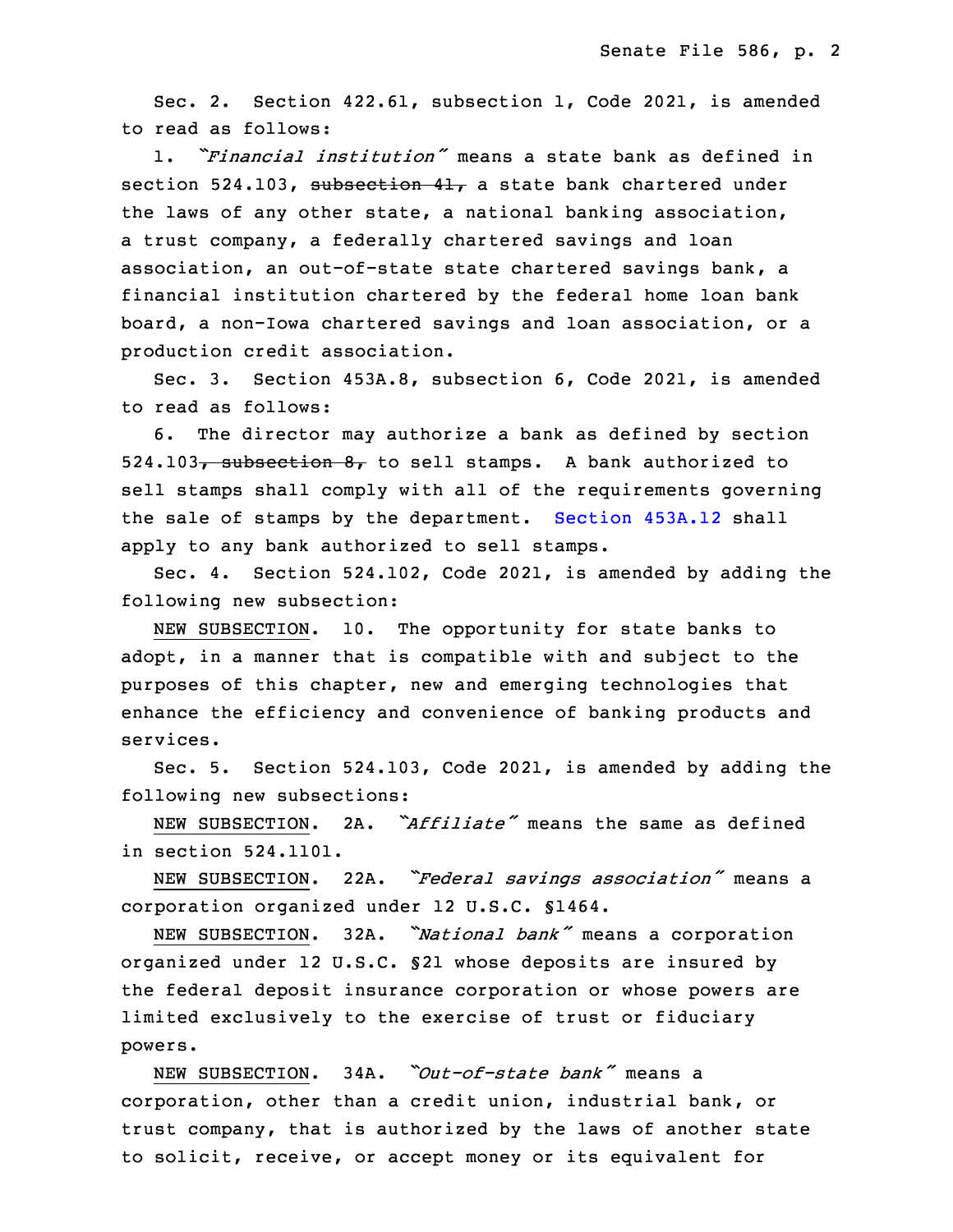Sec. 2. Section 422.61, subsection 1, Code 2021, is amended to read as follows:

1. *"Financial institution"* means a state bank as defined in section 524.103, ~~subsection 41,~~ a state bank chartered under the laws of any other state, a national banking association, a trust company, a federally chartered savings and loan association, an out-of-state state chartered savings bank, a financial institution chartered by the federal home loan bank board, a non-Iowa chartered savings and loan association, or a production credit association.

Sec. 3. Section 453A.8, subsection 6, Code 2021, is amended to read as follows:

6. The director may authorize a bank as defined by section 524.103~~, subsection 8,~~ to sell stamps. A bank authorized to sell stamps shall comply with all of the requirements governing the sale of stamps by the department. Section 453A.12 shall apply to any bank authorized to sell stamps.

Sec. 4. Section 524.102, Code 2021, is amended by adding the following new subsection:

NEW SUBSECTION. 10. The opportunity for state banks to adopt, in a manner that is compatible with and subject to the purposes of this chapter, new and emerging technologies that enhance the efficiency and convenience of banking products and services.

Sec. 5. Section 524.103, Code 2021, is amended by adding the following new subsections:

NEW SUBSECTION. 2A. *"Affiliate"* means the same as defined in section 524.1101.

NEW SUBSECTION. 22A. *"Federal savings association"* means a corporation organized under 12 U.S.C. §1464.

NEW SUBSECTION. 32A. *"National bank"* means a corporation organized under 12 U.S.C. §21 whose deposits are insured by the federal deposit insurance corporation or whose powers are limited exclusively to the exercise of trust or fiduciary powers.

NEW SUBSECTION. 34A. *"Out-of-state bank"* means a corporation, other than a credit union, industrial bank, or trust company, that is authorized by the laws of another state to solicit, receive, or accept money or its equivalent for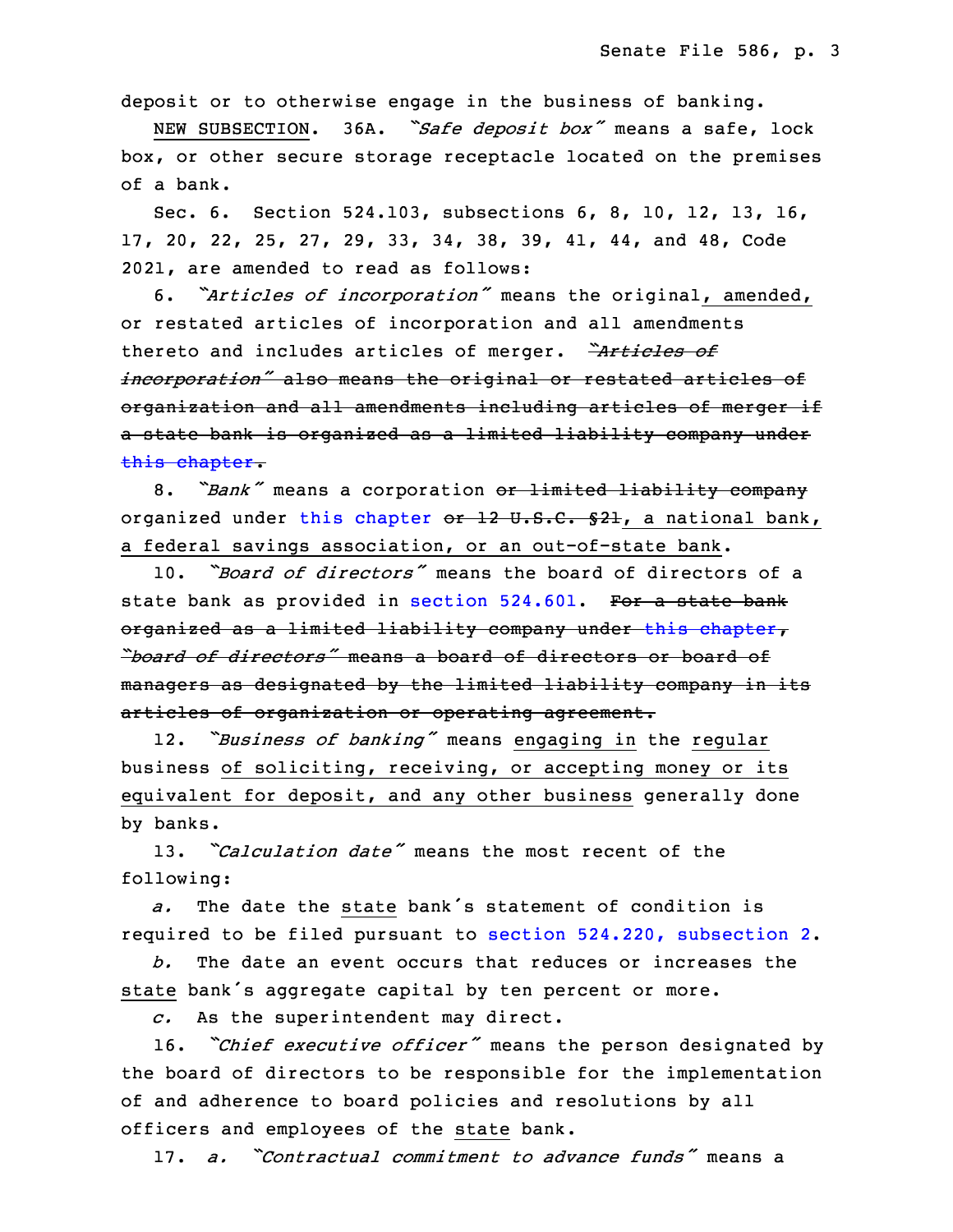deposit or to otherwise engage in the business of banking.

NEW SUBSECTION. 36A. *"Safe deposit box"* means a safe, lock box, or other secure storage receptacle located on the premises of a bank.

Sec. 6. Section 524.103, subsections 6, 8, 10, 12, 13, 16, 17, 20, 22, 25, 27, 29, 33, 34, 38, 39, 41, 44, and 48, Code 2021, are amended to read as follows:

6. *"Articles of incorporation"* means the original, amended, or restated articles of incorporation and all amendments thereto and includes articles of merger. ~~*"Articles of incorporation"* also means the original or restated articles of organization and all amendments including articles of merger if a state bank is organized as a limited liability company under this chapter.~~

8. *"Bank"* means a corporation ~~or limited liability company~~ organized under this chapter ~~or 12 U.S.C. §21~~, a national bank, a federal savings association, or an out-of-state bank.

10. *"Board of directors"* means the board of directors of a state bank as provided in section 524.601. ~~For a state bank organized as a limited liability company under this chapter, *"board of directors"* means a board of directors or board of managers as designated by the limited liability company in its articles of organization or operating agreement.~~

12. *"Business of banking"* means engaging in the regular business of soliciting, receiving, or accepting money or its equivalent for deposit, and any other business generally done by banks.

13. *"Calculation date"* means the most recent of the following:

*a.* The date the state bank's statement of condition is required to be filed pursuant to section 524.220, subsection 2.

*b.* The date an event occurs that reduces or increases the state bank's aggregate capital by ten percent or more.

*c.* As the superintendent may direct.

16. *"Chief executive officer"* means the person designated by the board of directors to be responsible for the implementation of and adherence to board policies and resolutions by all officers and employees of the state bank.

17. *a.* *"Contractual commitment to advance funds"* means a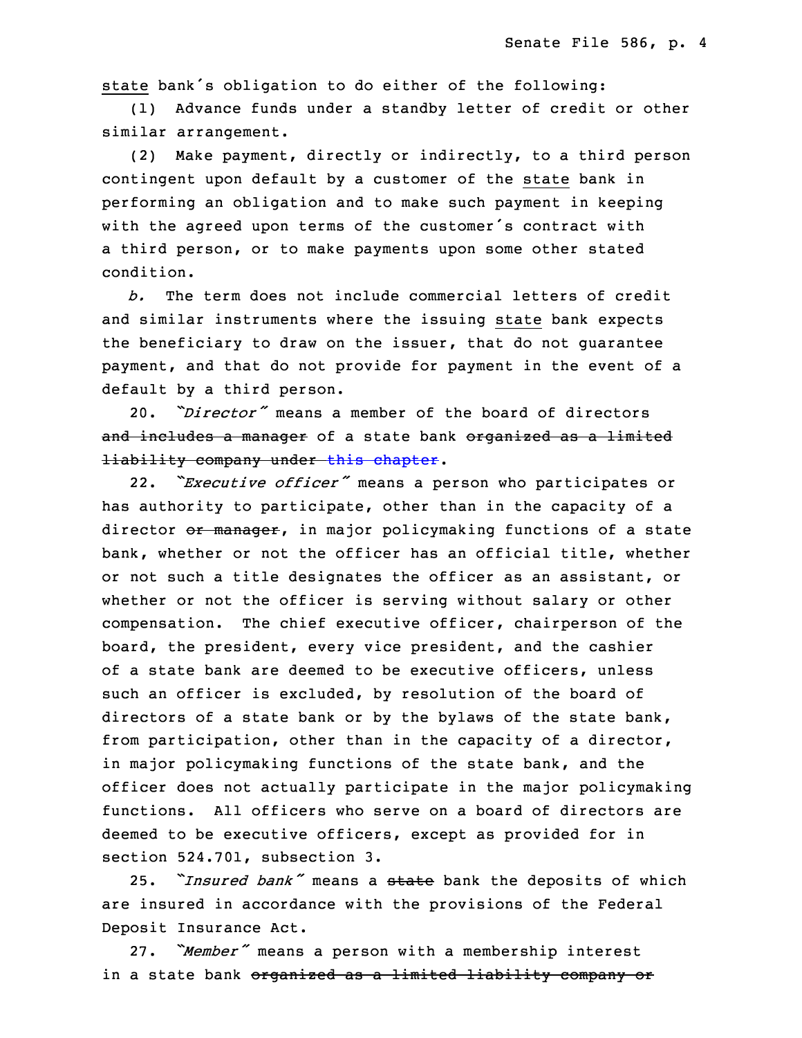state bank's obligation to do either of the following:

(1) Advance funds under a standby letter of credit or other similar arrangement.

(2) Make payment, directly or indirectly, to a third person contingent upon default by a customer of the state bank in performing an obligation and to make such payment in keeping with the agreed upon terms of the customer's contract with a third person, or to make payments upon some other stated condition.

*b.* The term does not include commercial letters of credit and similar instruments where the issuing state bank expects the beneficiary to draw on the issuer, that do not guarantee payment, and that do not provide for payment in the event of a default by a third person.

20. *"Director"* means a member of the board of directors ~~and includes a manager~~ of a state bank ~~organized as a limited liability company under this chapter~~.

22. *"Executive officer"* means a person who participates or has authority to participate, other than in the capacity of a director ~~or manager~~, in major policymaking functions of a state bank, whether or not the officer has an official title, whether or not such a title designates the officer as an assistant, or whether or not the officer is serving without salary or other compensation. The chief executive officer, chairperson of the board, the president, every vice president, and the cashier of a state bank are deemed to be executive officers, unless such an officer is excluded, by resolution of the board of directors of a state bank or by the bylaws of the state bank, from participation, other than in the capacity of a director, in major policymaking functions of the state bank, and the officer does not actually participate in the major policymaking functions. All officers who serve on a board of directors are deemed to be executive officers, except as provided for in section 524.701, subsection 3.

25. *"Insured bank"* means a ~~state~~ bank the deposits of which are insured in accordance with the provisions of the Federal Deposit Insurance Act.

27. *"Member"* means a person with a membership interest in a state bank ~~organized as a limited liability company or~~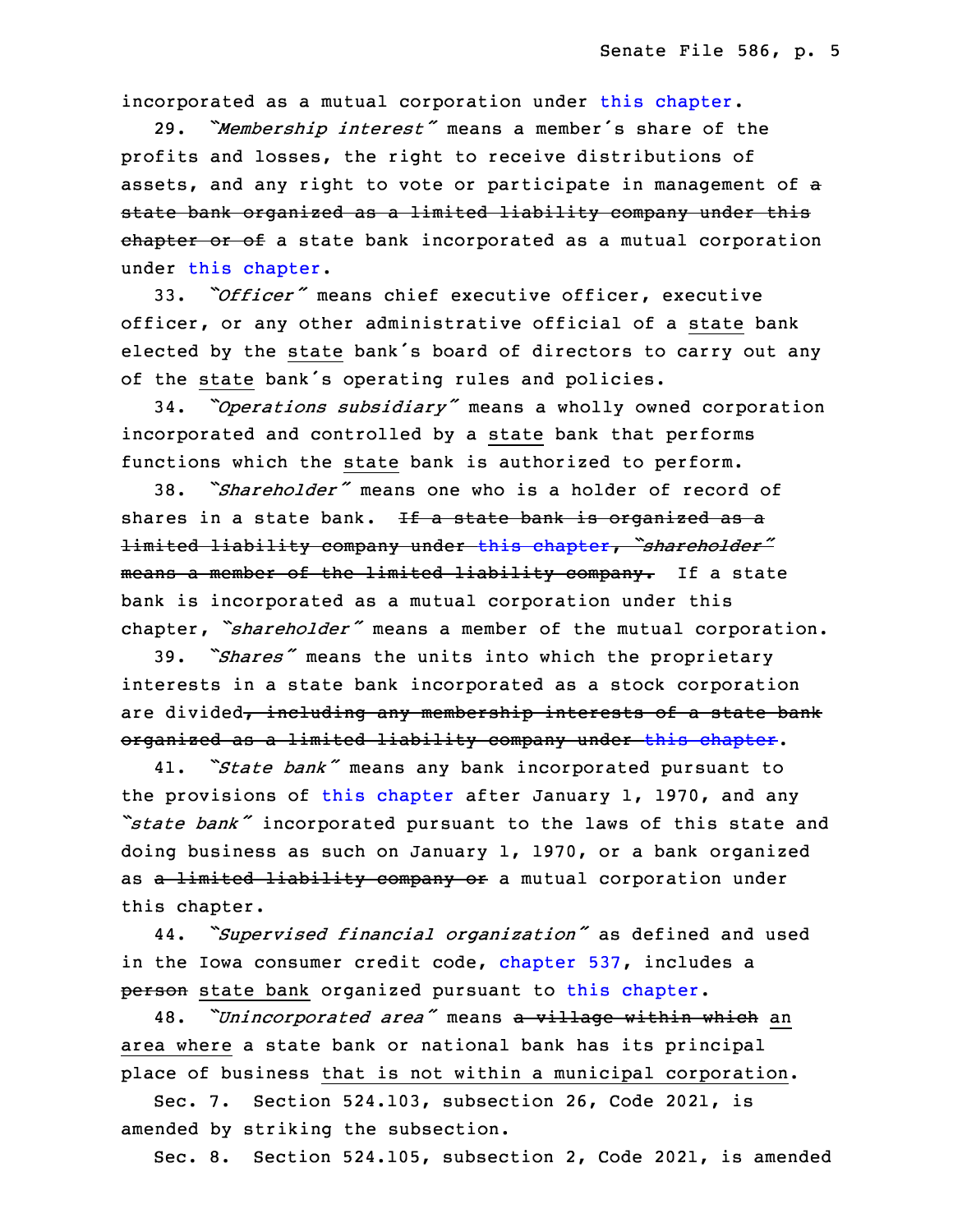incorporated as a mutual corporation under this chapter.

29. *"Membership interest"* means a member's share of the profits and losses, the right to receive distributions of assets, and any right to vote or participate in management of ~~a state bank organized as a limited liability company under this chapter or of~~ a state bank incorporated as a mutual corporation under this chapter.

33. *"Officer"* means chief executive officer, executive officer, or any other administrative official of a state bank elected by the state bank's board of directors to carry out any of the state bank's operating rules and policies.

34. *"Operations subsidiary"* means a wholly owned corporation incorporated and controlled by a state bank that performs functions which the state bank is authorized to perform.

38. *"Shareholder"* means one who is a holder of record of shares in a state bank. ~~If a state bank is organized as a limited liability company under this chapter, "shareholder" means a member of the limited liability company.~~ If a state bank is incorporated as a mutual corporation under this chapter, *"shareholder"* means a member of the mutual corporation.

39. *"Shares"* means the units into which the proprietary interests in a state bank incorporated as a stock corporation are divided~~, including any membership interests of a state bank organized as a limited liability company under this chapter~~.

41. *"State bank"* means any bank incorporated pursuant to the provisions of this chapter after January 1, 1970, and any *"state bank"* incorporated pursuant to the laws of this state and doing business as such on January 1, 1970, or a bank organized as ~~a limited liability company or~~ a mutual corporation under this chapter.

44. *"Supervised financial organization"* as defined and used in the Iowa consumer credit code, chapter 537, includes a ~~person~~ state bank organized pursuant to this chapter.

48. *"Unincorporated area"* means ~~a village within which~~ an area where a state bank or national bank has its principal place of business that is not within a municipal corporation.

Sec. 7. Section 524.103, subsection 26, Code 2021, is amended by striking the subsection.

Sec. 8. Section 524.105, subsection 2, Code 2021, is amended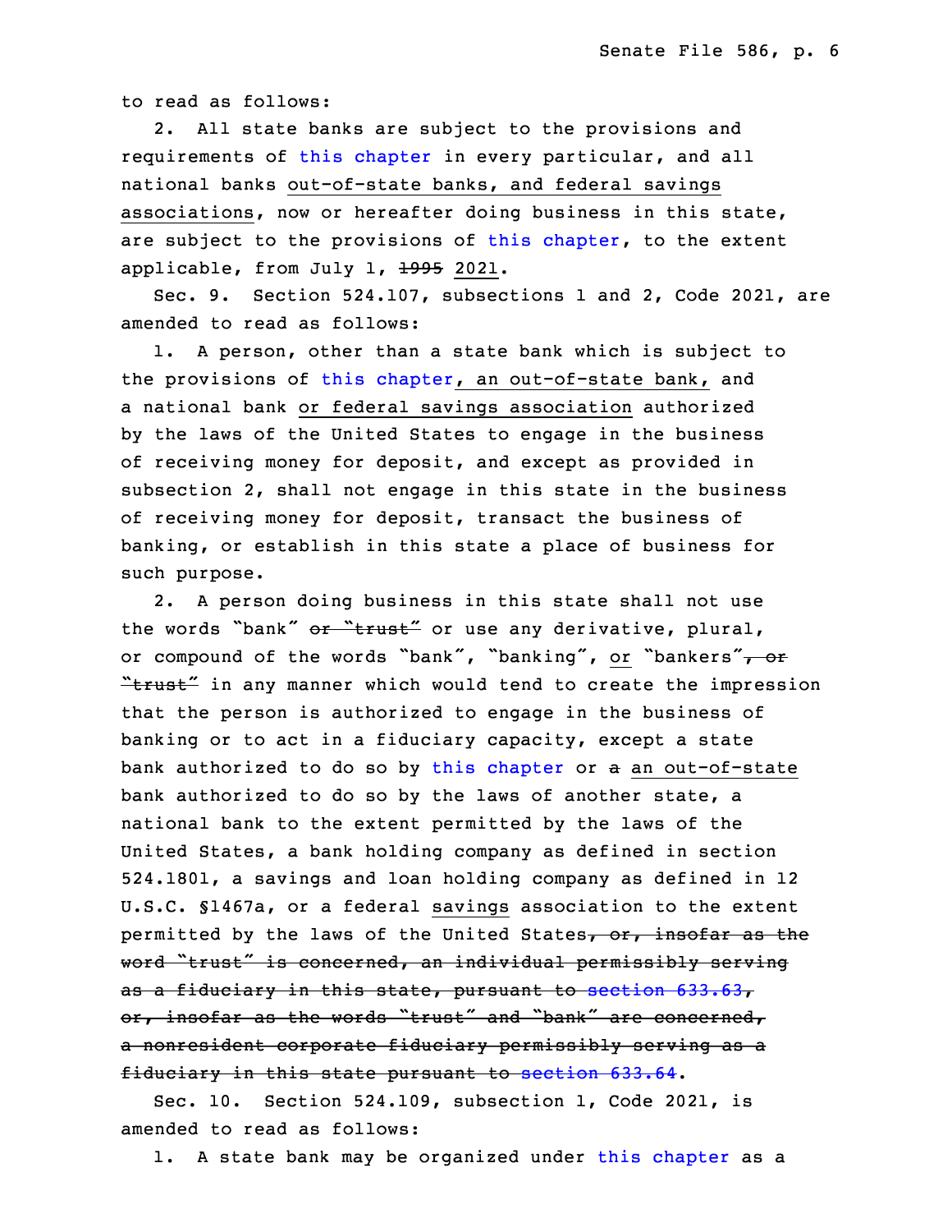to read as follows:

2. All state banks are subject to the provisions and requirements of this chapter in every particular, and all national banks out-of-state banks, and federal savings associations, now or hereafter doing business in this state, are subject to the provisions of this chapter, to the extent applicable, from July 1, ~~1995~~ 2021.

Sec. 9. Section 524.107, subsections 1 and 2, Code 2021, are amended to read as follows:

1. A person, other than a state bank which is subject to the provisions of this chapter, an out-of-state bank, and a national bank or federal savings association authorized by the laws of the United States to engage in the business of receiving money for deposit, and except as provided in subsection 2, shall not engage in this state in the business of receiving money for deposit, transact the business of banking, or establish in this state a place of business for such purpose.

2. A person doing business in this state shall not use the words "bank" ~~or "trust"~~ or use any derivative, plural, or compound of the words "bank", "banking", or "bankers"~~, or "trust"~~ in any manner which would tend to create the impression that the person is authorized to engage in the business of banking or to act in a fiduciary capacity, except a state bank authorized to do so by this chapter or ~~a~~ an out-of-state bank authorized to do so by the laws of another state, a national bank to the extent permitted by the laws of the United States, a bank holding company as defined in section 524.1801, a savings and loan holding company as defined in 12 U.S.C. §1467a, or a federal savings association to the extent permitted by the laws of the United States~~, or, insofar as the word "trust" is concerned, an individual permissibly serving as a fiduciary in this state, pursuant to section 633.63, or, insofar as the words "trust" and "bank" are concerned, a nonresident corporate fiduciary permissibly serving as a fiduciary in this state pursuant to section 633.64~~.

Sec. 10. Section 524.109, subsection 1, Code 2021, is amended to read as follows:

1. A state bank may be organized under this chapter as a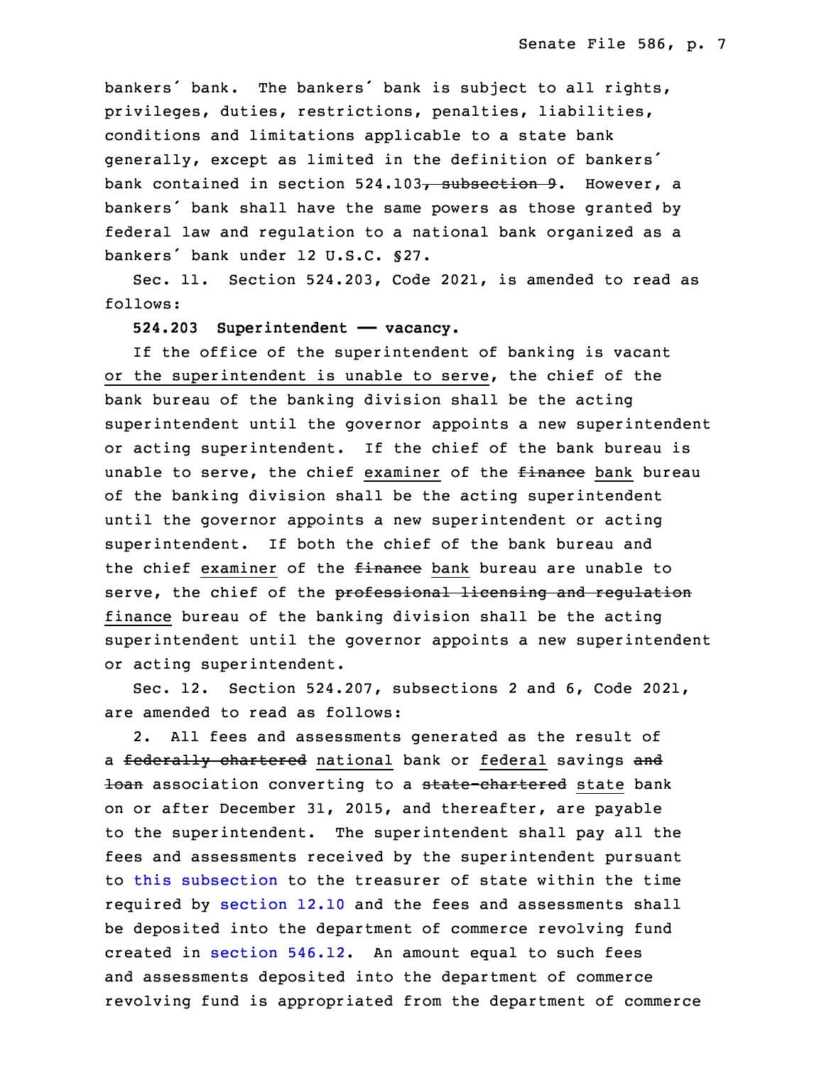bankers´ bank. The bankers´ bank is subject to all rights, privileges, duties, restrictions, penalties, liabilities, conditions and limitations applicable to a state bank generally, except as limited in the definition of bankers´ bank contained in section 524.103~~, subsection 9~~. However, a bankers´ bank shall have the same powers as those granted by federal law and regulation to a national bank organized as a bankers´ bank under 12 U.S.C. §27.

Sec. 11. Section 524.203, Code 2021, is amended to read as follows:

**524.203 Superintendent —— vacancy.**

If the office of the superintendent of banking is vacant <u>or the superintendent is unable to serve</u>, the chief of the bank bureau of the banking division shall be the acting superintendent until the governor appoints a new superintendent or acting superintendent. If the chief of the bank bureau is unable to serve, the chief <u>examiner</u> of the ~~finance~~ <u>bank</u> bureau of the banking division shall be the acting superintendent until the governor appoints a new superintendent or acting superintendent. If both the chief of the bank bureau and the chief <u>examiner</u> of the ~~finance~~ <u>bank</u> bureau are unable to serve, the chief of the ~~professional licensing and regulation~~ <u>finance</u> bureau of the banking division shall be the acting superintendent until the governor appoints a new superintendent or acting superintendent.

Sec. 12. Section 524.207, subsections 2 and 6, Code 2021, are amended to read as follows:

2. All fees and assessments generated as the result of a ~~federally chartered~~ <u>national</u> bank or <u>federal</u> savings ~~and loan~~ association converting to a ~~state-chartered~~ <u>state</u> bank on or after December 31, 2015, and thereafter, are payable to the superintendent. The superintendent shall pay all the fees and assessments received by the superintendent pursuant to this subsection to the treasurer of state within the time required by section 12.10 and the fees and assessments shall be deposited into the department of commerce revolving fund created in section 546.12. An amount equal to such fees and assessments deposited into the department of commerce revolving fund is appropriated from the department of commerce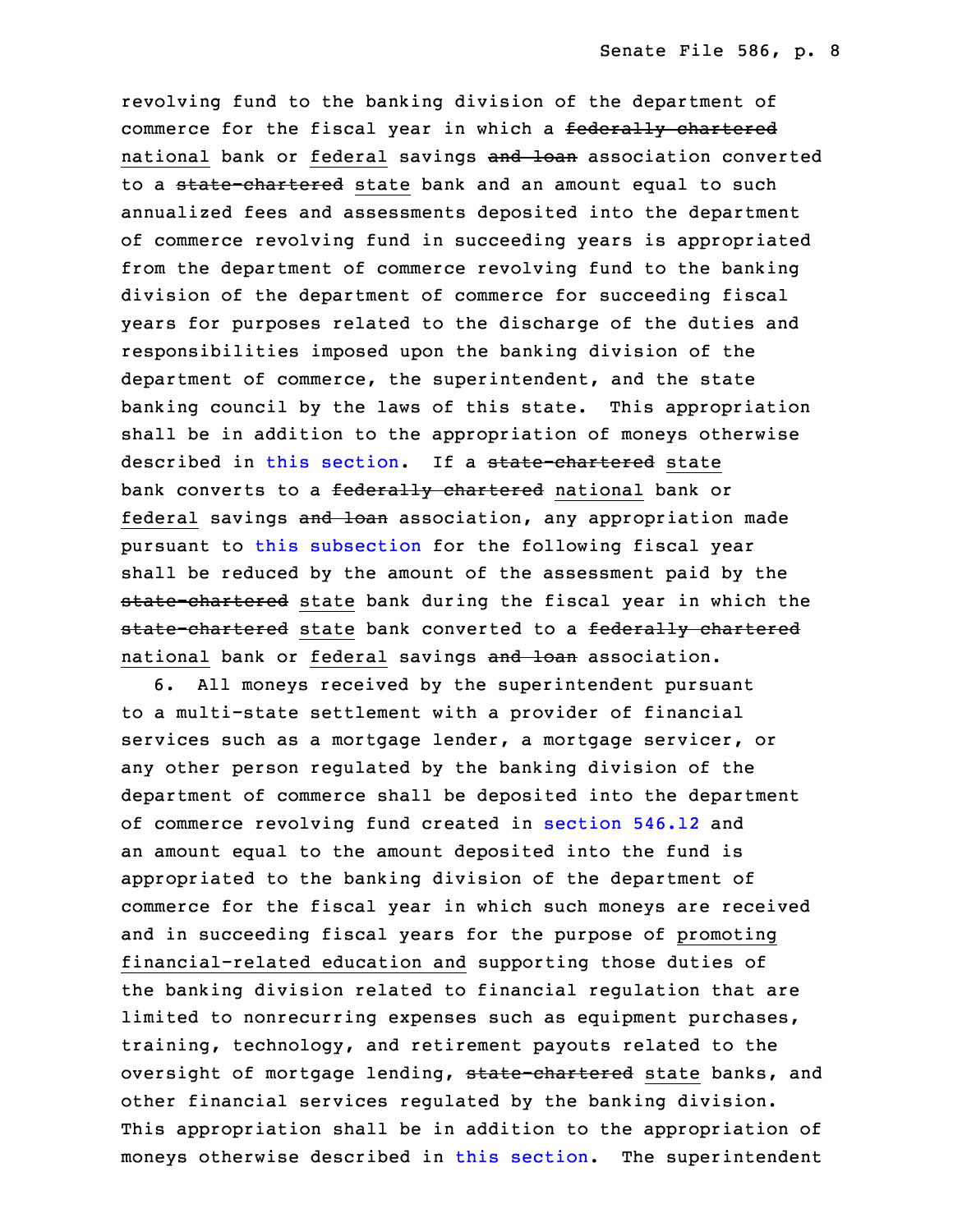revolving fund to the banking division of the department of commerce for the fiscal year in which a ~~federally chartered~~ national bank or federal savings ~~and loan~~ association converted to a ~~state-chartered~~ state bank and an amount equal to such annualized fees and assessments deposited into the department of commerce revolving fund in succeeding years is appropriated from the department of commerce revolving fund to the banking division of the department of commerce for succeeding fiscal years for purposes related to the discharge of the duties and responsibilities imposed upon the banking division of the department of commerce, the superintendent, and the state banking council by the laws of this state. This appropriation shall be in addition to the appropriation of moneys otherwise described in this section. If a ~~state-chartered~~ state bank converts to a ~~federally chartered~~ national bank or federal savings ~~and loan~~ association, any appropriation made pursuant to this subsection for the following fiscal year shall be reduced by the amount of the assessment paid by the ~~state-chartered~~ state bank during the fiscal year in which the ~~state-chartered~~ state bank converted to a ~~federally chartered~~ national bank or federal savings ~~and loan~~ association.

6. All moneys received by the superintendent pursuant to a multi-state settlement with a provider of financial services such as a mortgage lender, a mortgage servicer, or any other person regulated by the banking division of the department of commerce shall be deposited into the department of commerce revolving fund created in section 546.12 and an amount equal to the amount deposited into the fund is appropriated to the banking division of the department of commerce for the fiscal year in which such moneys are received and in succeeding fiscal years for the purpose of promoting financial-related education and supporting those duties of the banking division related to financial regulation that are limited to nonrecurring expenses such as equipment purchases, training, technology, and retirement payouts related to the oversight of mortgage lending, ~~state-chartered~~ state banks, and other financial services regulated by the banking division. This appropriation shall be in addition to the appropriation of moneys otherwise described in this section. The superintendent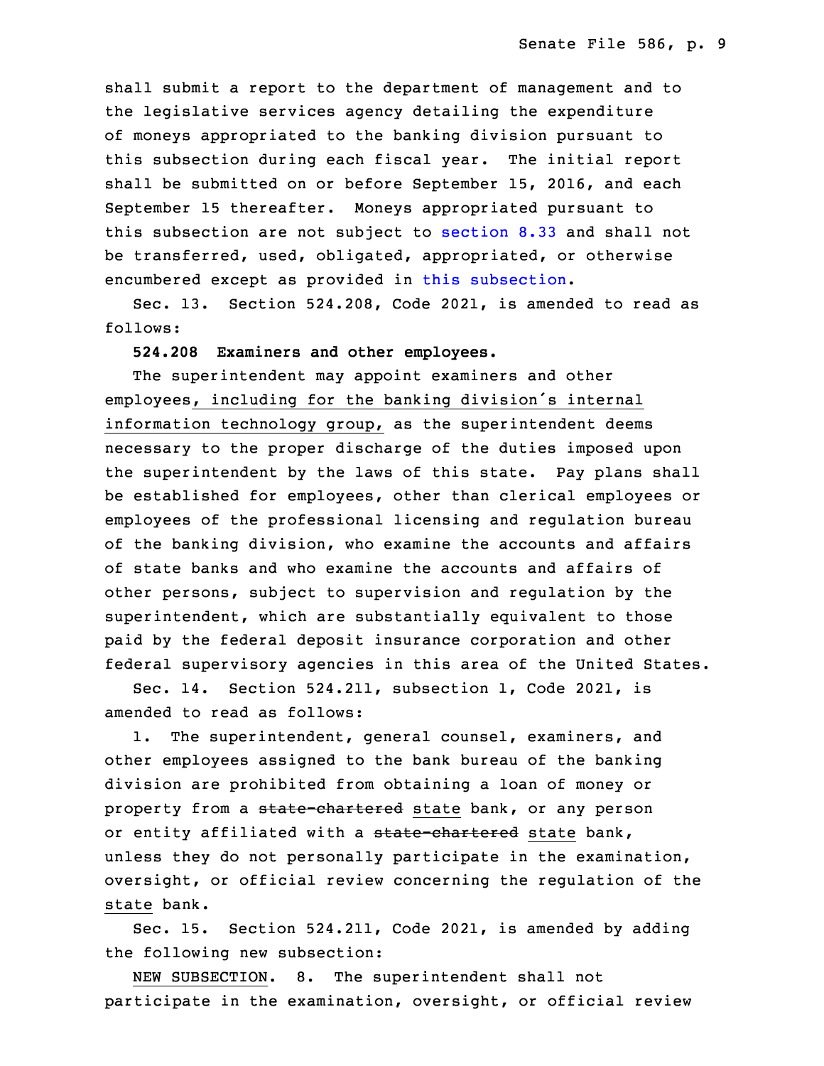shall submit a report to the department of management and to the legislative services agency detailing the expenditure of moneys appropriated to the banking division pursuant to this subsection during each fiscal year. The initial report shall be submitted on or before September 15, 2016, and each September 15 thereafter. Moneys appropriated pursuant to this subsection are not subject to section 8.33 and shall not be transferred, used, obligated, appropriated, or otherwise encumbered except as provided in this subsection.

Sec. 13. Section 524.208, Code 2021, is amended to read as follows:

**524.208 Examiners and other employees.**

The superintendent may appoint examiners and other employees, including for the banking division's internal information technology group, as the superintendent deems necessary to the proper discharge of the duties imposed upon the superintendent by the laws of this state. Pay plans shall be established for employees, other than clerical employees or employees of the professional licensing and regulation bureau of the banking division, who examine the accounts and affairs of state banks and who examine the accounts and affairs of other persons, subject to supervision and regulation by the superintendent, which are substantially equivalent to those paid by the federal deposit insurance corporation and other federal supervisory agencies in this area of the United States.

Sec. 14. Section 524.211, subsection 1, Code 2021, is amended to read as follows:

1. The superintendent, general counsel, examiners, and other employees assigned to the bank bureau of the banking division are prohibited from obtaining a loan of money or property from a ~~state-chartered~~ state bank, or any person or entity affiliated with a ~~state-chartered~~ state bank, unless they do not personally participate in the examination, oversight, or official review concerning the regulation of the state bank.

Sec. 15. Section 524.211, Code 2021, is amended by adding the following new subsection:

NEW SUBSECTION. 8. The superintendent shall not participate in the examination, oversight, or official review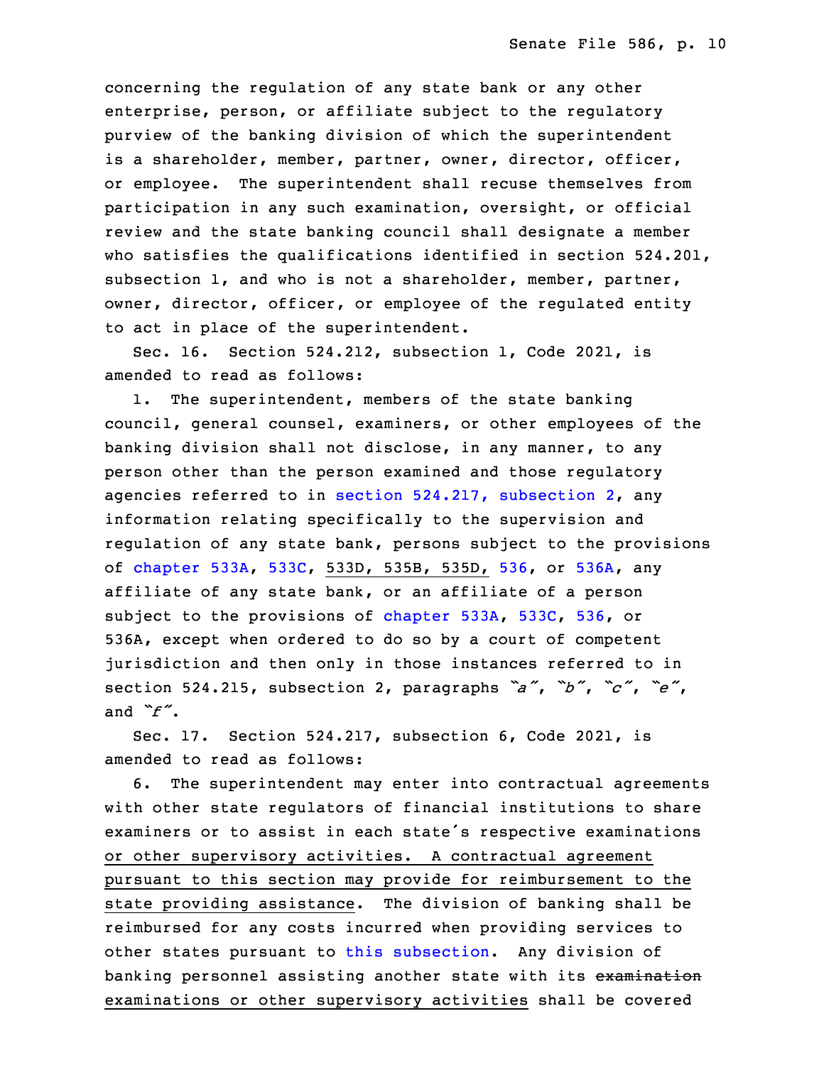concerning the regulation of any state bank or any other enterprise, person, or affiliate subject to the regulatory purview of the banking division of which the superintendent is a shareholder, member, partner, owner, director, officer, or employee. The superintendent shall recuse themselves from participation in any such examination, oversight, or official review and the state banking council shall designate a member who satisfies the qualifications identified in section 524.201, subsection 1, and who is not a shareholder, member, partner, owner, director, officer, or employee of the regulated entity to act in place of the superintendent.

Sec. 16. Section 524.212, subsection 1, Code 2021, is amended to read as follows:

1. The superintendent, members of the state banking council, general counsel, examiners, or other employees of the banking division shall not disclose, in any manner, to any person other than the person examined and those regulatory agencies referred to in section 524.217, subsection 2, any information relating specifically to the supervision and regulation of any state bank, persons subject to the provisions of chapter 533A, 533C, 533D, 535B, 535D, 536, or 536A, any affiliate of any state bank, or an affiliate of a person subject to the provisions of chapter 533A, 533C, 536, or 536A, except when ordered to do so by a court of competent jurisdiction and then only in those instances referred to in section 524.215, subsection 2, paragraphs *"a"*, *"b"*, *"c"*, *"e"*, and *"f"*.

Sec. 17. Section 524.217, subsection 6, Code 2021, is amended to read as follows:

6. The superintendent may enter into contractual agreements with other state regulators of financial institutions to share examiners or to assist in each state's respective examinations or other supervisory activities. A contractual agreement pursuant to this section may provide for reimbursement to the state providing assistance. The division of banking shall be reimbursed for any costs incurred when providing services to other states pursuant to this subsection. Any division of banking personnel assisting another state with its ~~examination~~ examinations or other supervisory activities shall be covered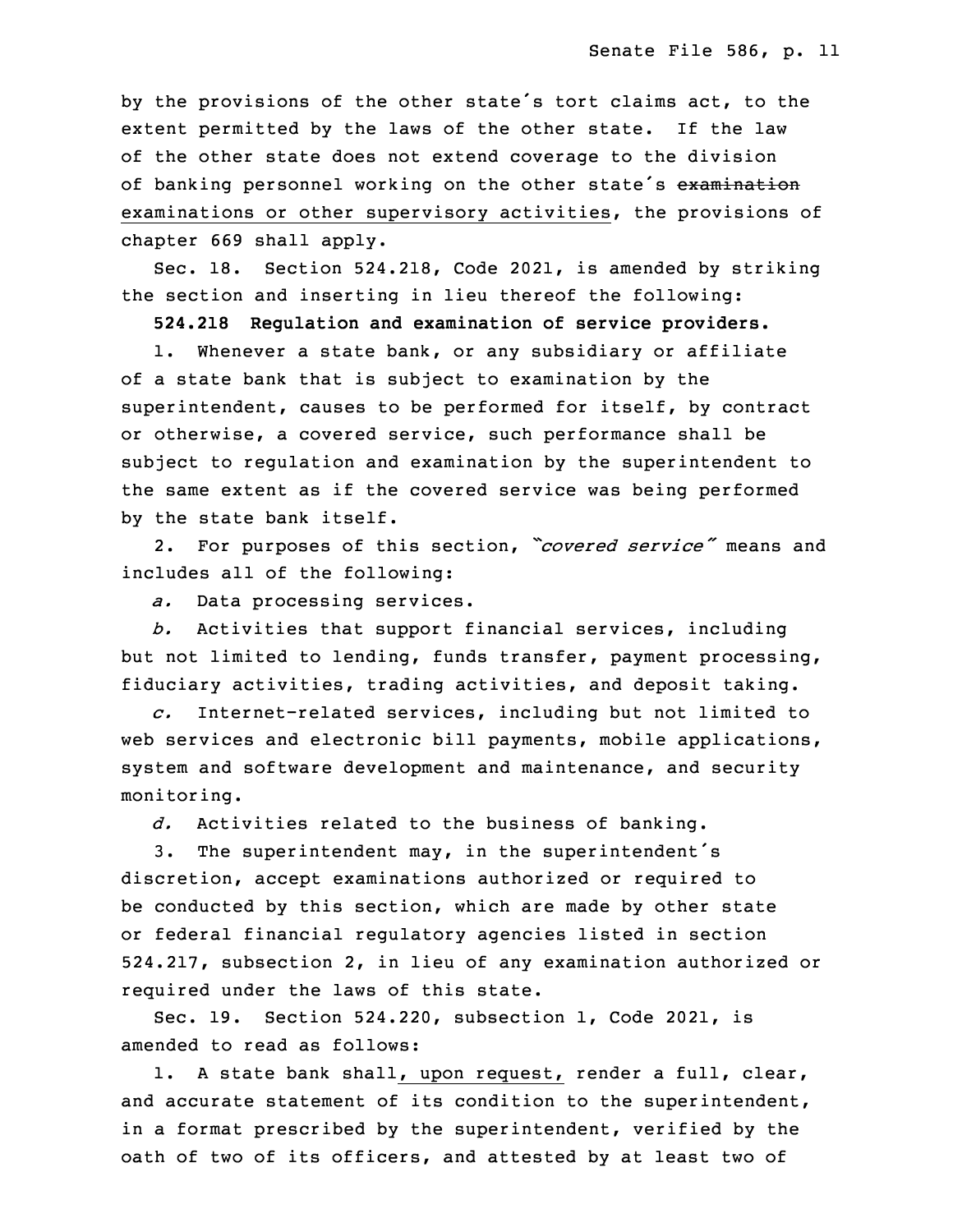by the provisions of the other state's tort claims act, to the extent permitted by the laws of the other state. If the law of the other state does not extend coverage to the division of banking personnel working on the other state's ~~examination~~ examinations or other supervisory activities, the provisions of chapter 669 shall apply.

Sec. 18. Section 524.218, Code 2021, is amended by striking the section and inserting in lieu thereof the following:

**524.218 Regulation and examination of service providers.**

1. Whenever a state bank, or any subsidiary or affiliate of a state bank that is subject to examination by the superintendent, causes to be performed for itself, by contract or otherwise, a covered service, such performance shall be subject to regulation and examination by the superintendent to the same extent as if the covered service was being performed by the state bank itself.

2. For purposes of this section, *"covered service"* means and includes all of the following:

*a.* Data processing services.

*b.* Activities that support financial services, including but not limited to lending, funds transfer, payment processing, fiduciary activities, trading activities, and deposit taking.

*c.* Internet-related services, including but not limited to web services and electronic bill payments, mobile applications, system and software development and maintenance, and security monitoring.

*d.* Activities related to the business of banking.

3. The superintendent may, in the superintendent's discretion, accept examinations authorized or required to be conducted by this section, which are made by other state or federal financial regulatory agencies listed in section 524.217, subsection 2, in lieu of any examination authorized or required under the laws of this state.

Sec. 19. Section 524.220, subsection 1, Code 2021, is amended to read as follows:

1. A state bank shall, upon request, render a full, clear, and accurate statement of its condition to the superintendent, in a format prescribed by the superintendent, verified by the oath of two of its officers, and attested by at least two of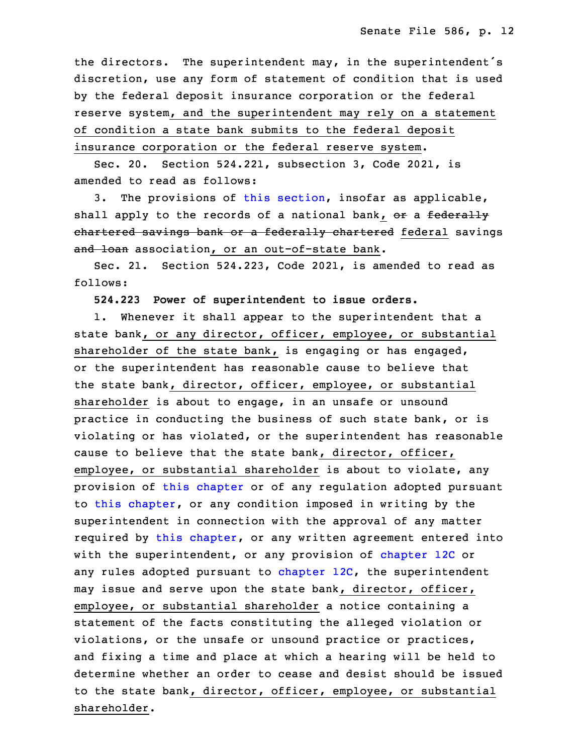the directors. The superintendent may, in the superintendent's discretion, use any form of statement of condition that is used by the federal deposit insurance corporation or the federal reserve system, and the superintendent may rely on a statement of condition a state bank submits to the federal deposit insurance corporation or the federal reserve system.

Sec. 20. Section 524.221, subsection 3, Code 2021, is amended to read as follows:

3. The provisions of this section, insofar as applicable, shall apply to the records of a national bank, ~~or~~ a ~~federally chartered savings bank or a federally chartered~~ federal savings ~~and loan~~ association, or an out-of-state bank.

Sec. 21. Section 524.223, Code 2021, is amended to read as follows:

**524.223 Power of superintendent to issue orders.**

1. Whenever it shall appear to the superintendent that a state bank, or any director, officer, employee, or substantial shareholder of the state bank, is engaging or has engaged, or the superintendent has reasonable cause to believe that the state bank, director, officer, employee, or substantial shareholder is about to engage, in an unsafe or unsound practice in conducting the business of such state bank, or is violating or has violated, or the superintendent has reasonable cause to believe that the state bank, director, officer, employee, or substantial shareholder is about to violate, any provision of this chapter or of any regulation adopted pursuant to this chapter, or any condition imposed in writing by the superintendent in connection with the approval of any matter required by this chapter, or any written agreement entered into with the superintendent, or any provision of chapter 12C or any rules adopted pursuant to chapter 12C, the superintendent may issue and serve upon the state bank, director, officer, employee, or substantial shareholder a notice containing a statement of the facts constituting the alleged violation or violations, or the unsafe or unsound practice or practices, and fixing a time and place at which a hearing will be held to determine whether an order to cease and desist should be issued to the state bank, director, officer, employee, or substantial shareholder.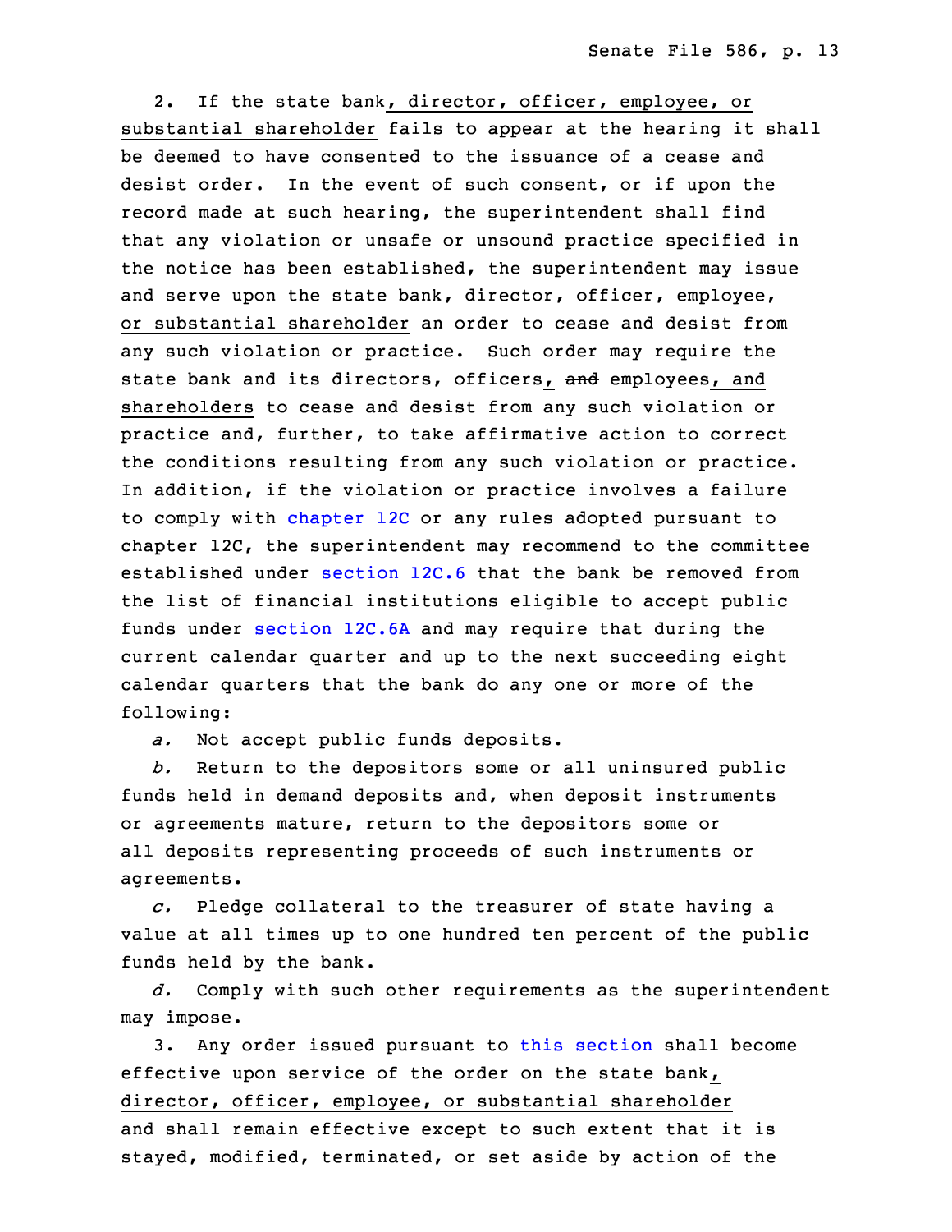2. If the state bank, director, officer, employee, or substantial shareholder fails to appear at the hearing it shall be deemed to have consented to the issuance of a cease and desist order. In the event of such consent, or if upon the record made at such hearing, the superintendent shall find that any violation or unsafe or unsound practice specified in the notice has been established, the superintendent may issue and serve upon the state bank, director, officer, employee, or substantial shareholder an order to cease and desist from any such violation or practice. Such order may require the state bank and its directors, officers, ~~and~~ employees, and shareholders to cease and desist from any such violation or practice and, further, to take affirmative action to correct the conditions resulting from any such violation or practice. In addition, if the violation or practice involves a failure to comply with chapter 12C or any rules adopted pursuant to chapter 12C, the superintendent may recommend to the committee established under section 12C.6 that the bank be removed from the list of financial institutions eligible to accept public funds under section 12C.6A and may require that during the current calendar quarter and up to the next succeeding eight calendar quarters that the bank do any one or more of the following:

*a.* Not accept public funds deposits.

*b.* Return to the depositors some or all uninsured public funds held in demand deposits and, when deposit instruments or agreements mature, return to the depositors some or all deposits representing proceeds of such instruments or agreements.

*c.* Pledge collateral to the treasurer of state having a value at all times up to one hundred ten percent of the public funds held by the bank.

*d.* Comply with such other requirements as the superintendent may impose.

3. Any order issued pursuant to this section shall become effective upon service of the order on the state bank, director, officer, employee, or substantial shareholder and shall remain effective except to such extent that it is stayed, modified, terminated, or set aside by action of the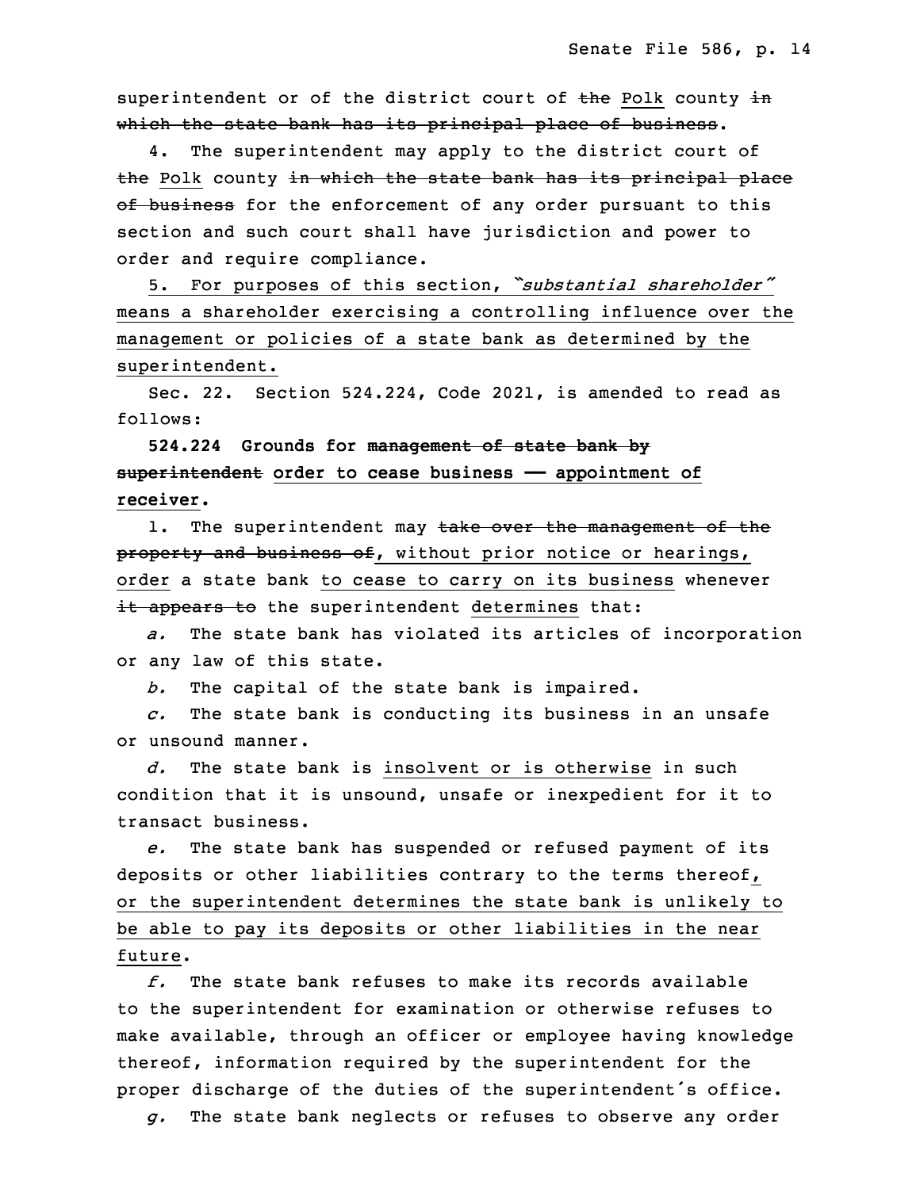superintendent or of the district court of ~~the~~ Polk county ~~in which the state bank has its principal place of business~~.

4. The superintendent may apply to the district court of ~~the~~ Polk county ~~in which the state bank has its principal place of business~~ for the enforcement of any order pursuant to this section and such court shall have jurisdiction and power to order and require compliance.

5. For purposes of this section, *"substantial shareholder"* means a shareholder exercising a controlling influence over the management or policies of a state bank as determined by the superintendent.

Sec. 22. Section 524.224, Code 2021, is amended to read as follows:

**524.224 Grounds for ~~management of state bank by superintendent~~ order to cease business —— appointment of receiver.**

1. The superintendent may ~~take over the management of the property and business of~~, without prior notice or hearings, order a state bank to cease to carry on its business whenever ~~it appears to~~ the superintendent determines that:

*a.* The state bank has violated its articles of incorporation or any law of this state.

*b.* The capital of the state bank is impaired.

*c.* The state bank is conducting its business in an unsafe or unsound manner.

*d.* The state bank is insolvent or is otherwise in such condition that it is unsound, unsafe or inexpedient for it to transact business.

*e.* The state bank has suspended or refused payment of its deposits or other liabilities contrary to the terms thereof, or the superintendent determines the state bank is unlikely to be able to pay its deposits or other liabilities in the near future.

*f.* The state bank refuses to make its records available to the superintendent for examination or otherwise refuses to make available, through an officer or employee having knowledge thereof, information required by the superintendent for the proper discharge of the duties of the superintendent's office.

*g.* The state bank neglects or refuses to observe any order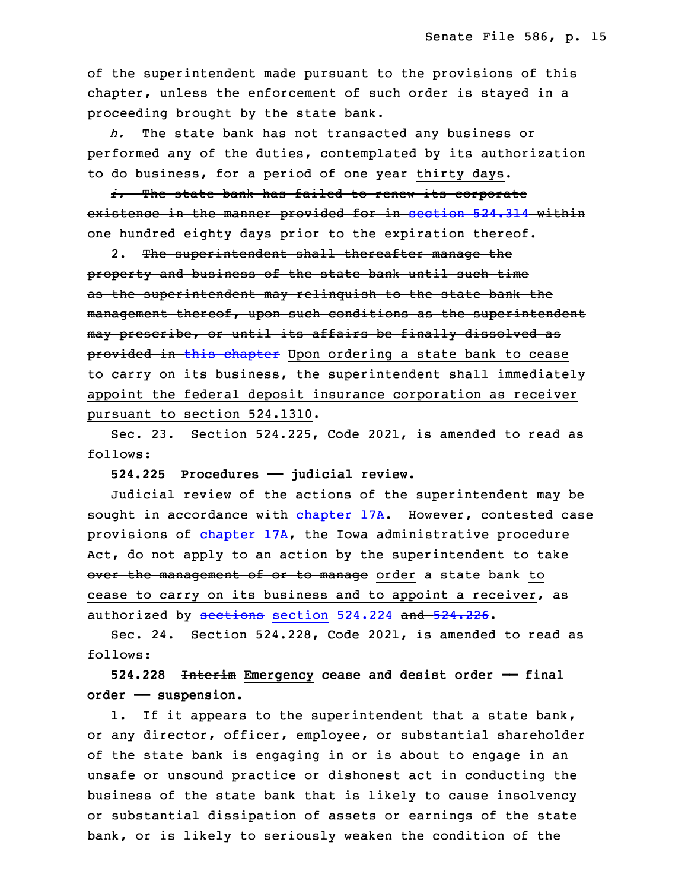of the superintendent made pursuant to the provisions of this chapter, unless the enforcement of such order is stayed in a proceeding brought by the state bank.

*h.* The state bank has not transacted any business or performed any of the duties, contemplated by its authorization to do business, for a period of ~~one year~~ thirty days.

~~*i.* The state bank has failed to renew its corporate existence in the manner provided for in section 524.314 within one hundred eighty days prior to the expiration thereof.~~

2. ~~The superintendent shall thereafter manage the property and business of the state bank until such time as the superintendent may relinquish to the state bank the management thereof, upon such conditions as the superintendent may prescribe, or until its affairs be finally dissolved as provided in this chapter~~ Upon ordering a state bank to cease to carry on its business, the superintendent shall immediately appoint the federal deposit insurance corporation as receiver pursuant to section 524.1310.

Sec. 23. Section 524.225, Code 2021, is amended to read as follows:

**524.225 Procedures —— judicial review.**

Judicial review of the actions of the superintendent may be sought in accordance with chapter 17A. However, contested case provisions of chapter 17A, the Iowa administrative procedure Act, do not apply to an action by the superintendent to ~~take over the management of or to manage~~ order a state bank to cease to carry on its business and to appoint a receiver, as authorized by ~~sections~~ section 524.224 ~~and 524.226~~.

Sec. 24. Section 524.228, Code 2021, is amended to read as follows:

**524.228 ~~Interim~~ Emergency cease and desist order —— final order —— suspension.**

1. If it appears to the superintendent that a state bank, or any director, officer, employee, or substantial shareholder of the state bank is engaging in or is about to engage in an unsafe or unsound practice or dishonest act in conducting the business of the state bank that is likely to cause insolvency or substantial dissipation of assets or earnings of the state bank, or is likely to seriously weaken the condition of the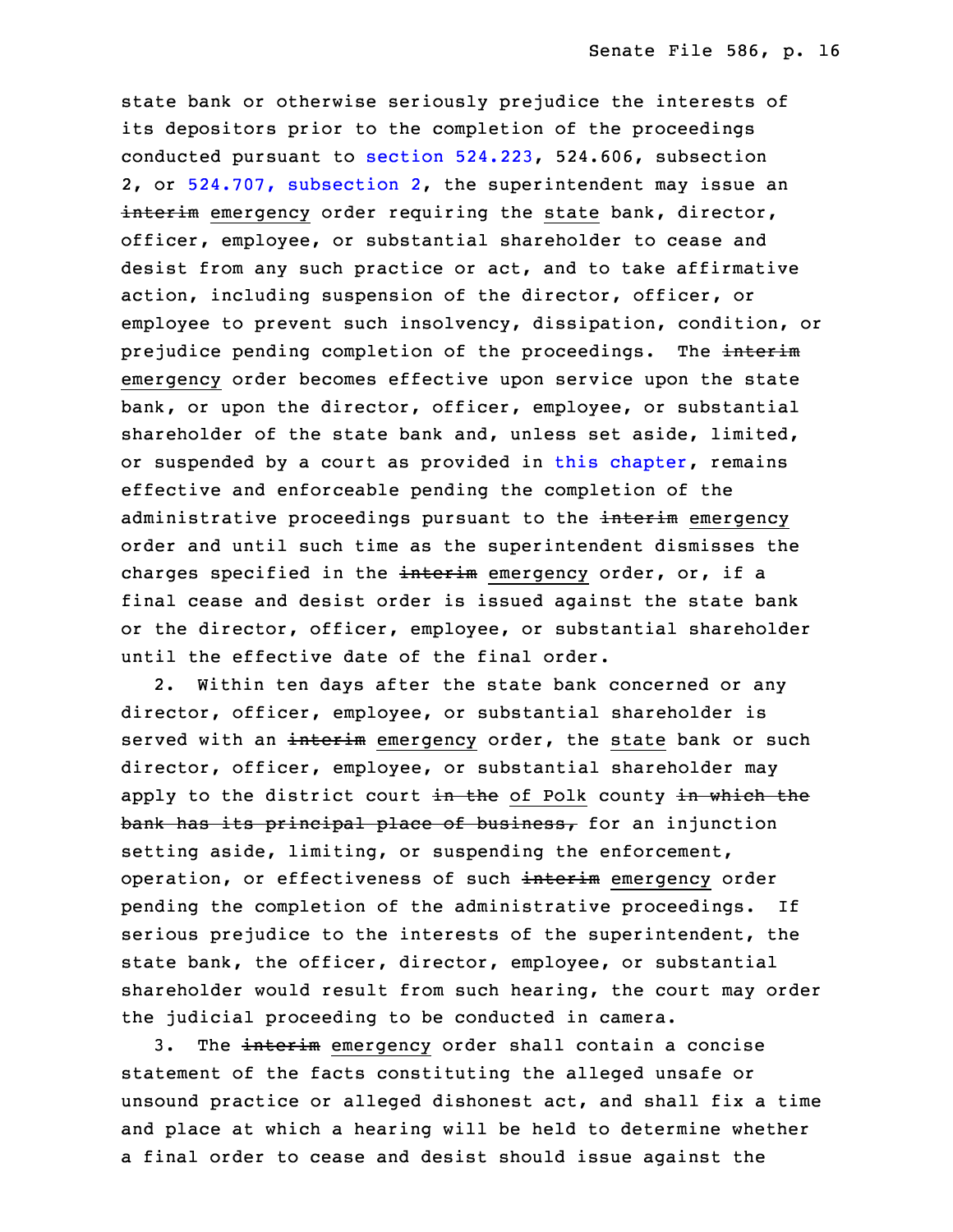state bank or otherwise seriously prejudice the interests of its depositors prior to the completion of the proceedings conducted pursuant to section 524.223, 524.606, subsection 2, or 524.707, subsection 2, the superintendent may issue an ~~interim~~ emergency order requiring the state bank, director, officer, employee, or substantial shareholder to cease and desist from any such practice or act, and to take affirmative action, including suspension of the director, officer, or employee to prevent such insolvency, dissipation, condition, or prejudice pending completion of the proceedings. The ~~interim~~ emergency order becomes effective upon service upon the state bank, or upon the director, officer, employee, or substantial shareholder of the state bank and, unless set aside, limited, or suspended by a court as provided in this chapter, remains effective and enforceable pending the completion of the administrative proceedings pursuant to the ~~interim~~ emergency order and until such time as the superintendent dismisses the charges specified in the ~~interim~~ emergency order, or, if a final cease and desist order is issued against the state bank or the director, officer, employee, or substantial shareholder until the effective date of the final order.

2. Within ten days after the state bank concerned or any director, officer, employee, or substantial shareholder is served with an ~~interim~~ emergency order, the state bank or such director, officer, employee, or substantial shareholder may apply to the district court ~~in the~~ of Polk county ~~in which the bank has its principal place of business,~~ for an injunction setting aside, limiting, or suspending the enforcement, operation, or effectiveness of such ~~interim~~ emergency order pending the completion of the administrative proceedings. If serious prejudice to the interests of the superintendent, the state bank, the officer, director, employee, or substantial shareholder would result from such hearing, the court may order the judicial proceeding to be conducted in camera.

3. The ~~interim~~ emergency order shall contain a concise statement of the facts constituting the alleged unsafe or unsound practice or alleged dishonest act, and shall fix a time and place at which a hearing will be held to determine whether a final order to cease and desist should issue against the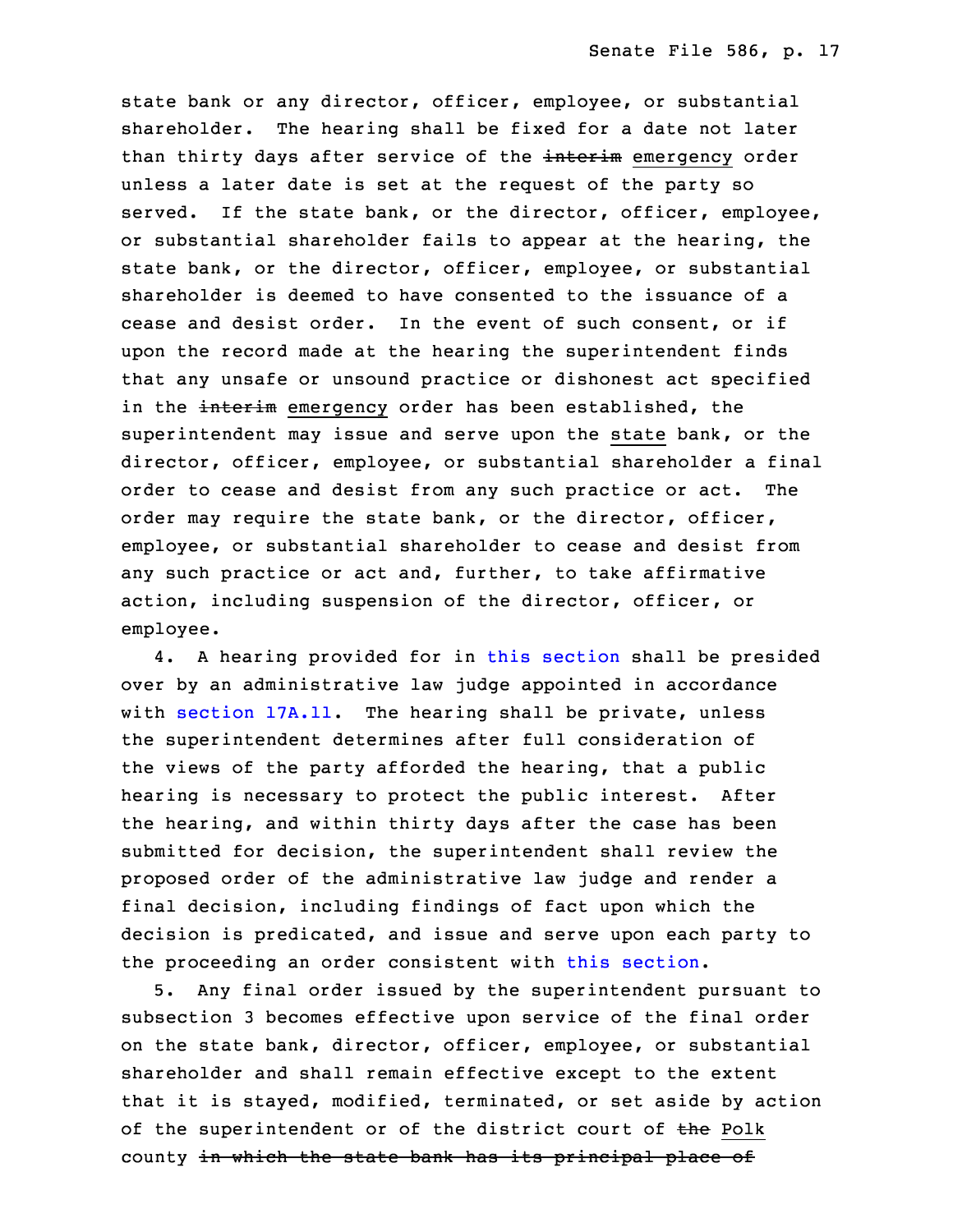state bank or any director, officer, employee, or substantial shareholder. The hearing shall be fixed for a date not later than thirty days after service of the ~~interim~~ emergency order unless a later date is set at the request of the party so served. If the state bank, or the director, officer, employee, or substantial shareholder fails to appear at the hearing, the state bank, or the director, officer, employee, or substantial shareholder is deemed to have consented to the issuance of a cease and desist order. In the event of such consent, or if upon the record made at the hearing the superintendent finds that any unsafe or unsound practice or dishonest act specified in the ~~interim~~ emergency order has been established, the superintendent may issue and serve upon the state bank, or the director, officer, employee, or substantial shareholder a final order to cease and desist from any such practice or act. The order may require the state bank, or the director, officer, employee, or substantial shareholder to cease and desist from any such practice or act and, further, to take affirmative action, including suspension of the director, officer, or employee.

4. A hearing provided for in this section shall be presided over by an administrative law judge appointed in accordance with section 17A.11. The hearing shall be private, unless the superintendent determines after full consideration of the views of the party afforded the hearing, that a public hearing is necessary to protect the public interest. After the hearing, and within thirty days after the case has been submitted for decision, the superintendent shall review the proposed order of the administrative law judge and render a final decision, including findings of fact upon which the decision is predicated, and issue and serve upon each party to the proceeding an order consistent with this section.

5. Any final order issued by the superintendent pursuant to subsection 3 becomes effective upon service of the final order on the state bank, director, officer, employee, or substantial shareholder and shall remain effective except to the extent that it is stayed, modified, terminated, or set aside by action of the superintendent or of the district court of ~~the~~ Polk county ~~in which the state bank has its principal place of~~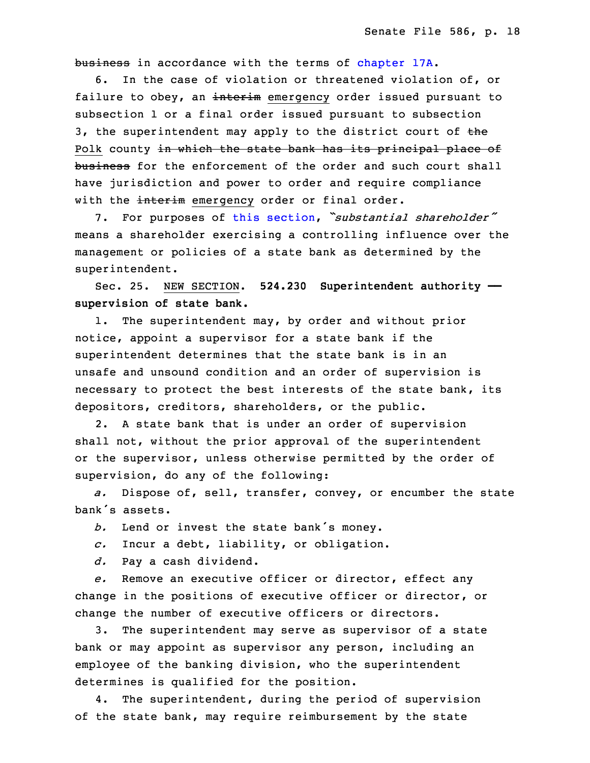~~business~~ in accordance with the terms of chapter 17A.

6. In the case of violation or threatened violation of, or failure to obey, an ~~interim~~ emergency order issued pursuant to subsection 1 or a final order issued pursuant to subsection 3, the superintendent may apply to the district court of ~~the~~ Polk county ~~in which the state bank has its principal place of business~~ for the enforcement of the order and such court shall have jurisdiction and power to order and require compliance with the ~~interim~~ emergency order or final order.

7. For purposes of this section, *"substantial shareholder"* means a shareholder exercising a controlling influence over the management or policies of a state bank as determined by the superintendent.

Sec. 25. NEW SECTION. **524.230 Superintendent authority —— supervision of state bank.**

1. The superintendent may, by order and without prior notice, appoint a supervisor for a state bank if the superintendent determines that the state bank is in an unsafe and unsound condition and an order of supervision is necessary to protect the best interests of the state bank, its depositors, creditors, shareholders, or the public.

2. A state bank that is under an order of supervision shall not, without the prior approval of the superintendent or the supervisor, unless otherwise permitted by the order of supervision, do any of the following:

*a.* Dispose of, sell, transfer, convey, or encumber the state bank's assets.

*b.* Lend or invest the state bank's money.

*c.* Incur a debt, liability, or obligation.

*d.* Pay a cash dividend.

*e.* Remove an executive officer or director, effect any change in the positions of executive officer or director, or change the number of executive officers or directors.

3. The superintendent may serve as supervisor of a state bank or may appoint as supervisor any person, including an employee of the banking division, who the superintendent determines is qualified for the position.

4. The superintendent, during the period of supervision of the state bank, may require reimbursement by the state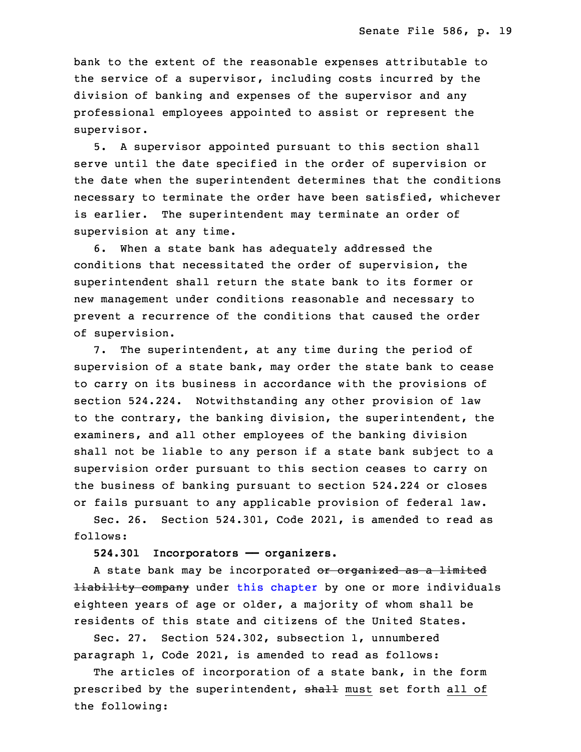bank to the extent of the reasonable expenses attributable to the service of a supervisor, including costs incurred by the division of banking and expenses of the supervisor and any professional employees appointed to assist or represent the supervisor.

5. A supervisor appointed pursuant to this section shall serve until the date specified in the order of supervision or the date when the superintendent determines that the conditions necessary to terminate the order have been satisfied, whichever is earlier. The superintendent may terminate an order of supervision at any time.

6. When a state bank has adequately addressed the conditions that necessitated the order of supervision, the superintendent shall return the state bank to its former or new management under conditions reasonable and necessary to prevent a recurrence of the conditions that caused the order of supervision.

7. The superintendent, at any time during the period of supervision of a state bank, may order the state bank to cease to carry on its business in accordance with the provisions of section 524.224. Notwithstanding any other provision of law to the contrary, the banking division, the superintendent, the examiners, and all other employees of the banking division shall not be liable to any person if a state bank subject to a supervision order pursuant to this section ceases to carry on the business of banking pursuant to section 524.224 or closes or fails pursuant to any applicable provision of federal law.

Sec. 26. Section 524.301, Code 2021, is amended to read as follows:

**524.301 Incorporators —— organizers.**

A state bank may be incorporated ~~or organized as a limited liability company~~ under this chapter by one or more individuals eighteen years of age or older, a majority of whom shall be residents of this state and citizens of the United States.

Sec. 27. Section 524.302, subsection 1, unnumbered paragraph 1, Code 2021, is amended to read as follows:

The articles of incorporation of a state bank, in the form prescribed by the superintendent, ~~shall~~ must set forth all of the following: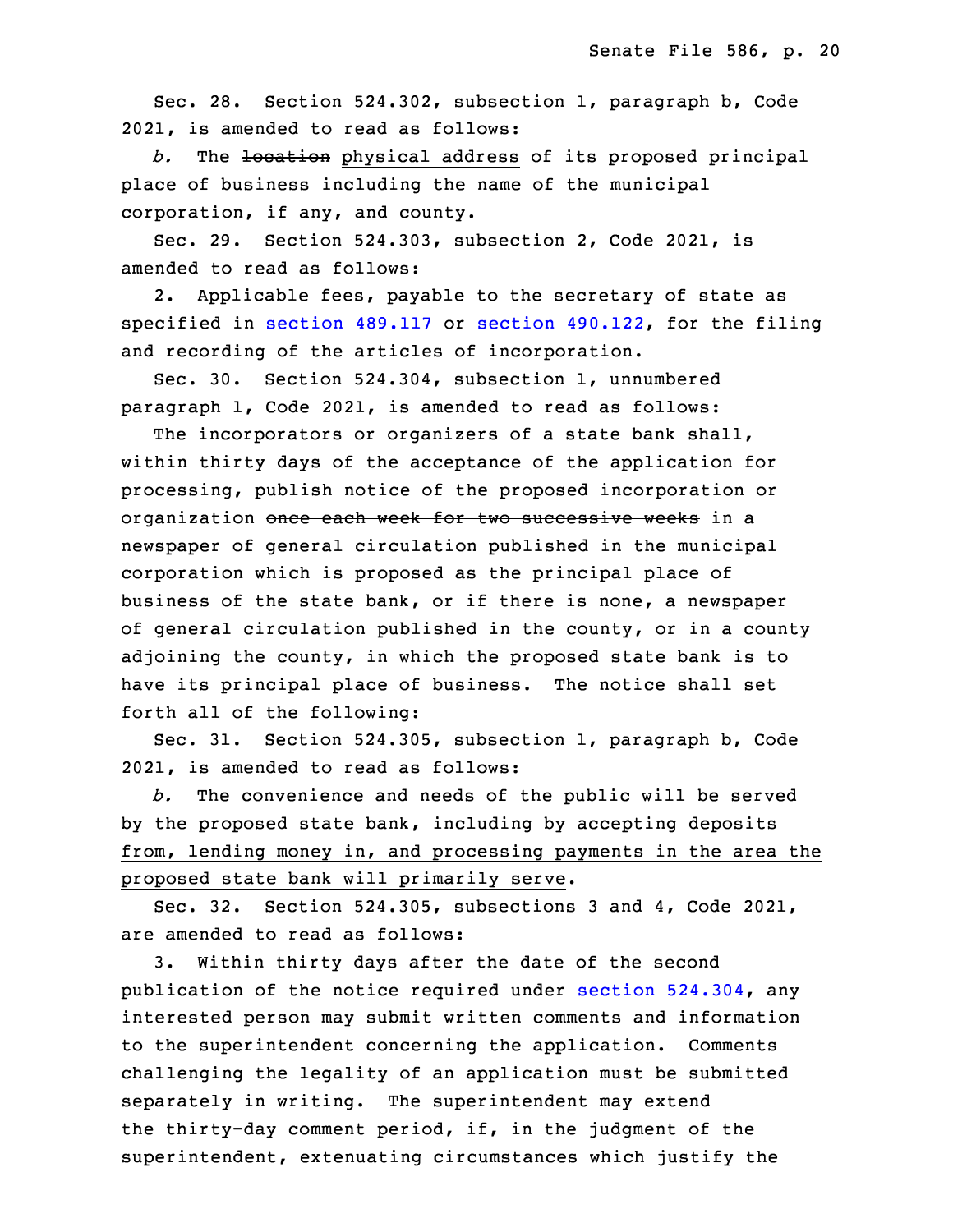Sec. 28. Section 524.302, subsection 1, paragraph b, Code 2021, is amended to read as follows:

*b.* The ~~location~~ physical address of its proposed principal place of business including the name of the municipal corporation, if any, and county.

Sec. 29. Section 524.303, subsection 2, Code 2021, is amended to read as follows:

2. Applicable fees, payable to the secretary of state as specified in section 489.117 or section 490.122, for the filing ~~and recording~~ of the articles of incorporation.

Sec. 30. Section 524.304, subsection 1, unnumbered paragraph 1, Code 2021, is amended to read as follows:

The incorporators or organizers of a state bank shall, within thirty days of the acceptance of the application for processing, publish notice of the proposed incorporation or organization ~~once each week for two successive weeks~~ in a newspaper of general circulation published in the municipal corporation which is proposed as the principal place of business of the state bank, or if there is none, a newspaper of general circulation published in the county, or in a county adjoining the county, in which the proposed state bank is to have its principal place of business. The notice shall set forth all of the following:

Sec. 31. Section 524.305, subsection 1, paragraph b, Code 2021, is amended to read as follows:

*b.* The convenience and needs of the public will be served by the proposed state bank, including by accepting deposits from, lending money in, and processing payments in the area the proposed state bank will primarily serve.

Sec. 32. Section 524.305, subsections 3 and 4, Code 2021, are amended to read as follows:

3. Within thirty days after the date of the ~~second~~ publication of the notice required under section 524.304, any interested person may submit written comments and information to the superintendent concerning the application. Comments challenging the legality of an application must be submitted separately in writing. The superintendent may extend the thirty-day comment period, if, in the judgment of the superintendent, extenuating circumstances which justify the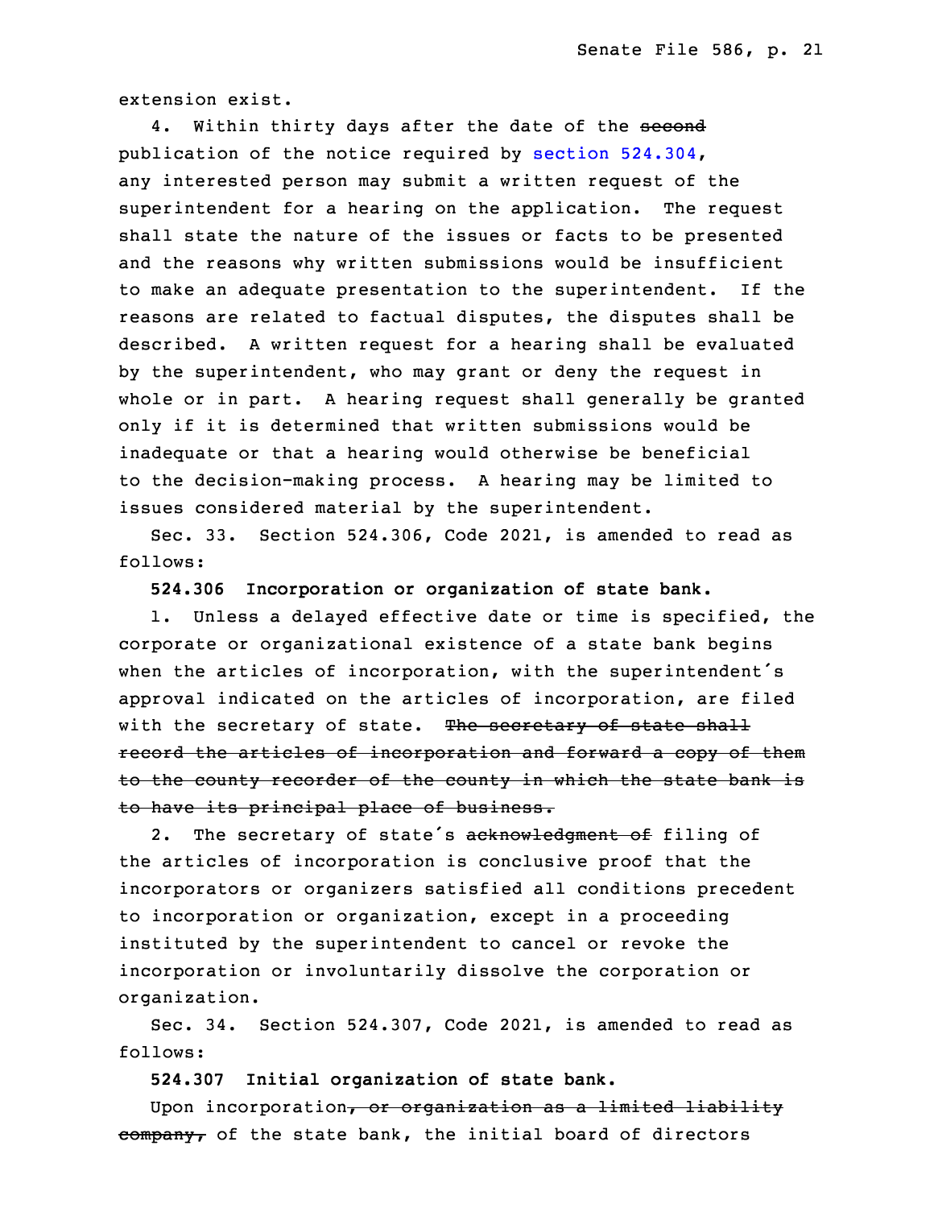extension exist.

4. Within thirty days after the date of the ~~second~~ publication of the notice required by section 524.304, any interested person may submit a written request of the superintendent for a hearing on the application. The request shall state the nature of the issues or facts to be presented and the reasons why written submissions would be insufficient to make an adequate presentation to the superintendent. If the reasons are related to factual disputes, the disputes shall be described. A written request for a hearing shall be evaluated by the superintendent, who may grant or deny the request in whole or in part. A hearing request shall generally be granted only if it is determined that written submissions would be inadequate or that a hearing would otherwise be beneficial to the decision-making process. A hearing may be limited to issues considered material by the superintendent.

Sec. 33. Section 524.306, Code 2021, is amended to read as follows:

**524.306 Incorporation or organization of state bank.**

1. Unless a delayed effective date or time is specified, the corporate or organizational existence of a state bank begins when the articles of incorporation, with the superintendent's approval indicated on the articles of incorporation, are filed with the secretary of state. ~~The secretary of state shall record the articles of incorporation and forward a copy of them to the county recorder of the county in which the state bank is to have its principal place of business.~~

2. The secretary of state's ~~acknowledgment of~~ filing of the articles of incorporation is conclusive proof that the incorporators or organizers satisfied all conditions precedent to incorporation or organization, except in a proceeding instituted by the superintendent to cancel or revoke the incorporation or involuntarily dissolve the corporation or organization.

Sec. 34. Section 524.307, Code 2021, is amended to read as follows:

**524.307 Initial organization of state bank.**

Upon incorporation~~, or organization as a limited liability company,~~ of the state bank, the initial board of directors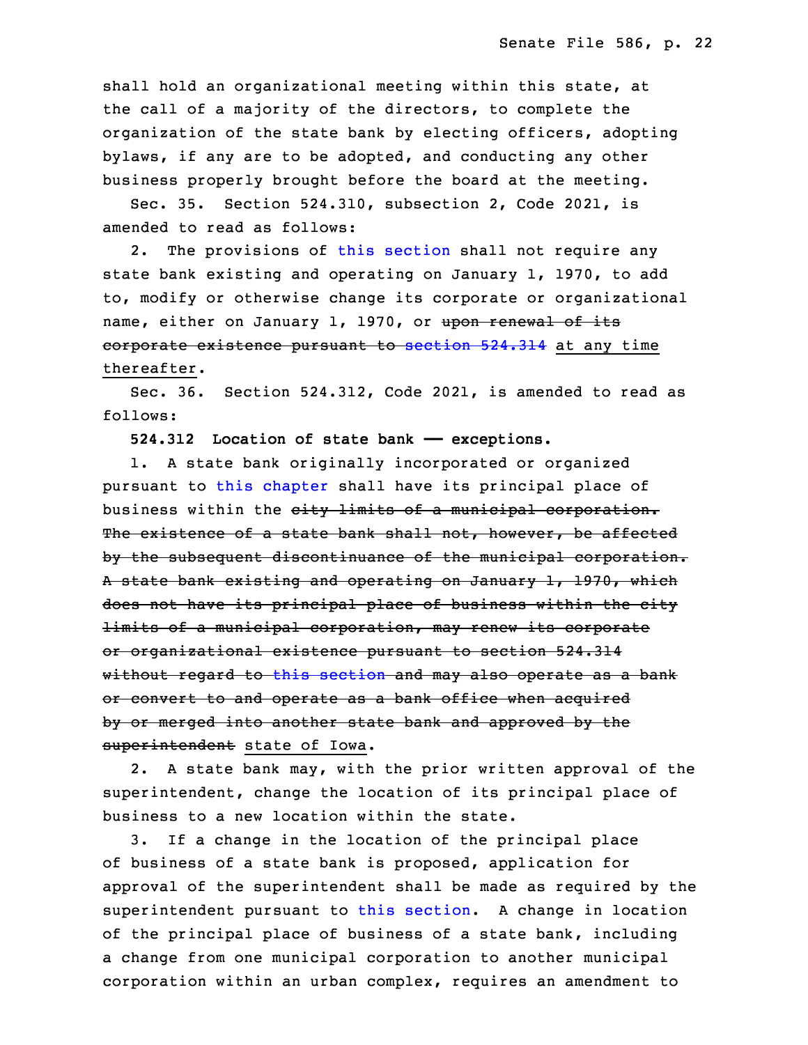shall hold an organizational meeting within this state, at the call of a majority of the directors, to complete the organization of the state bank by electing officers, adopting bylaws, if any are to be adopted, and conducting any other business properly brought before the board at the meeting.

Sec. 35. Section 524.310, subsection 2, Code 2021, is amended to read as follows:

2. The provisions of this section shall not require any state bank existing and operating on January 1, 1970, to add to, modify or otherwise change its corporate or organizational name, either on January 1, 1970, or ~~upon renewal of its corporate existence pursuant to section 524.314~~ at any time thereafter.

Sec. 36. Section 524.312, Code 2021, is amended to read as follows:

**524.312 Location of state bank —— exceptions.**

1. A state bank originally incorporated or organized pursuant to this chapter shall have its principal place of business within the ~~city limits of a municipal corporation. The existence of a state bank shall not, however, be affected by the subsequent discontinuance of the municipal corporation. A state bank existing and operating on January 1, 1970, which does not have its principal place of business within the city limits of a municipal corporation, may renew its corporate or organizational existence pursuant to section 524.314 without regard to this section and may also operate as a bank or convert to and operate as a bank office when acquired by or merged into another state bank and approved by the superintendent~~ state of Iowa.

2. A state bank may, with the prior written approval of the superintendent, change the location of its principal place of business to a new location within the state.

3. If a change in the location of the principal place of business of a state bank is proposed, application for approval of the superintendent shall be made as required by the superintendent pursuant to this section. A change in location of the principal place of business of a state bank, including a change from one municipal corporation to another municipal corporation within an urban complex, requires an amendment to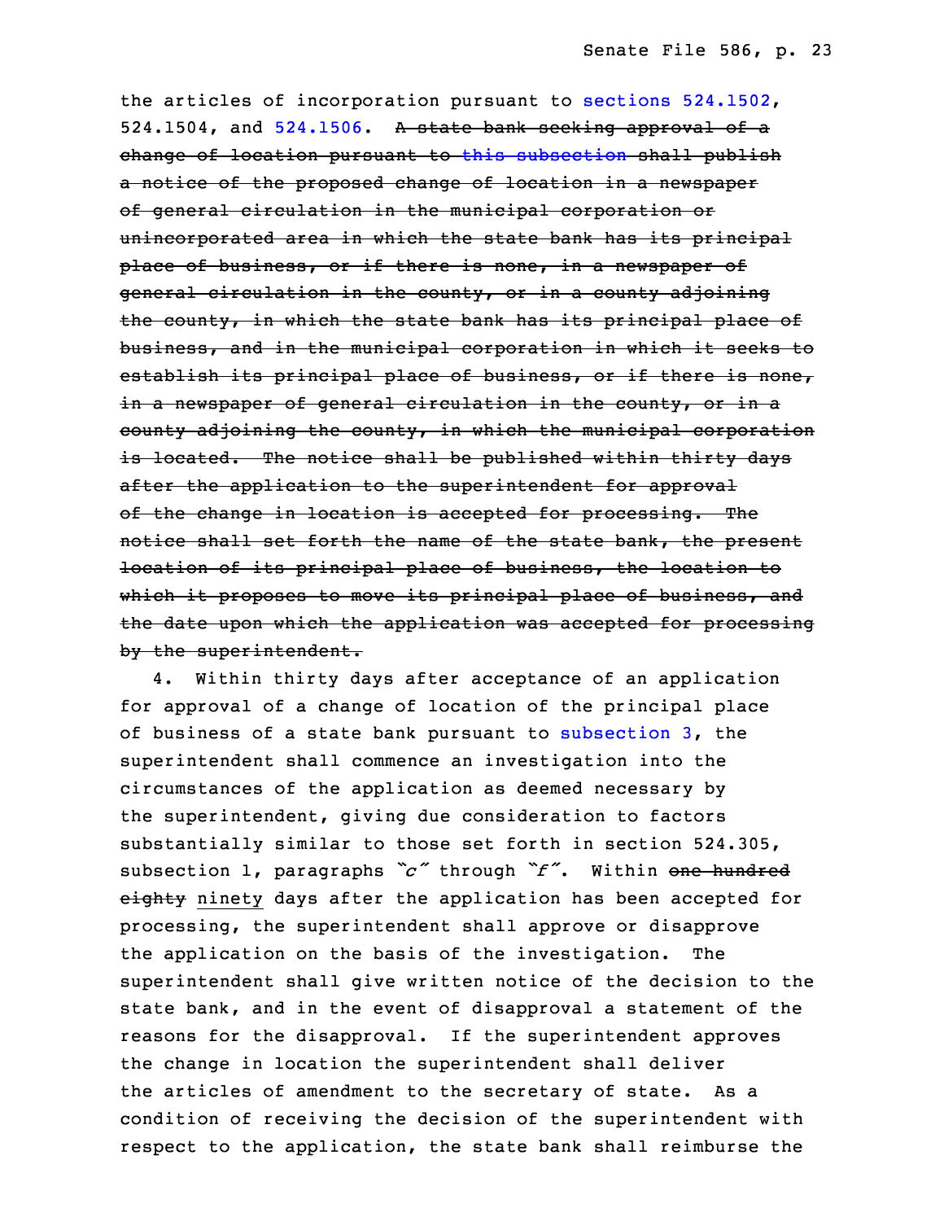the articles of incorporation pursuant to sections 524.1502, 524.1504, and 524.1506. ~~A state bank seeking approval of a change of location pursuant to this subsection shall publish a notice of the proposed change of location in a newspaper of general circulation in the municipal corporation or unincorporated area in which the state bank has its principal place of business, or if there is none, in a newspaper of general circulation in the county, or in a county adjoining the county, in which the state bank has its principal place of business, and in the municipal corporation in which it seeks to establish its principal place of business, or if there is none, in a newspaper of general circulation in the county, or in a county adjoining the county, in which the municipal corporation is located. The notice shall be published within thirty days after the application to the superintendent for approval of the change in location is accepted for processing. The notice shall set forth the name of the state bank, the present location of its principal place of business, the location to which it proposes to move its principal place of business, and the date upon which the application was accepted for processing by the superintendent.~~

4. Within thirty days after acceptance of an application for approval of a change of location of the principal place of business of a state bank pursuant to subsection 3, the superintendent shall commence an investigation into the circumstances of the application as deemed necessary by the superintendent, giving due consideration to factors substantially similar to those set forth in section 524.305, subsection 1, paragraphs *"c"* through *"f"*. Within ~~one hundred eighty~~ ninety days after the application has been accepted for processing, the superintendent shall approve or disapprove the application on the basis of the investigation. The superintendent shall give written notice of the decision to the state bank, and in the event of disapproval a statement of the reasons for the disapproval. If the superintendent approves the change in location the superintendent shall deliver the articles of amendment to the secretary of state. As a condition of receiving the decision of the superintendent with respect to the application, the state bank shall reimburse the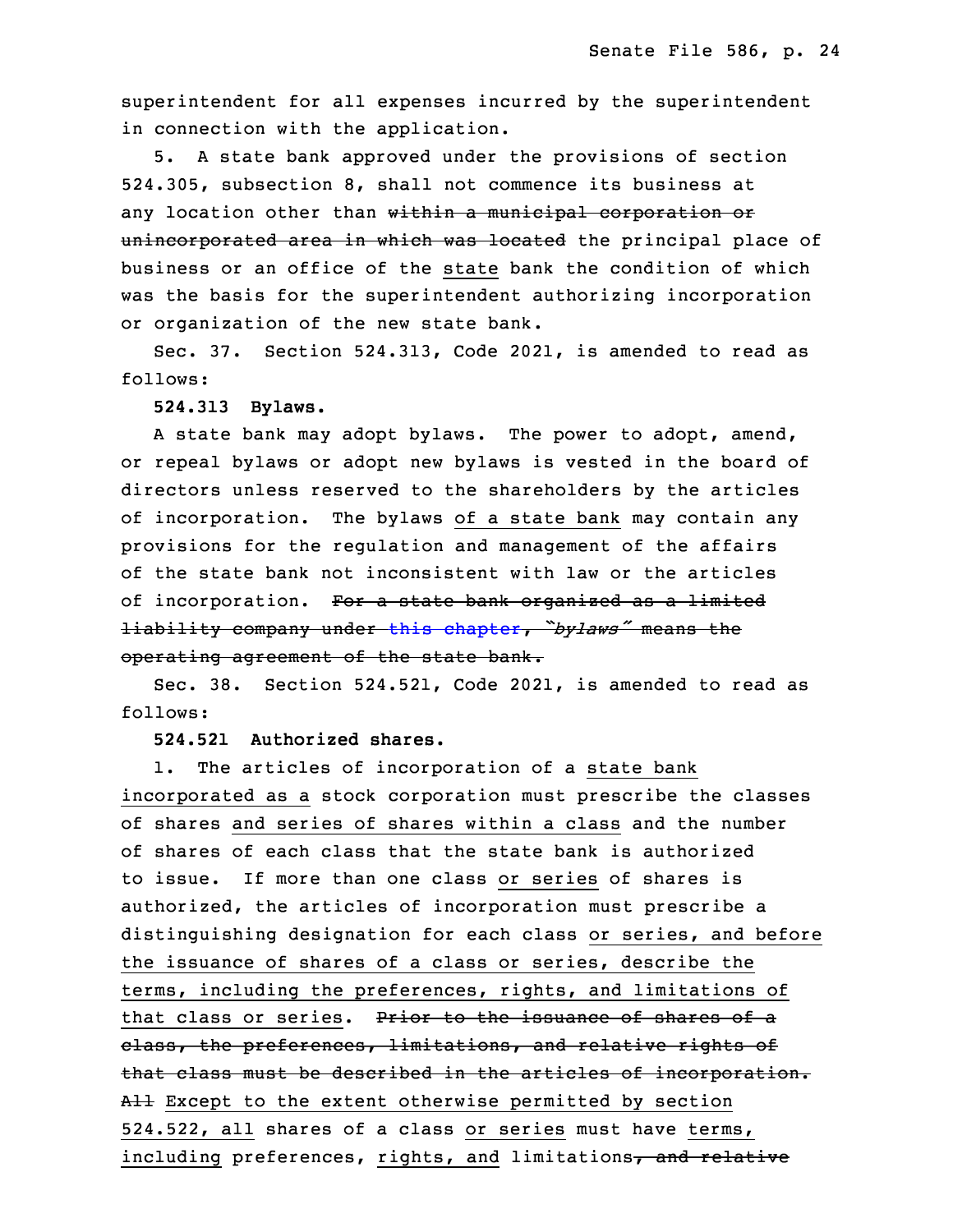superintendent for all expenses incurred by the superintendent in connection with the application.

5. A state bank approved under the provisions of section 524.305, subsection 8, shall not commence its business at any location other than ~~within a municipal corporation or unincorporated area in which was located~~ the principal place of business or an office of the state bank the condition of which was the basis for the superintendent authorizing incorporation or organization of the new state bank.

Sec. 37. Section 524.313, Code 2021, is amended to read as follows:

**524.313 Bylaws.**

A state bank may adopt bylaws. The power to adopt, amend, or repeal bylaws or adopt new bylaws is vested in the board of directors unless reserved to the shareholders by the articles of incorporation. The bylaws of a state bank may contain any provisions for the regulation and management of the affairs of the state bank not inconsistent with law or the articles of incorporation. ~~For a state bank organized as a limited liability company under this chapter, "*bylaws*" means the operating agreement of the state bank.~~

Sec. 38. Section 524.521, Code 2021, is amended to read as follows:

**524.521 Authorized shares.**

1. The articles of incorporation of a state bank incorporated as a stock corporation must prescribe the classes of shares and series of shares within a class and the number of shares of each class that the state bank is authorized to issue. If more than one class or series of shares is authorized, the articles of incorporation must prescribe a distinguishing designation for each class or series, and before the issuance of shares of a class or series, describe the terms, including the preferences, rights, and limitations of that class or series. ~~Prior to the issuance of shares of a class, the preferences, limitations, and relative rights of that class must be described in the articles of incorporation.~~ ~~All~~ Except to the extent otherwise permitted by section 524.522, all shares of a class or series must have terms, including preferences, rights, and limitations~~, and relative~~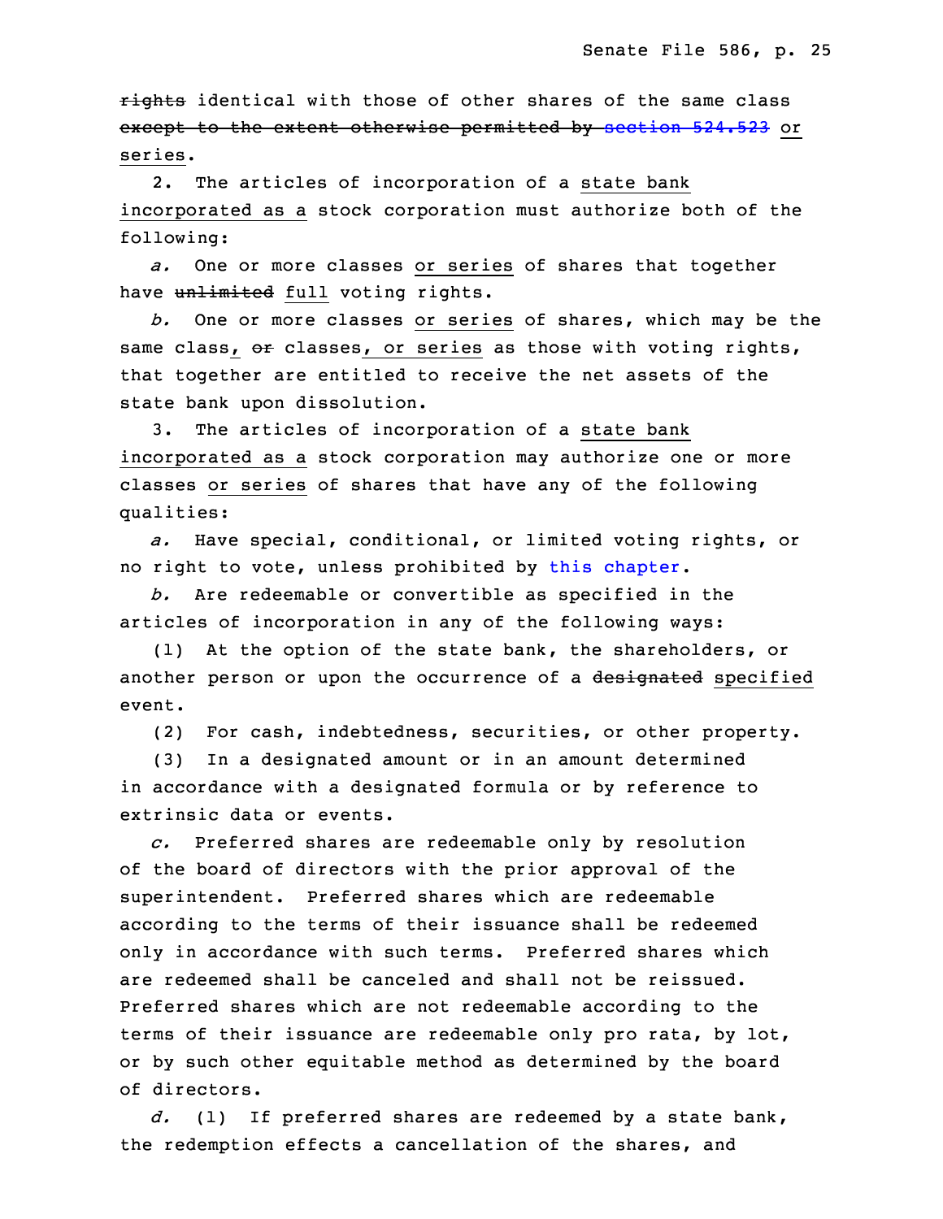~~rights~~ identical with those of other shares of the same class ~~except to the extent otherwise permitted by section 524.523~~ or series.

2. The articles of incorporation of a state bank incorporated as a stock corporation must authorize both of the following:

*a.* One or more classes or series of shares that together have ~~unlimited~~ full voting rights.

*b.* One or more classes or series of shares, which may be the same class, ~~or~~ classes, or series as those with voting rights, that together are entitled to receive the net assets of the state bank upon dissolution.

3. The articles of incorporation of a state bank incorporated as a stock corporation may authorize one or more classes or series of shares that have any of the following qualities:

*a.* Have special, conditional, or limited voting rights, or no right to vote, unless prohibited by this chapter.

*b.* Are redeemable or convertible as specified in the articles of incorporation in any of the following ways:

(1) At the option of the state bank, the shareholders, or another person or upon the occurrence of a ~~designated~~ specified event.

(2) For cash, indebtedness, securities, or other property.

(3) In a designated amount or in an amount determined in accordance with a designated formula or by reference to extrinsic data or events.

*c.* Preferred shares are redeemable only by resolution of the board of directors with the prior approval of the superintendent. Preferred shares which are redeemable according to the terms of their issuance shall be redeemed only in accordance with such terms. Preferred shares which are redeemed shall be canceled and shall not be reissued. Preferred shares which are not redeemable according to the terms of their issuance are redeemable only pro rata, by lot, or by such other equitable method as determined by the board of directors.

*d.* (1) If preferred shares are redeemed by a state bank, the redemption effects a cancellation of the shares, and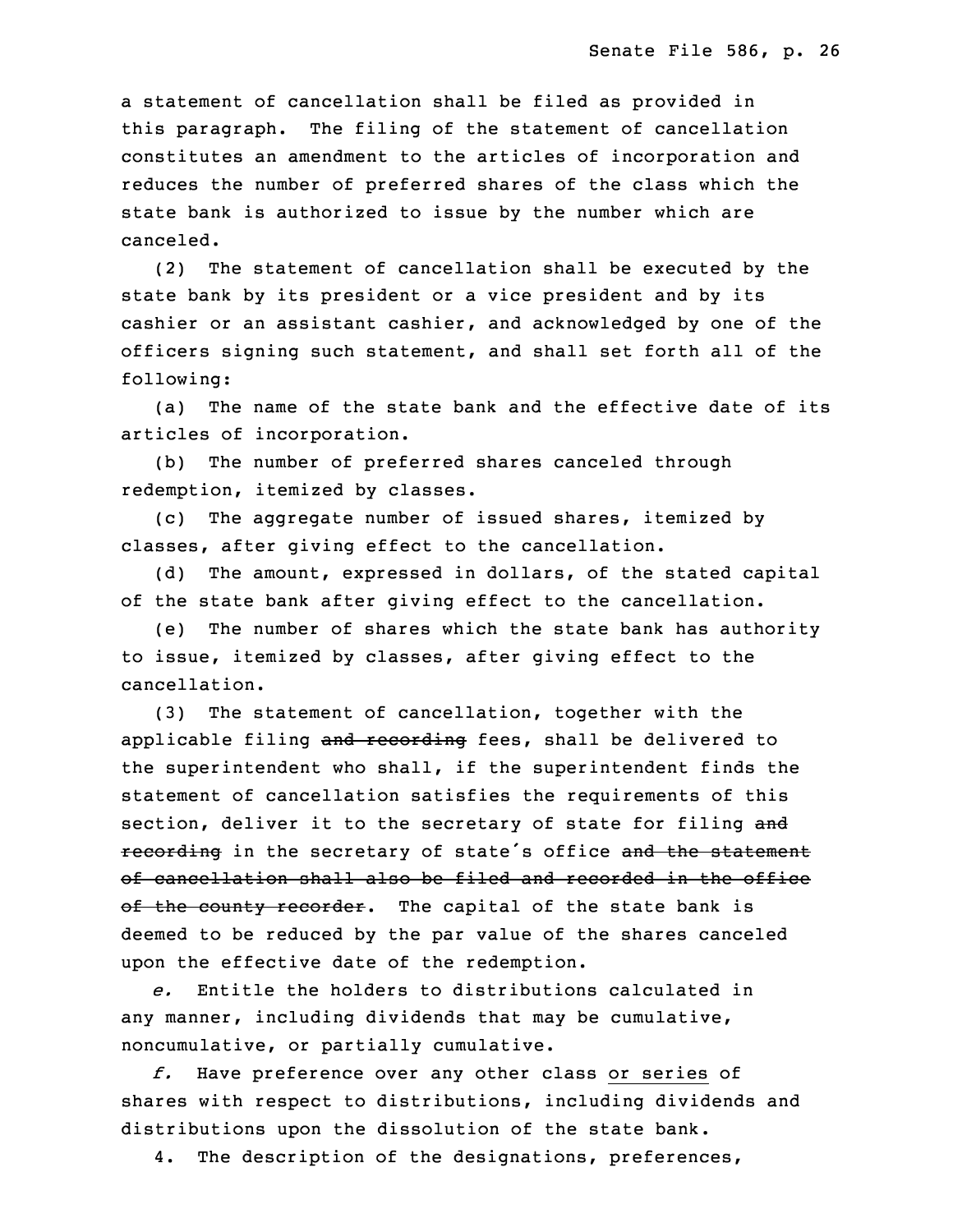a statement of cancellation shall be filed as provided in this paragraph. The filing of the statement of cancellation constitutes an amendment to the articles of incorporation and reduces the number of preferred shares of the class which the state bank is authorized to issue by the number which are canceled.

(2) The statement of cancellation shall be executed by the state bank by its president or a vice president and by its cashier or an assistant cashier, and acknowledged by one of the officers signing such statement, and shall set forth all of the following:

(a) The name of the state bank and the effective date of its articles of incorporation.

(b) The number of preferred shares canceled through redemption, itemized by classes.

(c) The aggregate number of issued shares, itemized by classes, after giving effect to the cancellation.

(d) The amount, expressed in dollars, of the stated capital of the state bank after giving effect to the cancellation.

(e) The number of shares which the state bank has authority to issue, itemized by classes, after giving effect to the cancellation.

(3) The statement of cancellation, together with the applicable filing ~~and recording~~ fees, shall be delivered to the superintendent who shall, if the superintendent finds the statement of cancellation satisfies the requirements of this section, deliver it to the secretary of state for filing ~~and recording~~ in the secretary of state's office ~~and the statement of cancellation shall also be filed and recorded in the office of the county recorder~~. The capital of the state bank is deemed to be reduced by the par value of the shares canceled upon the effective date of the redemption.

*e.* Entitle the holders to distributions calculated in any manner, including dividends that may be cumulative, noncumulative, or partially cumulative.

*f.* Have preference over any other class <u>or series</u> of shares with respect to distributions, including dividends and distributions upon the dissolution of the state bank.

4. The description of the designations, preferences,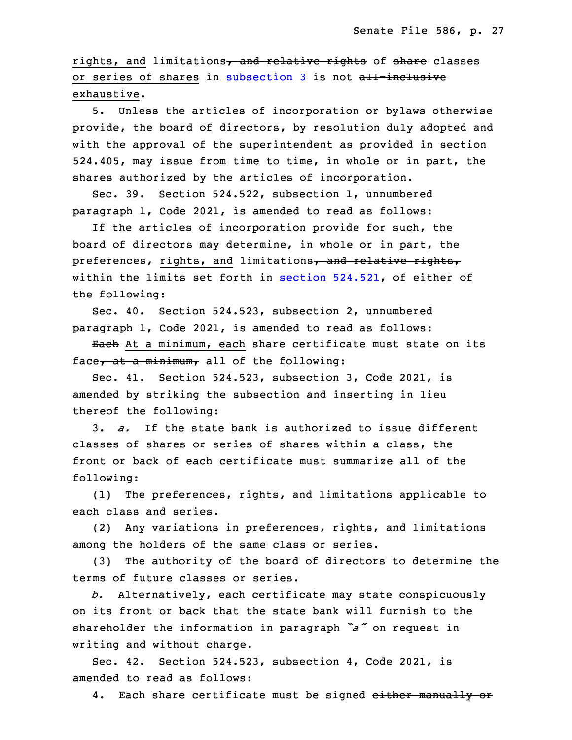rights, and limitations~~, and relative rights~~ of ~~share~~ classes or series of shares in subsection 3 is not ~~all-inclusive~~ exhaustive.

5. Unless the articles of incorporation or bylaws otherwise provide, the board of directors, by resolution duly adopted and with the approval of the superintendent as provided in section 524.405, may issue from time to time, in whole or in part, the shares authorized by the articles of incorporation.

Sec. 39. Section 524.522, subsection 1, unnumbered paragraph 1, Code 2021, is amended to read as follows:

If the articles of incorporation provide for such, the board of directors may determine, in whole or in part, the preferences, rights, and limitations~~, and relative rights,~~ within the limits set forth in section 524.521, of either of the following:

Sec. 40. Section 524.523, subsection 2, unnumbered paragraph 1, Code 2021, is amended to read as follows:

~~Each~~ At a minimum, each share certificate must state on its face~~, at a minimum,~~ all of the following:

Sec. 41. Section 524.523, subsection 3, Code 2021, is amended by striking the subsection and inserting in lieu thereof the following:

3. *a.* If the state bank is authorized to issue different classes of shares or series of shares within a class, the front or back of each certificate must summarize all of the following:

(1) The preferences, rights, and limitations applicable to each class and series.

(2) Any variations in preferences, rights, and limitations among the holders of the same class or series.

(3) The authority of the board of directors to determine the terms of future classes or series.

*b.* Alternatively, each certificate may state conspicuously on its front or back that the state bank will furnish to the shareholder the information in paragraph *"a"* on request in writing and without charge.

Sec. 42. Section 524.523, subsection 4, Code 2021, is amended to read as follows:

4. Each share certificate must be signed ~~either manually or~~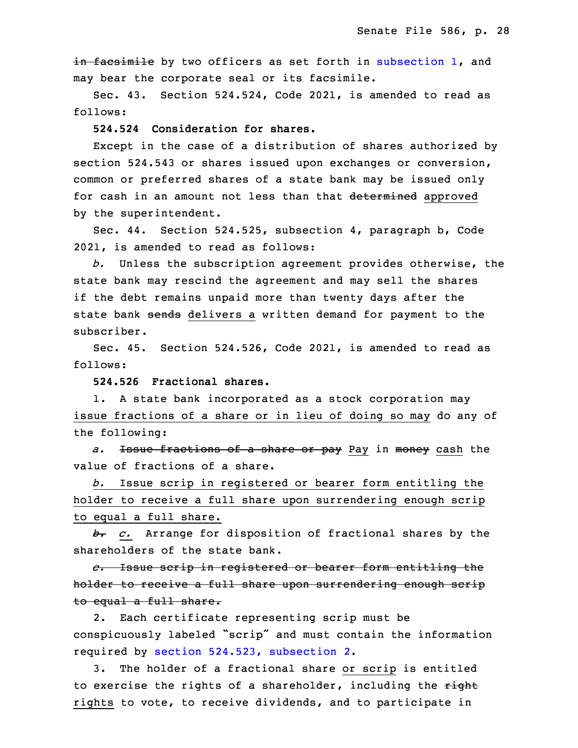~~in facsimile~~ by two officers as set forth in subsection 1, and may bear the corporate seal or its facsimile.

Sec. 43. Section 524.524, Code 2021, is amended to read as follows:

**524.524 Consideration for shares.**

Except in the case of a distribution of shares authorized by section 524.543 or shares issued upon exchanges or conversion, common or preferred shares of a state bank may be issued only for cash in an amount not less than that ~~determined~~ <u>approved</u> by the superintendent.

Sec. 44. Section 524.525, subsection 4, paragraph b, Code 2021, is amended to read as follows:

*b.* Unless the subscription agreement provides otherwise, the state bank may rescind the agreement and may sell the shares if the debt remains unpaid more than twenty days after the state bank ~~sends~~ <u>delivers a</u> written demand for payment to the subscriber.

Sec. 45. Section 524.526, Code 2021, is amended to read as follows:

**524.526 Fractional shares.**

1. A state bank incorporated as a stock corporation may <u>issue fractions of a share or in lieu of doing so may</u> do any of the following:

*a.* ~~Issue fractions of a share or pay~~ <u>Pay</u> in ~~money~~ <u>cash</u> the value of fractions of a share.

<u>*b.* Issue scrip in registered or bearer form entitling the holder to receive a full share upon surrendering enough scrip to equal a full share.</u>

~~*b.*~~ <u>*c.*</u> Arrange for disposition of fractional shares by the shareholders of the state bank.

~~*c.* Issue scrip in registered or bearer form entitling the holder to receive a full share upon surrendering enough scrip to equal a full share.~~

2. Each certificate representing scrip must be conspicuously labeled "scrip" and must contain the information required by section 524.523, subsection 2.

3. The holder of a fractional share <u>or scrip</u> is entitled to exercise the rights of a shareholder, including the ~~right~~ <u>rights</u> to vote, to receive dividends, and to participate in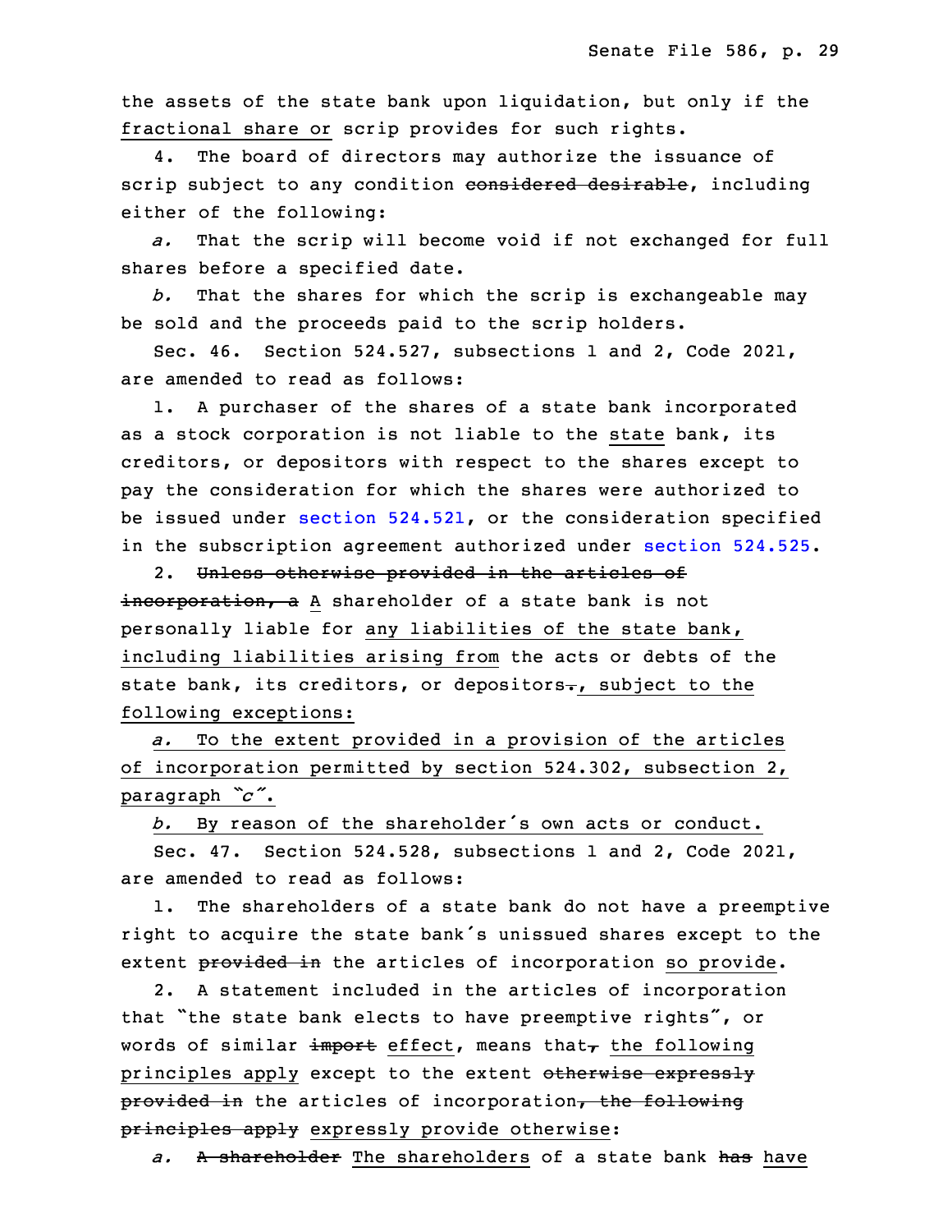the assets of the state bank upon liquidation, but only if the fractional share or scrip provides for such rights.

4. The board of directors may authorize the issuance of scrip subject to any condition ~~considered desirable~~, including either of the following:

*a.* That the scrip will become void if not exchanged for full shares before a specified date.

*b.* That the shares for which the scrip is exchangeable may be sold and the proceeds paid to the scrip holders.

Sec. 46. Section 524.527, subsections 1 and 2, Code 2021, are amended to read as follows:

1. A purchaser of the shares of a state bank incorporated as a stock corporation is not liable to the state bank, its creditors, or depositors with respect to the shares except to pay the consideration for which the shares were authorized to be issued under section 524.521, or the consideration specified in the subscription agreement authorized under section 524.525.

2. ~~Unless otherwise provided in the articles of incorporation, a~~ A shareholder of a state bank is not personally liable for any liabilities of the state bank, including liabilities arising from the acts or debts of the state bank, its creditors, or depositors~~.~~, subject to the following exceptions:

*a.* To the extent provided in a provision of the articles of incorporation permitted by section 524.302, subsection 2, paragraph *"c"*.

*b.* By reason of the shareholder's own acts or conduct.

Sec. 47. Section 524.528, subsections 1 and 2, Code 2021, are amended to read as follows:

1. The shareholders of a state bank do not have a preemptive right to acquire the state bank's unissued shares except to the extent ~~provided in~~ the articles of incorporation so provide.

2. A statement included in the articles of incorporation that "the state bank elects to have preemptive rights", or words of similar ~~import~~ effect, means that~~,~~ the following principles apply except to the extent ~~otherwise expressly provided in~~ the articles of incorporation~~, the following principles apply~~ expressly provide otherwise:

*a.* ~~A shareholder~~ The shareholders of a state bank ~~has~~ have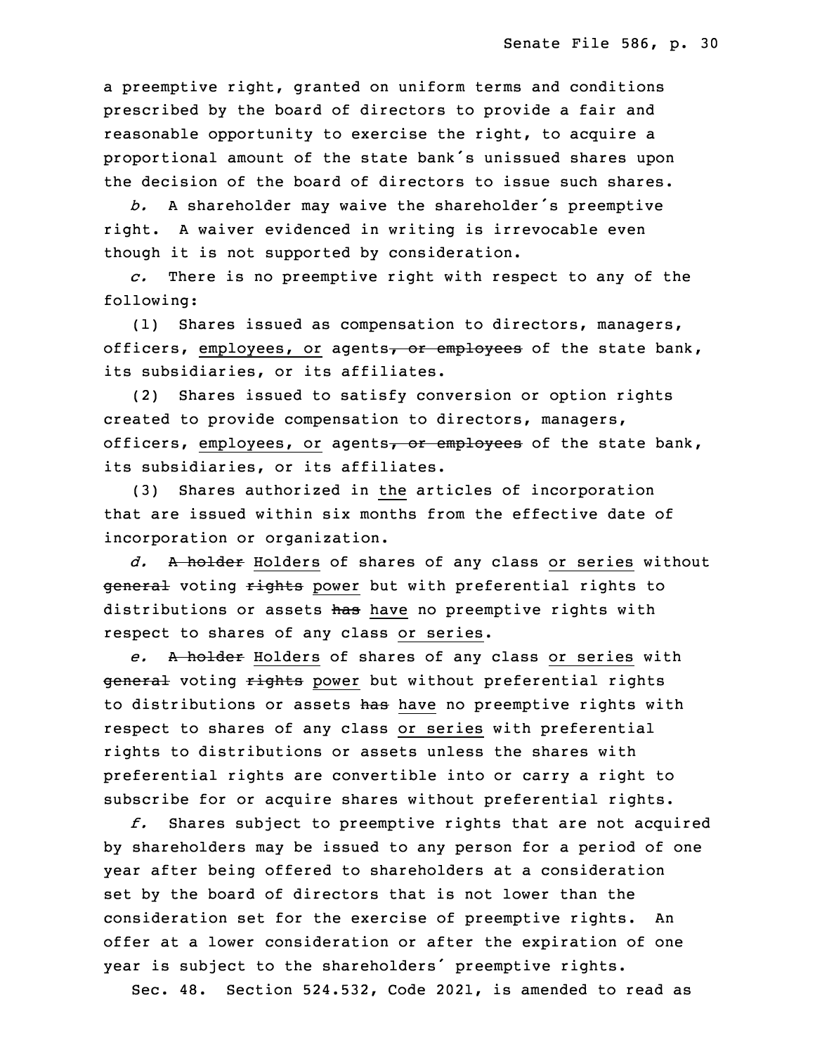a preemptive right, granted on uniform terms and conditions prescribed by the board of directors to provide a fair and reasonable opportunity to exercise the right, to acquire a proportional amount of the state bank's unissued shares upon the decision of the board of directors to issue such shares.

*b.* A shareholder may waive the shareholder's preemptive right. A waiver evidenced in writing is irrevocable even though it is not supported by consideration.

*c.* There is no preemptive right with respect to any of the following:

(1) Shares issued as compensation to directors, managers, officers, <u>employees, or</u> agents~~, or employees~~ of the state bank, its subsidiaries, or its affiliates.

(2) Shares issued to satisfy conversion or option rights created to provide compensation to directors, managers, officers, <u>employees, or</u> agents~~, or employees~~ of the state bank, its subsidiaries, or its affiliates.

(3) Shares authorized in <u>the</u> articles of incorporation that are issued within six months from the effective date of incorporation or organization.

*d.* ~~A holder~~ <u>Holders</u> of shares of any class <u>or series</u> without ~~general~~ voting ~~rights~~ <u>power</u> but with preferential rights to distributions or assets ~~has~~ <u>have</u> no preemptive rights with respect to shares of any class <u>or series</u>.

*e.* ~~A holder~~ <u>Holders</u> of shares of any class <u>or series</u> with ~~general~~ voting ~~rights~~ <u>power</u> but without preferential rights to distributions or assets ~~has~~ <u>have</u> no preemptive rights with respect to shares of any class <u>or series</u> with preferential rights to distributions or assets unless the shares with preferential rights are convertible into or carry a right to subscribe for or acquire shares without preferential rights.

*f.* Shares subject to preemptive rights that are not acquired by shareholders may be issued to any person for a period of one year after being offered to shareholders at a consideration set by the board of directors that is not lower than the consideration set for the exercise of preemptive rights. An offer at a lower consideration or after the expiration of one year is subject to the shareholders' preemptive rights.

Sec. 48. Section 524.532, Code 2021, is amended to read as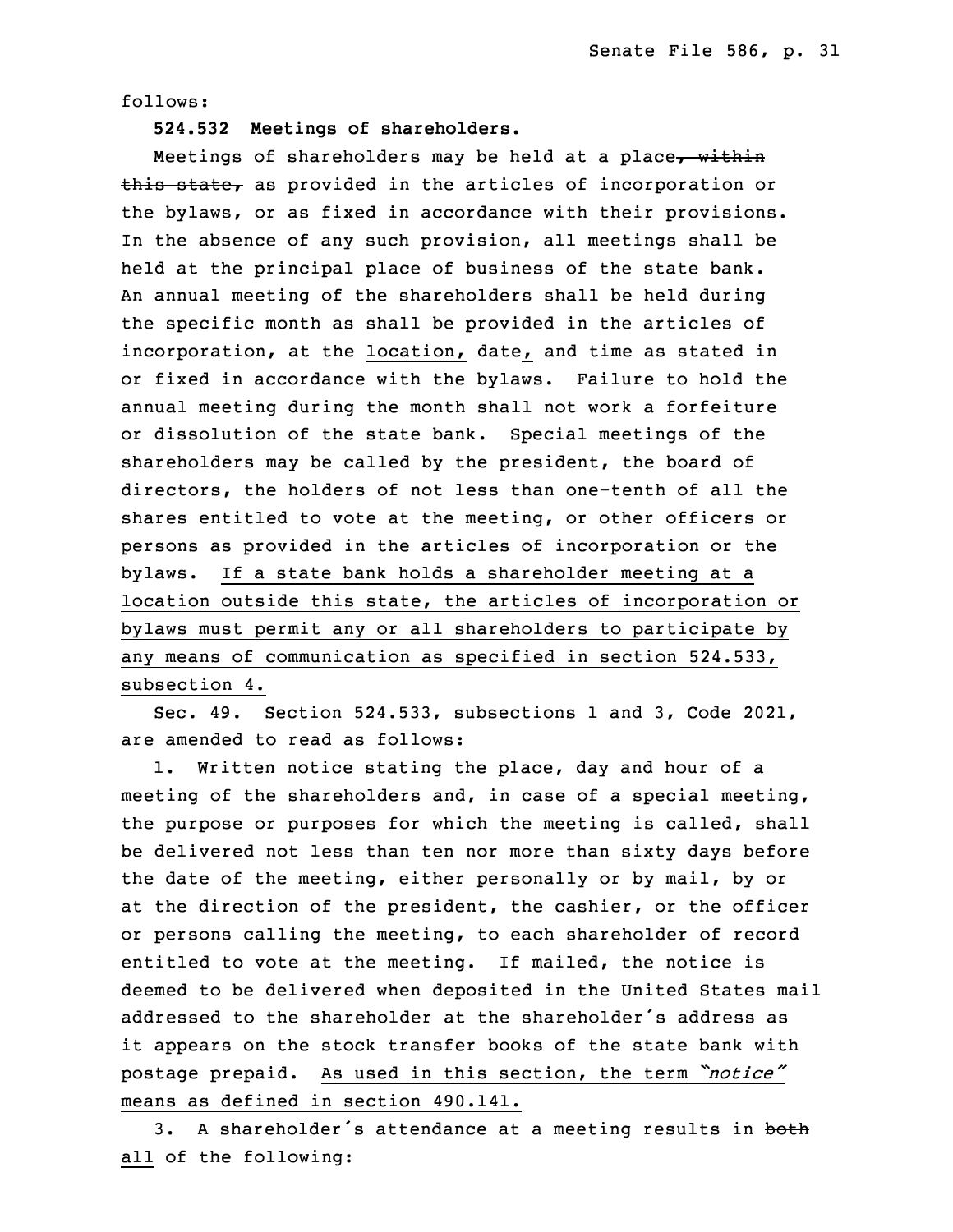follows:

**524.532 Meetings of shareholders.**

Meetings of shareholders may be held at a place~~, within this state,~~ as provided in the articles of incorporation or the bylaws, or as fixed in accordance with their provisions. In the absence of any such provision, all meetings shall be held at the principal place of business of the state bank. An annual meeting of the shareholders shall be held during the specific month as shall be provided in the articles of incorporation, at the <u>location,</u> date<u>,</u> and time as stated in or fixed in accordance with the bylaws. Failure to hold the annual meeting during the month shall not work a forfeiture or dissolution of the state bank. Special meetings of the shareholders may be called by the president, the board of directors, the holders of not less than one-tenth of all the shares entitled to vote at the meeting, or other officers or persons as provided in the articles of incorporation or the bylaws. <u>If a state bank holds a shareholder meeting at a location outside this state, the articles of incorporation or bylaws must permit any or all shareholders to participate by any means of communication as specified in section 524.533, subsection 4.</u>

Sec. 49. Section 524.533, subsections 1 and 3, Code 2021, are amended to read as follows:

1. Written notice stating the place, day and hour of a meeting of the shareholders and, in case of a special meeting, the purpose or purposes for which the meeting is called, shall be delivered not less than ten nor more than sixty days before the date of the meeting, either personally or by mail, by or at the direction of the president, the cashier, or the officer or persons calling the meeting, to each shareholder of record entitled to vote at the meeting. If mailed, the notice is deemed to be delivered when deposited in the United States mail addressed to the shareholder at the shareholder's address as it appears on the stock transfer books of the state bank with postage prepaid. <u>As used in this section, the term *"notice"* means as defined in section 490.141.</u>

3. A shareholder's attendance at a meeting results in ~~both~~ <u>all</u> of the following: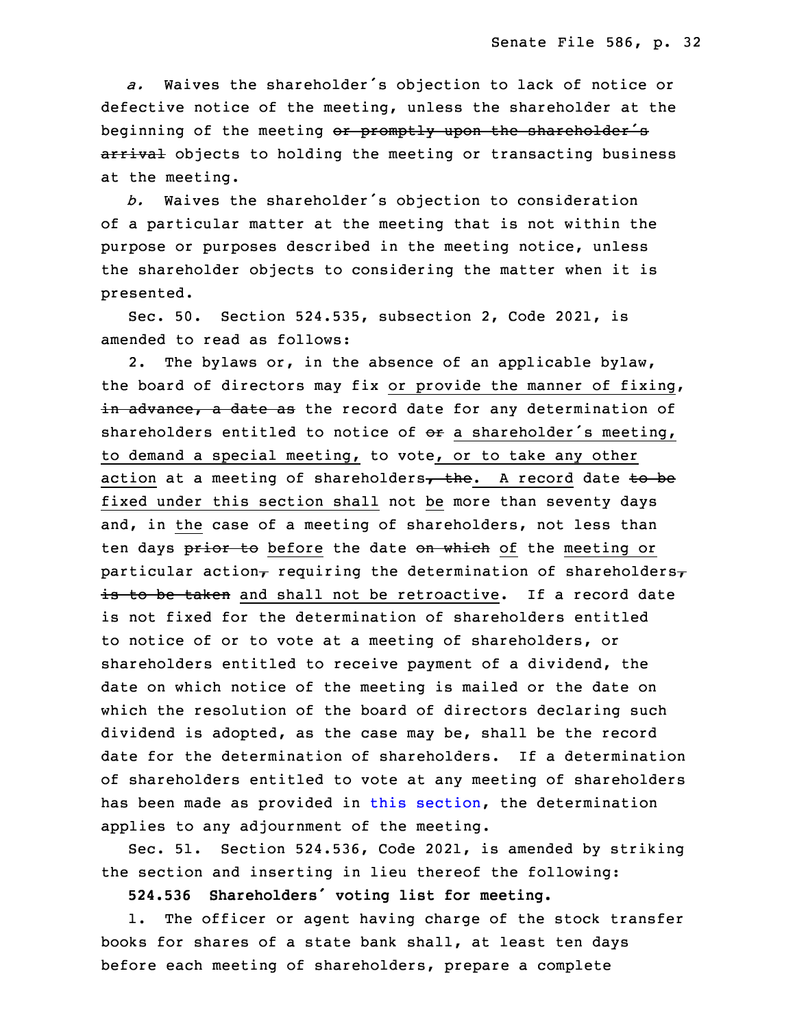*a.* Waives the shareholder's objection to lack of notice or defective notice of the meeting, unless the shareholder at the beginning of the meeting ~~or promptly upon the shareholder's arrival~~ objects to holding the meeting or transacting business at the meeting.

*b.* Waives the shareholder's objection to consideration of a particular matter at the meeting that is not within the purpose or purposes described in the meeting notice, unless the shareholder objects to considering the matter when it is presented.

Sec. 50. Section 524.535, subsection 2, Code 2021, is amended to read as follows:

2. The bylaws or, in the absence of an applicable bylaw, the board of directors may fix or provide the manner of fixing, ~~in advance, a date as~~ the record date for any determination of shareholders entitled to notice of ~~or~~ a shareholder's meeting, to demand a special meeting, to vote, or to take any other action at a meeting of shareholders~~, the~~. A record date ~~to be~~ fixed under this section shall not be more than seventy days and, in the case of a meeting of shareholders, not less than ten days ~~prior to~~ before the date ~~on which~~ of the meeting or particular action~~,~~ requiring the determination of shareholders~~,~~ ~~is to be taken~~ and shall not be retroactive. If a record date is not fixed for the determination of shareholders entitled to notice of or to vote at a meeting of shareholders, or shareholders entitled to receive payment of a dividend, the date on which notice of the meeting is mailed or the date on which the resolution of the board of directors declaring such dividend is adopted, as the case may be, shall be the record date for the determination of shareholders. If a determination of shareholders entitled to vote at any meeting of shareholders has been made as provided in this section, the determination applies to any adjournment of the meeting.

Sec. 51. Section 524.536, Code 2021, is amended by striking the section and inserting in lieu thereof the following:

**524.536 Shareholders' voting list for meeting.**

1. The officer or agent having charge of the stock transfer books for shares of a state bank shall, at least ten days before each meeting of shareholders, prepare a complete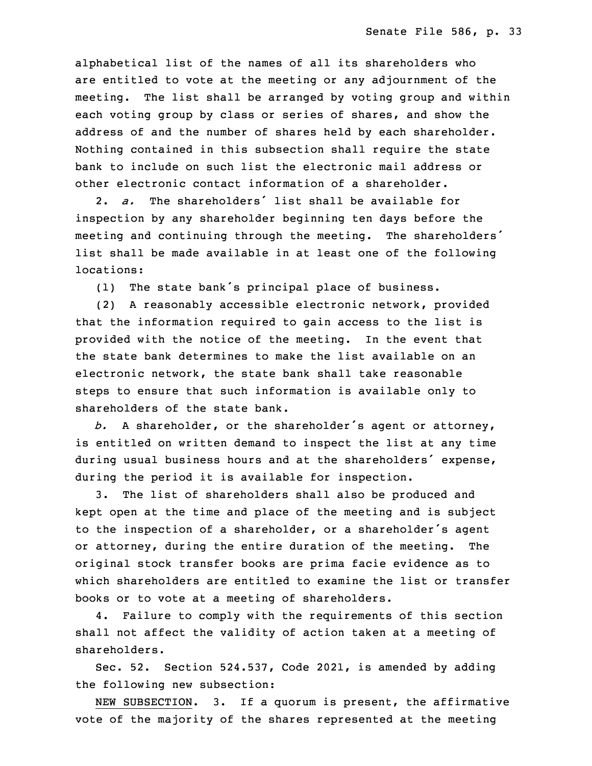alphabetical list of the names of all its shareholders who are entitled to vote at the meeting or any adjournment of the meeting. The list shall be arranged by voting group and within each voting group by class or series of shares, and show the address of and the number of shares held by each shareholder. Nothing contained in this subsection shall require the state bank to include on such list the electronic mail address or other electronic contact information of a shareholder.

2. *a.* The shareholders' list shall be available for inspection by any shareholder beginning ten days before the meeting and continuing through the meeting. The shareholders' list shall be made available in at least one of the following locations:

(1) The state bank's principal place of business.

(2) A reasonably accessible electronic network, provided that the information required to gain access to the list is provided with the notice of the meeting. In the event that the state bank determines to make the list available on an electronic network, the state bank shall take reasonable steps to ensure that such information is available only to shareholders of the state bank.

*b.* A shareholder, or the shareholder's agent or attorney, is entitled on written demand to inspect the list at any time during usual business hours and at the shareholders' expense, during the period it is available for inspection.

3. The list of shareholders shall also be produced and kept open at the time and place of the meeting and is subject to the inspection of a shareholder, or a shareholder's agent or attorney, during the entire duration of the meeting. The original stock transfer books are prima facie evidence as to which shareholders are entitled to examine the list or transfer books or to vote at a meeting of shareholders.

4. Failure to comply with the requirements of this section shall not affect the validity of action taken at a meeting of shareholders.

Sec. 52. Section 524.537, Code 2021, is amended by adding the following new subsection:

NEW SUBSECTION. 3. If a quorum is present, the affirmative vote of the majority of the shares represented at the meeting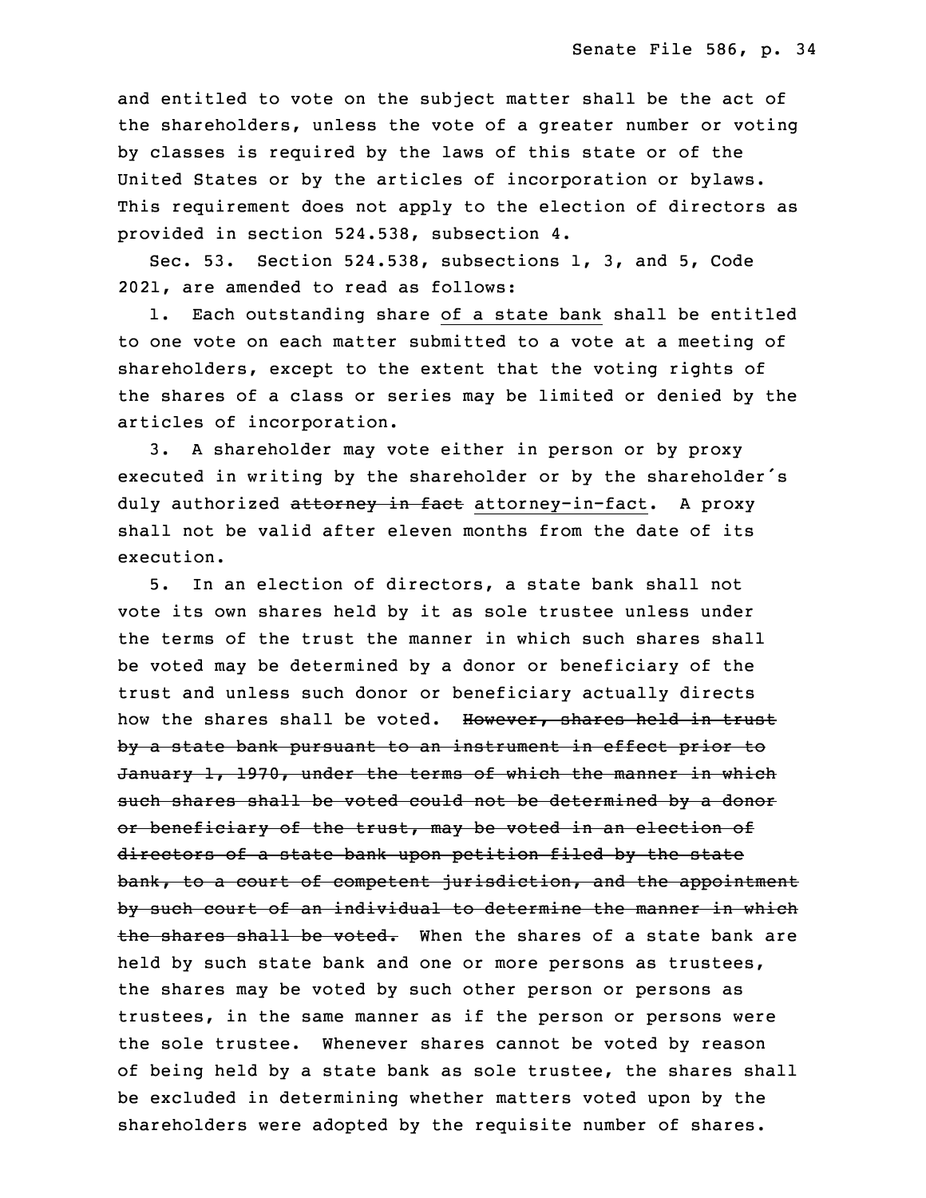and entitled to vote on the subject matter shall be the act of the shareholders, unless the vote of a greater number or voting by classes is required by the laws of this state or of the United States or by the articles of incorporation or bylaws. This requirement does not apply to the election of directors as provided in section 524.538, subsection 4.

Sec. 53. Section 524.538, subsections 1, 3, and 5, Code 2021, are amended to read as follows:

1. Each outstanding share <u>of a state bank</u> shall be entitled to one vote on each matter submitted to a vote at a meeting of shareholders, except to the extent that the voting rights of the shares of a class or series may be limited or denied by the articles of incorporation.

3. A shareholder may vote either in person or by proxy executed in writing by the shareholder or by the shareholder's duly authorized ~~attorney in fact~~ <u>attorney-in-fact</u>. A proxy shall not be valid after eleven months from the date of its execution.

5. In an election of directors, a state bank shall not vote its own shares held by it as sole trustee unless under the terms of the trust the manner in which such shares shall be voted may be determined by a donor or beneficiary of the trust and unless such donor or beneficiary actually directs how the shares shall be voted. ~~However, shares held in trust by a state bank pursuant to an instrument in effect prior to January 1, 1970, under the terms of which the manner in which such shares shall be voted could not be determined by a donor or beneficiary of the trust, may be voted in an election of directors of a state bank upon petition filed by the state bank, to a court of competent jurisdiction, and the appointment by such court of an individual to determine the manner in which the shares shall be voted.~~ When the shares of a state bank are held by such state bank and one or more persons as trustees, the shares may be voted by such other person or persons as trustees, in the same manner as if the person or persons were the sole trustee. Whenever shares cannot be voted by reason of being held by a state bank as sole trustee, the shares shall be excluded in determining whether matters voted upon by the shareholders were adopted by the requisite number of shares.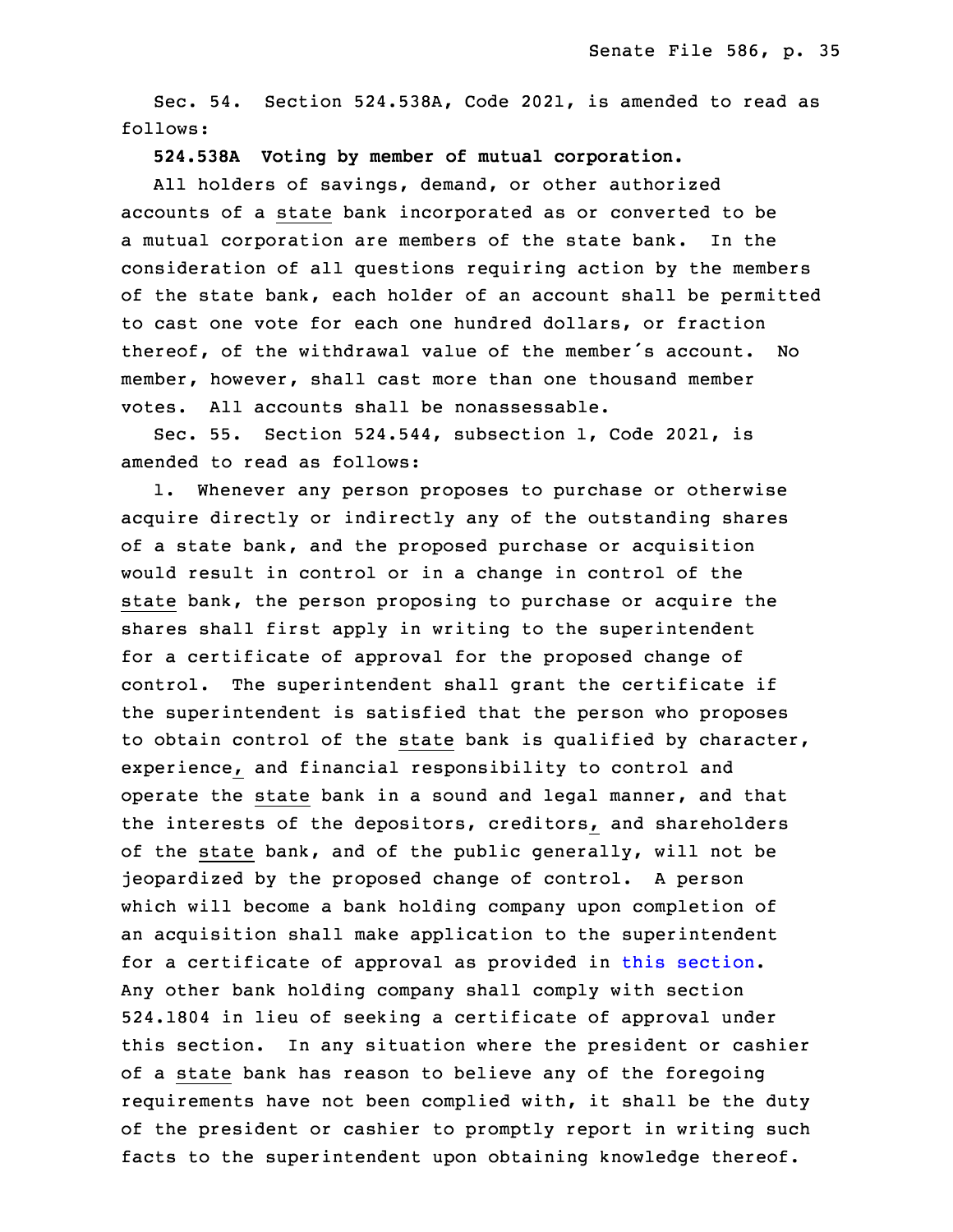Sec. 54. Section 524.538A, Code 2021, is amended to read as follows:

**524.538A Voting by member of mutual corporation.**

All holders of savings, demand, or other authorized accounts of a state bank incorporated as or converted to be a mutual corporation are members of the state bank. In the consideration of all questions requiring action by the members of the state bank, each holder of an account shall be permitted to cast one vote for each one hundred dollars, or fraction thereof, of the withdrawal value of the member's account. No member, however, shall cast more than one thousand member votes. All accounts shall be nonassessable.

Sec. 55. Section 524.544, subsection 1, Code 2021, is amended to read as follows:

1. Whenever any person proposes to purchase or otherwise acquire directly or indirectly any of the outstanding shares of a state bank, and the proposed purchase or acquisition would result in control or in a change in control of the state bank, the person proposing to purchase or acquire the shares shall first apply in writing to the superintendent for a certificate of approval for the proposed change of control. The superintendent shall grant the certificate if the superintendent is satisfied that the person who proposes to obtain control of the state bank is qualified by character, experience, and financial responsibility to control and operate the state bank in a sound and legal manner, and that the interests of the depositors, creditors, and shareholders of the state bank, and of the public generally, will not be jeopardized by the proposed change of control. A person which will become a bank holding company upon completion of an acquisition shall make application to the superintendent for a certificate of approval as provided in this section. Any other bank holding company shall comply with section 524.1804 in lieu of seeking a certificate of approval under this section. In any situation where the president or cashier of a state bank has reason to believe any of the foregoing requirements have not been complied with, it shall be the duty of the president or cashier to promptly report in writing such facts to the superintendent upon obtaining knowledge thereof.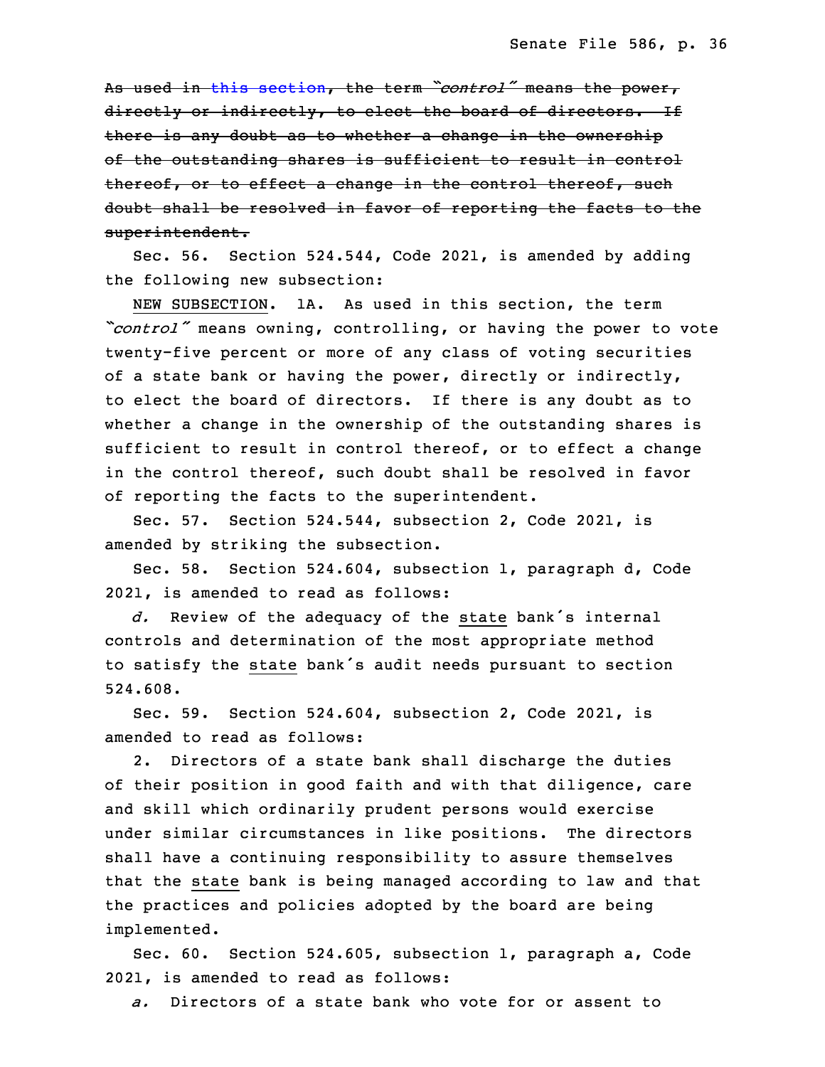~~As used in this section, the term *"control"* means the power, directly or indirectly, to elect the board of directors. If there is any doubt as to whether a change in the ownership of the outstanding shares is sufficient to result in control thereof, or to effect a change in the control thereof, such doubt shall be resolved in favor of reporting the facts to the superintendent.~~

Sec. 56. Section 524.544, Code 2021, is amended by adding the following new subsection:

NEW SUBSECTION. 1A. As used in this section, the term *"control"* means owning, controlling, or having the power to vote twenty-five percent or more of any class of voting securities of a state bank or having the power, directly or indirectly, to elect the board of directors. If there is any doubt as to whether a change in the ownership of the outstanding shares is sufficient to result in control thereof, or to effect a change in the control thereof, such doubt shall be resolved in favor of reporting the facts to the superintendent.

Sec. 57. Section 524.544, subsection 2, Code 2021, is amended by striking the subsection.

Sec. 58. Section 524.604, subsection 1, paragraph d, Code 2021, is amended to read as follows:

*d.* Review of the adequacy of the state bank's internal controls and determination of the most appropriate method to satisfy the state bank's audit needs pursuant to section 524.608.

Sec. 59. Section 524.604, subsection 2, Code 2021, is amended to read as follows:

2. Directors of a state bank shall discharge the duties of their position in good faith and with that diligence, care and skill which ordinarily prudent persons would exercise under similar circumstances in like positions. The directors shall have a continuing responsibility to assure themselves that the state bank is being managed according to law and that the practices and policies adopted by the board are being implemented.

Sec. 60. Section 524.605, subsection 1, paragraph a, Code 2021, is amended to read as follows:

*a.* Directors of a state bank who vote for or assent to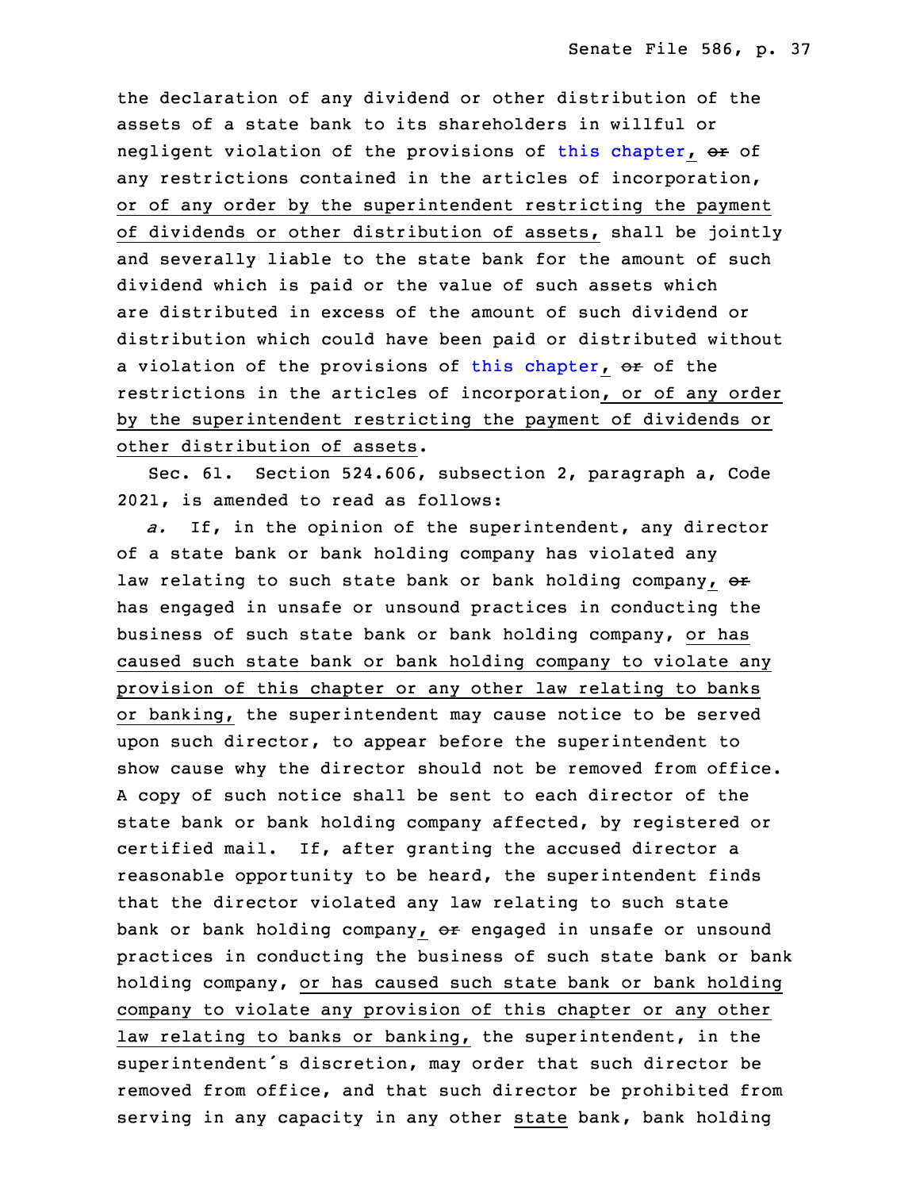the declaration of any dividend or other distribution of the assets of a state bank to its shareholders in willful or negligent violation of the provisions of this chapter, ~~or~~ of any restrictions contained in the articles of incorporation, <u>or of any order by the superintendent restricting the payment of dividends or other distribution of assets,</u> shall be jointly and severally liable to the state bank for the amount of such dividend which is paid or the value of such assets which are distributed in excess of the amount of such dividend or distribution which could have been paid or distributed without a violation of the provisions of this chapter, ~~or~~ of the restrictions in the articles of incorporation<u>, or of any order by the superintendent restricting the payment of dividends or other distribution of assets</u>.

Sec. 61. Section 524.606, subsection 2, paragraph a, Code 2021, is amended to read as follows:

*a.* If, in the opinion of the superintendent, any director of a state bank or bank holding company has violated any law relating to such state bank or bank holding company, ~~or~~ has engaged in unsafe or unsound practices in conducting the business of such state bank or bank holding company, <u>or has caused such state bank or bank holding company to violate any provision of this chapter or any other law relating to banks or banking,</u> the superintendent may cause notice to be served upon such director, to appear before the superintendent to show cause why the director should not be removed from office. A copy of such notice shall be sent to each director of the state bank or bank holding company affected, by registered or certified mail. If, after granting the accused director a reasonable opportunity to be heard, the superintendent finds that the director violated any law relating to such state bank or bank holding company, ~~or~~ engaged in unsafe or unsound practices in conducting the business of such state bank or bank holding company, <u>or has caused such state bank or bank holding company to violate any provision of this chapter or any other law relating to banks or banking,</u> the superintendent, in the superintendent's discretion, may order that such director be removed from office, and that such director be prohibited from serving in any capacity in any other <u>state</u> bank, bank holding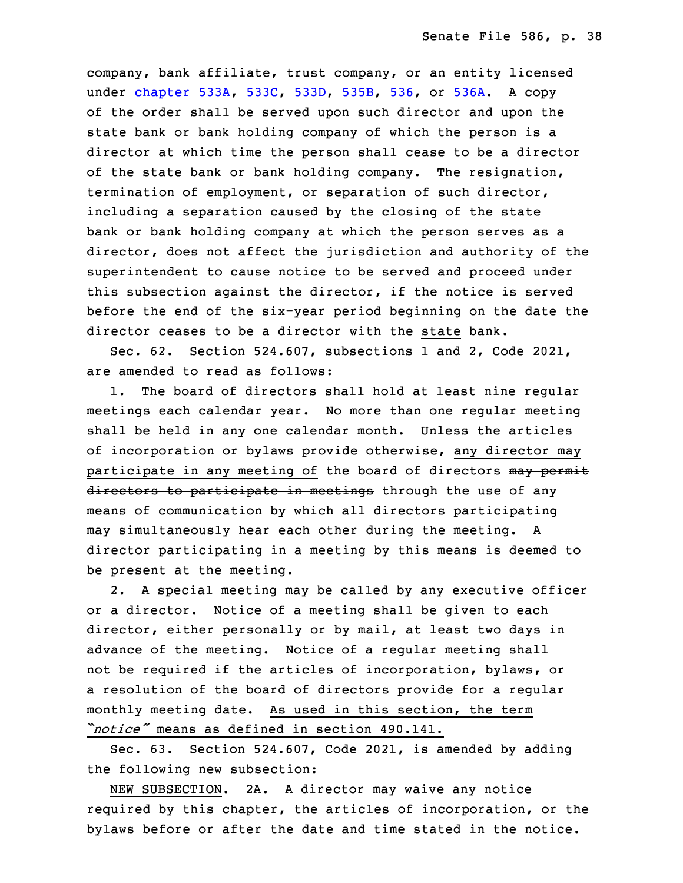company, bank affiliate, trust company, or an entity licensed under chapter 533A, 533C, 533D, 535B, 536, or 536A. A copy of the order shall be served upon such director and upon the state bank or bank holding company of which the person is a director at which time the person shall cease to be a director of the state bank or bank holding company. The resignation, termination of employment, or separation of such director, including a separation caused by the closing of the state bank or bank holding company at which the person serves as a director, does not affect the jurisdiction and authority of the superintendent to cause notice to be served and proceed under this subsection against the director, if the notice is served before the end of the six-year period beginning on the date the director ceases to be a director with the state bank.

Sec. 62. Section 524.607, subsections 1 and 2, Code 2021, are amended to read as follows:

1. The board of directors shall hold at least nine regular meetings each calendar year. No more than one regular meeting shall be held in any one calendar month. Unless the articles of incorporation or bylaws provide otherwise, any director may participate in any meeting of the board of directors ~~may permit directors to participate in meetings~~ through the use of any means of communication by which all directors participating may simultaneously hear each other during the meeting. A director participating in a meeting by this means is deemed to be present at the meeting.

2. A special meeting may be called by any executive officer or a director. Notice of a meeting shall be given to each director, either personally or by mail, at least two days in advance of the meeting. Notice of a regular meeting shall not be required if the articles of incorporation, bylaws, or a resolution of the board of directors provide for a regular monthly meeting date. As used in this section, the term *"notice"* means as defined in section 490.141.

Sec. 63. Section 524.607, Code 2021, is amended by adding the following new subsection:

NEW SUBSECTION. 2A. A director may waive any notice required by this chapter, the articles of incorporation, or the bylaws before or after the date and time stated in the notice.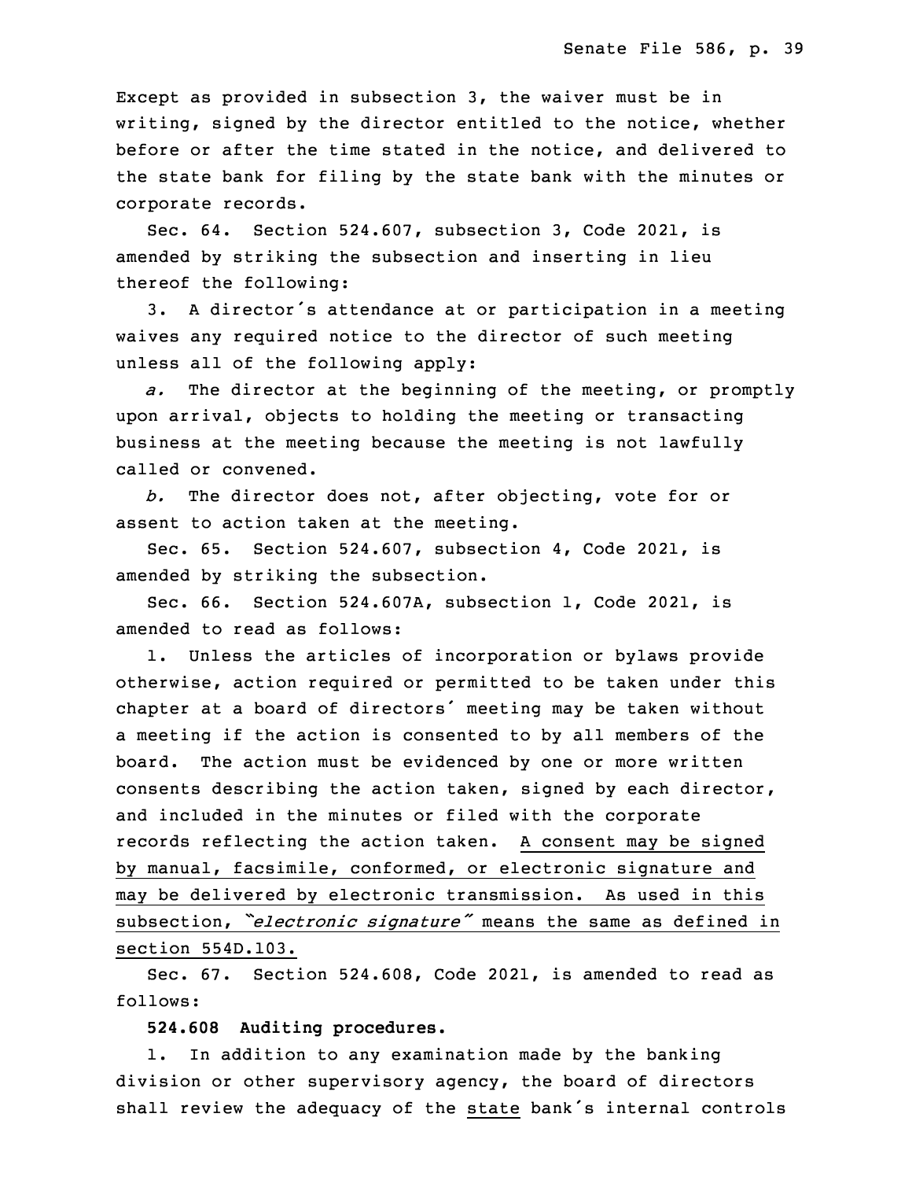Except as provided in subsection 3, the waiver must be in writing, signed by the director entitled to the notice, whether before or after the time stated in the notice, and delivered to the state bank for filing by the state bank with the minutes or corporate records.

Sec. 64. Section 524.607, subsection 3, Code 2021, is amended by striking the subsection and inserting in lieu thereof the following:

3. A director's attendance at or participation in a meeting waives any required notice to the director of such meeting unless all of the following apply:

*a.* The director at the beginning of the meeting, or promptly upon arrival, objects to holding the meeting or transacting business at the meeting because the meeting is not lawfully called or convened.

*b.* The director does not, after objecting, vote for or assent to action taken at the meeting.

Sec. 65. Section 524.607, subsection 4, Code 2021, is amended by striking the subsection.

Sec. 66. Section 524.607A, subsection 1, Code 2021, is amended to read as follows:

1. Unless the articles of incorporation or bylaws provide otherwise, action required or permitted to be taken under this chapter at a board of directors' meeting may be taken without a meeting if the action is consented to by all members of the board. The action must be evidenced by one or more written consents describing the action taken, signed by each director, and included in the minutes or filed with the corporate records reflecting the action taken. <u>A consent may be signed by manual, facsimile, conformed, or electronic signature and may be delivered by electronic transmission. As used in this subsection, "*electronic signature*" means the same as defined in section 554D.103.</u>

Sec. 67. Section 524.608, Code 2021, is amended to read as follows:

**524.608 Auditing procedures.**

1. In addition to any examination made by the banking division or other supervisory agency, the board of directors shall review the adequacy of the <u>state</u> bank's internal controls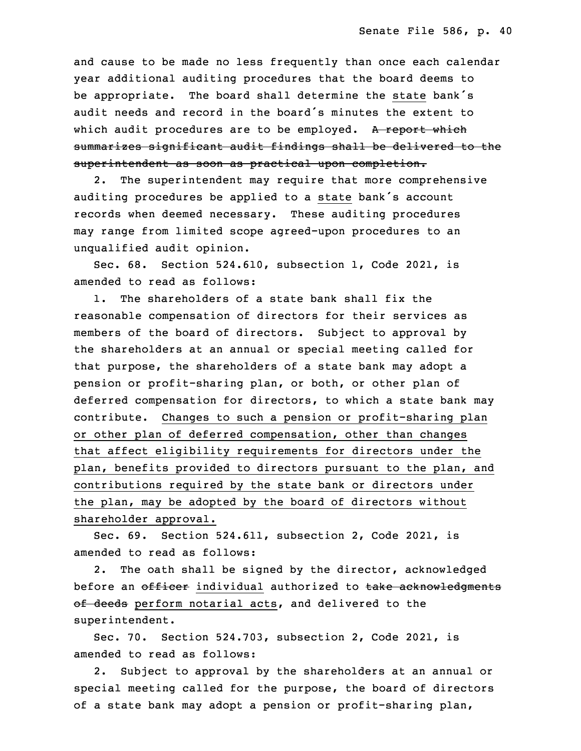and cause to be made no less frequently than once each calendar year additional auditing procedures that the board deems to be appropriate. The board shall determine the <u>state</u> bank's audit needs and record in the board's minutes the extent to which audit procedures are to be employed. ~~A report which summarizes significant audit findings shall be delivered to the superintendent as soon as practical upon completion.~~

2. The superintendent may require that more comprehensive auditing procedures be applied to a <u>state</u> bank's account records when deemed necessary. These auditing procedures may range from limited scope agreed-upon procedures to an unqualified audit opinion.

Sec. 68. Section 524.610, subsection 1, Code 2021, is amended to read as follows:

1. The shareholders of a state bank shall fix the reasonable compensation of directors for their services as members of the board of directors. Subject to approval by the shareholders at an annual or special meeting called for that purpose, the shareholders of a state bank may adopt a pension or profit-sharing plan, or both, or other plan of deferred compensation for directors, to which a state bank may contribute. <u>Changes to such a pension or profit-sharing plan or other plan of deferred compensation, other than changes that affect eligibility requirements for directors under the plan, benefits provided to directors pursuant to the plan, and contributions required by the state bank or directors under the plan, may be adopted by the board of directors without shareholder approval.</u>

Sec. 69. Section 524.611, subsection 2, Code 2021, is amended to read as follows:

2. The oath shall be signed by the director, acknowledged before an ~~officer~~ <u>individual</u> authorized to ~~take acknowledgments of deeds~~ <u>perform notarial acts</u>, and delivered to the superintendent.

Sec. 70. Section 524.703, subsection 2, Code 2021, is amended to read as follows:

2. Subject to approval by the shareholders at an annual or special meeting called for the purpose, the board of directors of a state bank may adopt a pension or profit-sharing plan,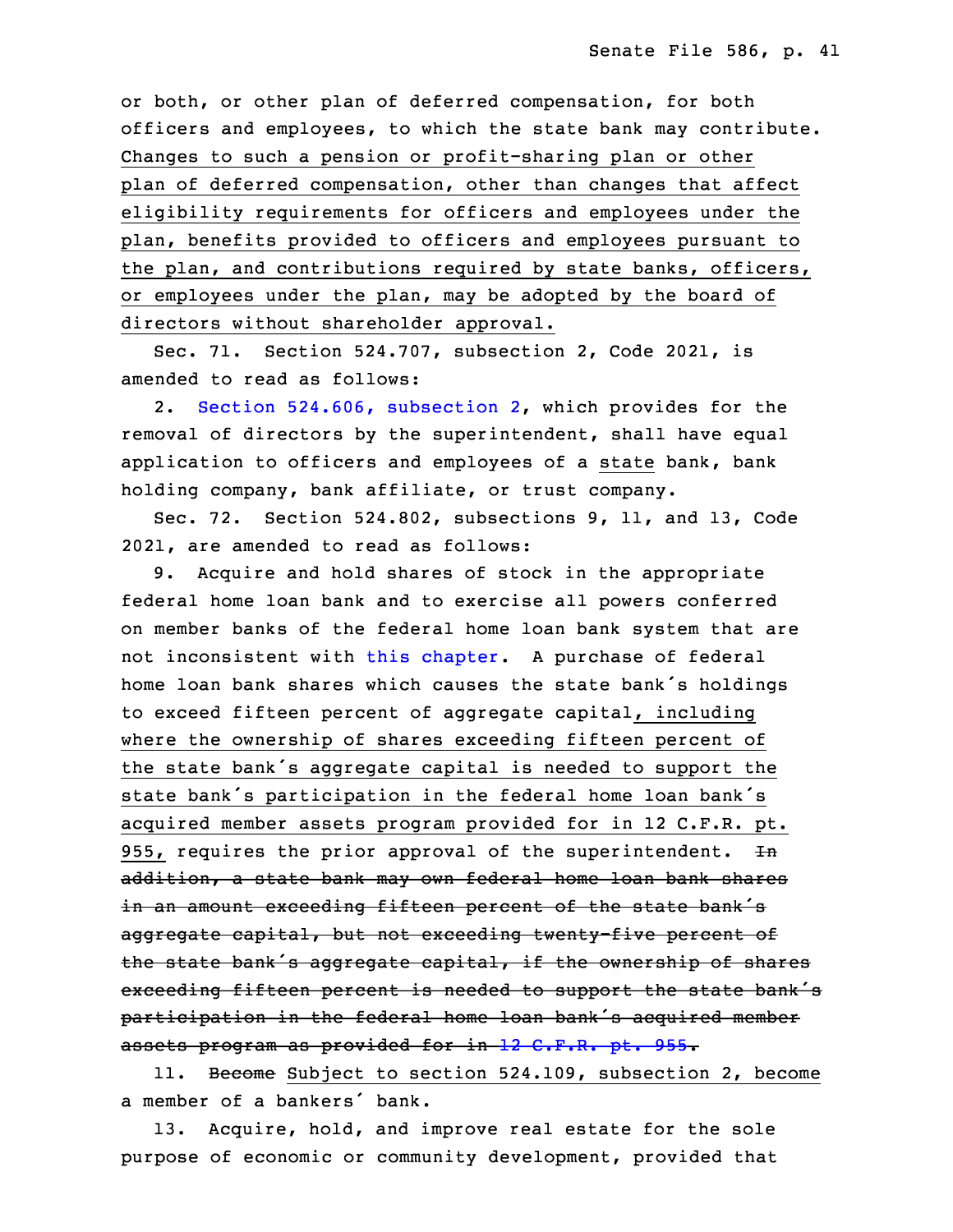or both, or other plan of deferred compensation, for both officers and employees, to which the state bank may contribute. Changes to such a pension or profit-sharing plan or other plan of deferred compensation, other than changes that affect eligibility requirements for officers and employees under the plan, benefits provided to officers and employees pursuant to the plan, and contributions required by state banks, officers, or employees under the plan, may be adopted by the board of directors without shareholder approval.

Sec. 71. Section 524.707, subsection 2, Code 2021, is amended to read as follows:

2. Section 524.606, subsection 2, which provides for the removal of directors by the superintendent, shall have equal application to officers and employees of a state bank, bank holding company, bank affiliate, or trust company.

Sec. 72. Section 524.802, subsections 9, 11, and 13, Code 2021, are amended to read as follows:

9. Acquire and hold shares of stock in the appropriate federal home loan bank and to exercise all powers conferred on member banks of the federal home loan bank system that are not inconsistent with this chapter. A purchase of federal home loan bank shares which causes the state bank's holdings to exceed fifteen percent of aggregate capital, including where the ownership of shares exceeding fifteen percent of the state bank's aggregate capital is needed to support the state bank's participation in the federal home loan bank's acquired member assets program provided for in 12 C.F.R. pt. 955, requires the prior approval of the superintendent. ~~In addition, a state bank may own federal home loan bank shares in an amount exceeding fifteen percent of the state bank's aggregate capital, but not exceeding twenty-five percent of the state bank's aggregate capital, if the ownership of shares exceeding fifteen percent is needed to support the state bank's participation in the federal home loan bank's acquired member assets program as provided for in 12 C.F.R. pt. 955.~~

11. ~~Become~~ Subject to section 524.109, subsection 2, become a member of a bankers' bank.

13. Acquire, hold, and improve real estate for the sole purpose of economic or community development, provided that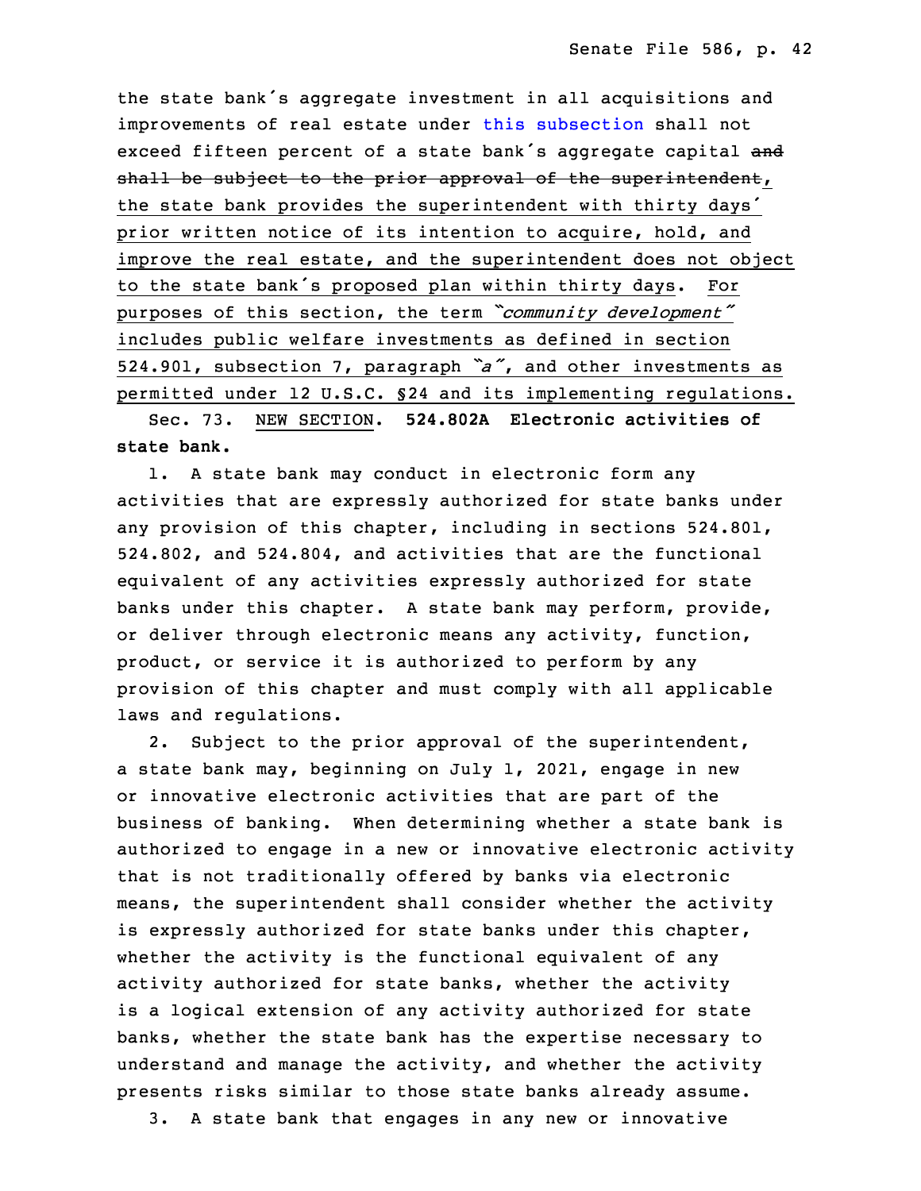the state bank's aggregate investment in all acquisitions and improvements of real estate under this subsection shall not exceed fifteen percent of a state bank's aggregate capital ~~and shall be subject to the prior approval of the superintendent~~, the state bank provides the superintendent with thirty days' prior written notice of its intention to acquire, hold, and improve the real estate, and the superintendent does not object to the state bank's proposed plan within thirty days. For purposes of this section, the term *"community development"* includes public welfare investments as defined in section 524.901, subsection 7, paragraph *"a"*, and other investments as permitted under 12 U.S.C. §24 and its implementing regulations.

Sec. 73. NEW SECTION. **524.802A Electronic activities of state bank.**

1. A state bank may conduct in electronic form any activities that are expressly authorized for state banks under any provision of this chapter, including in sections 524.801, 524.802, and 524.804, and activities that are the functional equivalent of any activities expressly authorized for state banks under this chapter. A state bank may perform, provide, or deliver through electronic means any activity, function, product, or service it is authorized to perform by any provision of this chapter and must comply with all applicable laws and regulations.

2. Subject to the prior approval of the superintendent, a state bank may, beginning on July 1, 2021, engage in new or innovative electronic activities that are part of the business of banking. When determining whether a state bank is authorized to engage in a new or innovative electronic activity that is not traditionally offered by banks via electronic means, the superintendent shall consider whether the activity is expressly authorized for state banks under this chapter, whether the activity is the functional equivalent of any activity authorized for state banks, whether the activity is a logical extension of any activity authorized for state banks, whether the state bank has the expertise necessary to understand and manage the activity, and whether the activity presents risks similar to those state banks already assume.

3. A state bank that engages in any new or innovative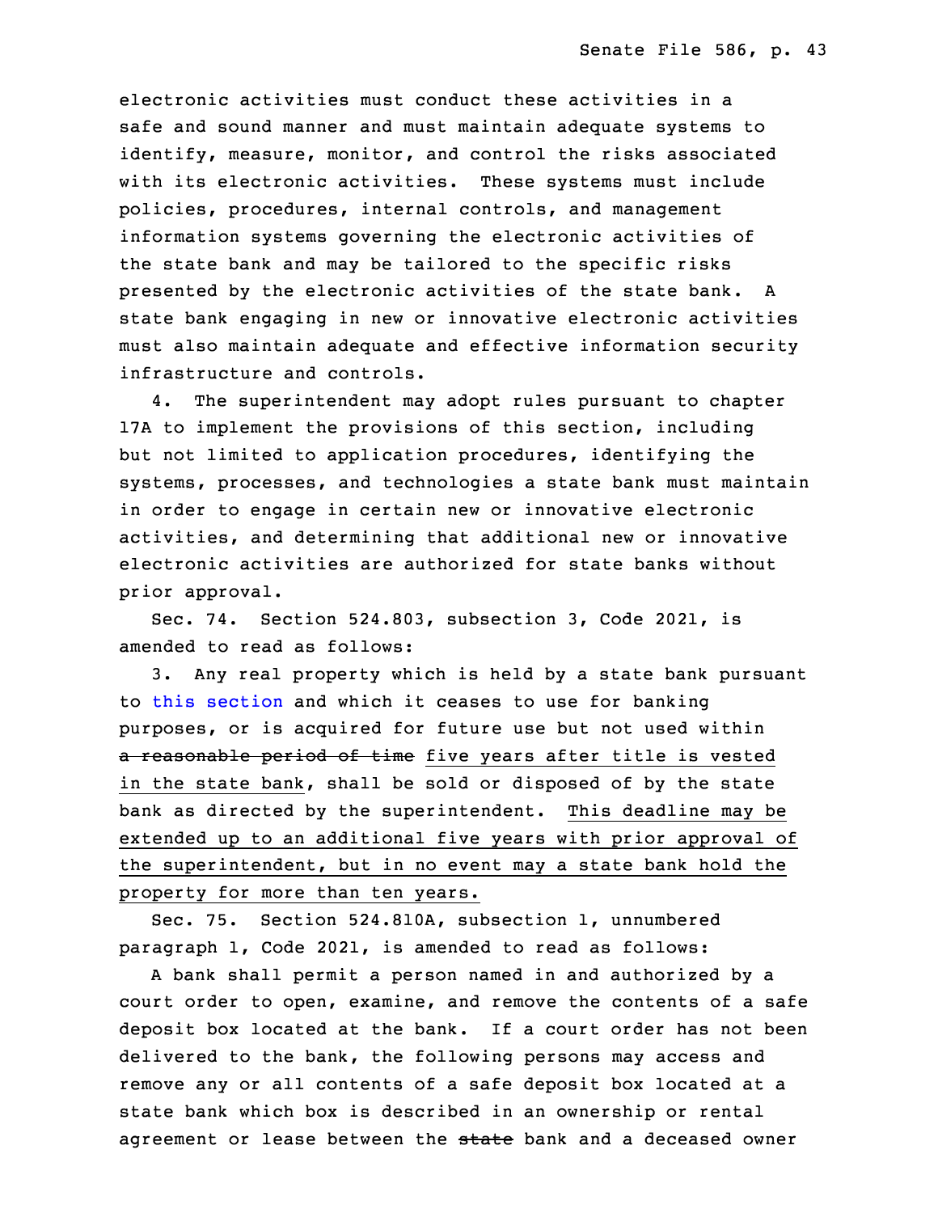electronic activities must conduct these activities in a safe and sound manner and must maintain adequate systems to identify, measure, monitor, and control the risks associated with its electronic activities. These systems must include policies, procedures, internal controls, and management information systems governing the electronic activities of the state bank and may be tailored to the specific risks presented by the electronic activities of the state bank. A state bank engaging in new or innovative electronic activities must also maintain adequate and effective information security infrastructure and controls.

4. The superintendent may adopt rules pursuant to chapter 17A to implement the provisions of this section, including but not limited to application procedures, identifying the systems, processes, and technologies a state bank must maintain in order to engage in certain new or innovative electronic activities, and determining that additional new or innovative electronic activities are authorized for state banks without prior approval.

Sec. 74. Section 524.803, subsection 3, Code 2021, is amended to read as follows:

3. Any real property which is held by a state bank pursuant to this section and which it ceases to use for banking purposes, or is acquired for future use but not used within ~~a reasonable period of time~~ five years after title is vested in the state bank, shall be sold or disposed of by the state bank as directed by the superintendent. This deadline may be extended up to an additional five years with prior approval of the superintendent, but in no event may a state bank hold the property for more than ten years.

Sec. 75. Section 524.810A, subsection 1, unnumbered paragraph 1, Code 2021, is amended to read as follows:

A bank shall permit a person named in and authorized by a court order to open, examine, and remove the contents of a safe deposit box located at the bank. If a court order has not been delivered to the bank, the following persons may access and remove any or all contents of a safe deposit box located at a state bank which box is described in an ownership or rental agreement or lease between the ~~state~~ bank and a deceased owner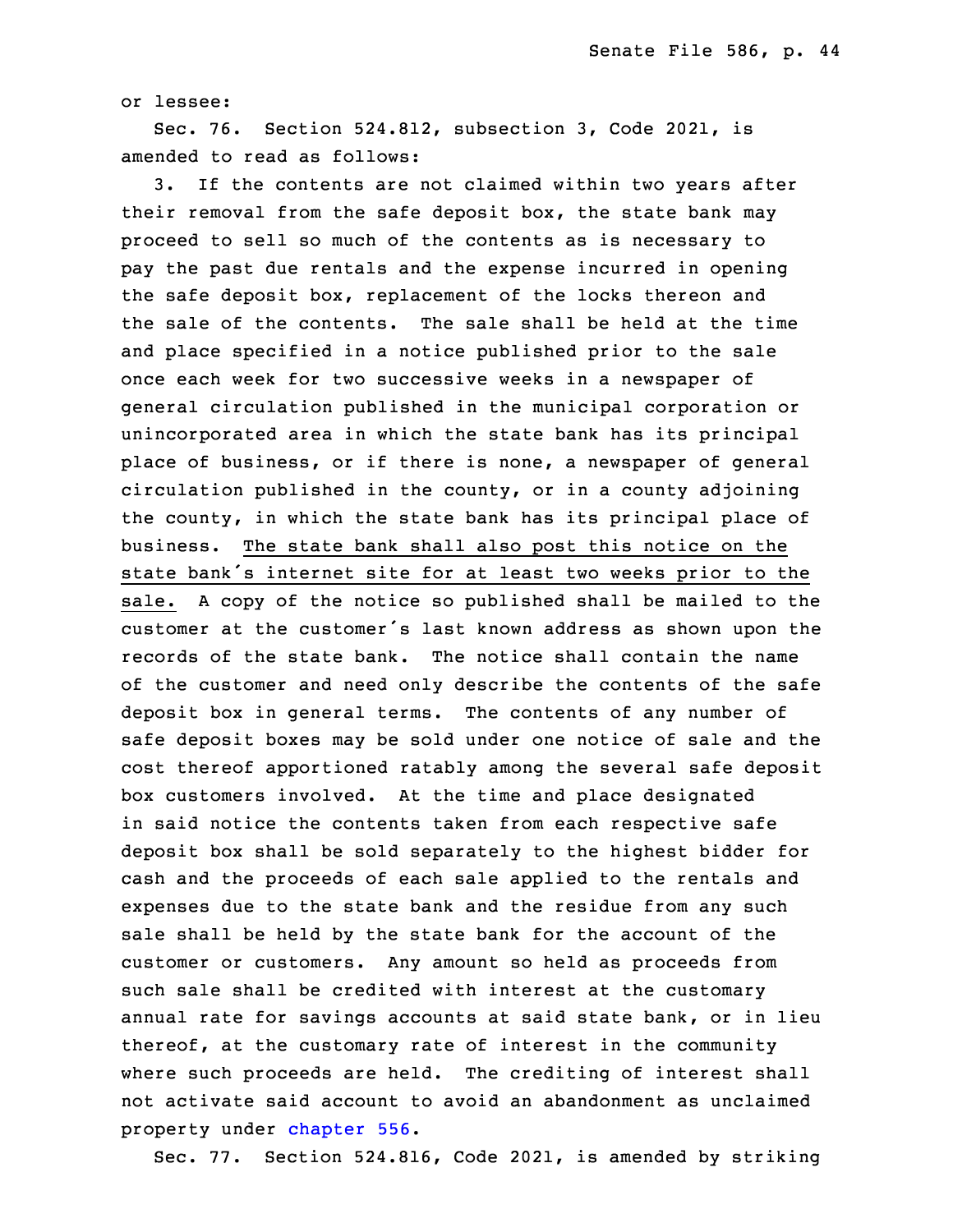or lessee:

Sec. 76. Section 524.812, subsection 3, Code 2021, is amended to read as follows:

3. If the contents are not claimed within two years after their removal from the safe deposit box, the state bank may proceed to sell so much of the contents as is necessary to pay the past due rentals and the expense incurred in opening the safe deposit box, replacement of the locks thereon and the sale of the contents. The sale shall be held at the time and place specified in a notice published prior to the sale once each week for two successive weeks in a newspaper of general circulation published in the municipal corporation or unincorporated area in which the state bank has its principal place of business, or if there is none, a newspaper of general circulation published in the county, or in a county adjoining the county, in which the state bank has its principal place of business. <u>The state bank shall also post this notice on the state bank's internet site for at least two weeks prior to the sale.</u> A copy of the notice so published shall be mailed to the customer at the customer's last known address as shown upon the records of the state bank. The notice shall contain the name of the customer and need only describe the contents of the safe deposit box in general terms. The contents of any number of safe deposit boxes may be sold under one notice of sale and the cost thereof apportioned ratably among the several safe deposit box customers involved. At the time and place designated in said notice the contents taken from each respective safe deposit box shall be sold separately to the highest bidder for cash and the proceeds of each sale applied to the rentals and expenses due to the state bank and the residue from any such sale shall be held by the state bank for the account of the customer or customers. Any amount so held as proceeds from such sale shall be credited with interest at the customary annual rate for savings accounts at said state bank, or in lieu thereof, at the customary rate of interest in the community where such proceeds are held. The crediting of interest shall not activate said account to avoid an abandonment as unclaimed property under chapter 556.

Sec. 77. Section 524.816, Code 2021, is amended by striking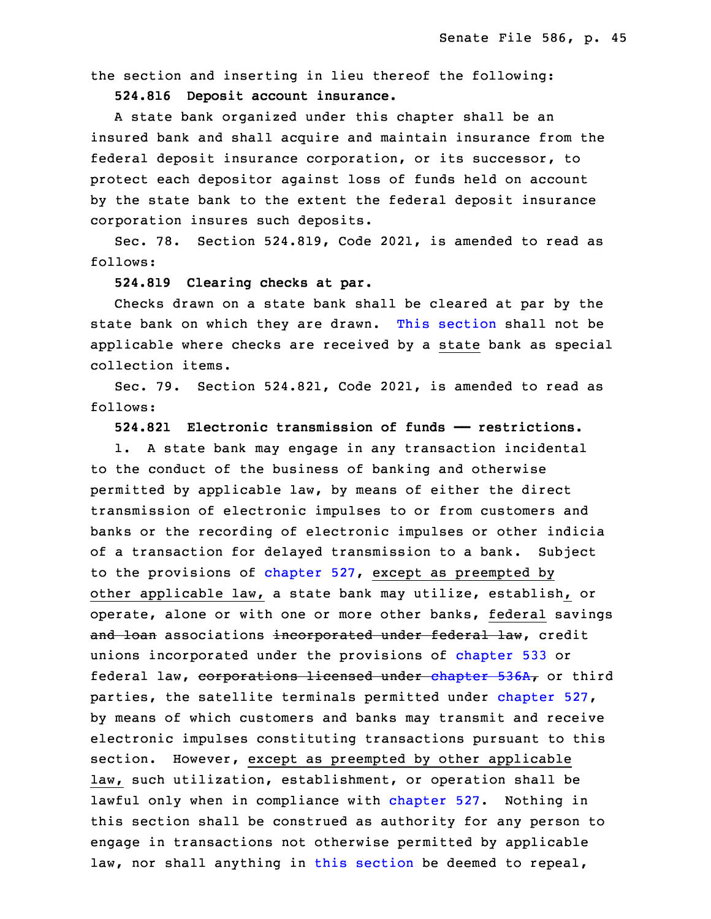the section and inserting in lieu thereof the following:

**524.816 Deposit account insurance.**

A state bank organized under this chapter shall be an insured bank and shall acquire and maintain insurance from the federal deposit insurance corporation, or its successor, to protect each depositor against loss of funds held on account by the state bank to the extent the federal deposit insurance corporation insures such deposits.

Sec. 78. Section 524.819, Code 2021, is amended to read as follows:

**524.819 Clearing checks at par.**

Checks drawn on a state bank shall be cleared at par by the state bank on which they are drawn. This section shall not be applicable where checks are received by a state bank as special collection items.

Sec. 79. Section 524.821, Code 2021, is amended to read as follows:

**524.821 Electronic transmission of funds —— restrictions.**

1. A state bank may engage in any transaction incidental to the conduct of the business of banking and otherwise permitted by applicable law, by means of either the direct transmission of electronic impulses to or from customers and banks or the recording of electronic impulses or other indicia of a transaction for delayed transmission to a bank. Subject to the provisions of chapter 527, except as preempted by other applicable law, a state bank may utilize, establish, or operate, alone or with one or more other banks, federal savings ~~and loan~~ associations ~~incorporated under federal law~~, credit unions incorporated under the provisions of chapter 533 or federal law, ~~corporations licensed under chapter 536A,~~ or third parties, the satellite terminals permitted under chapter 527, by means of which customers and banks may transmit and receive electronic impulses constituting transactions pursuant to this section. However, except as preempted by other applicable law, such utilization, establishment, or operation shall be lawful only when in compliance with chapter 527. Nothing in this section shall be construed as authority for any person to engage in transactions not otherwise permitted by applicable law, nor shall anything in this section be deemed to repeal,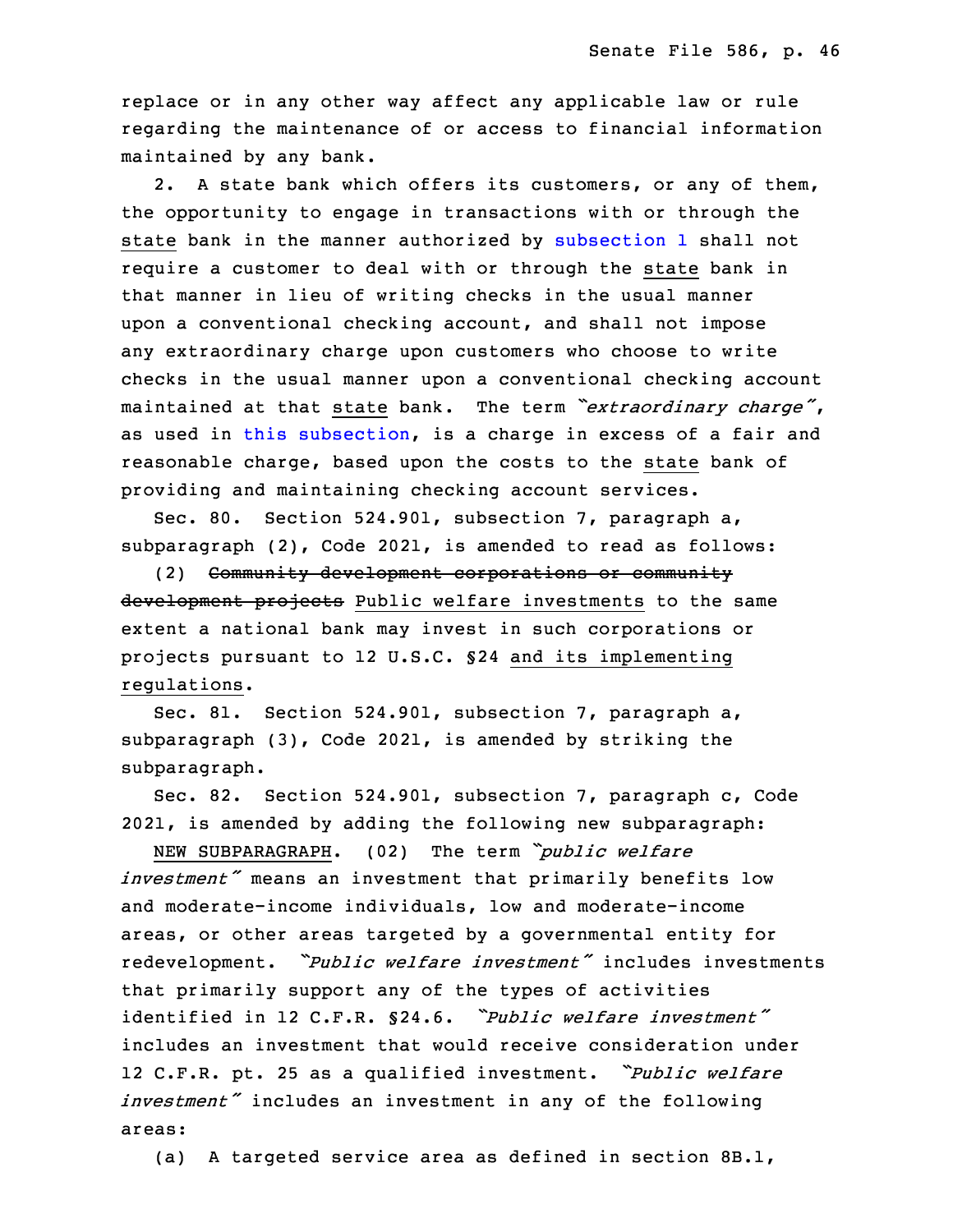replace or in any other way affect any applicable law or rule regarding the maintenance of or access to financial information maintained by any bank.

2. A state bank which offers its customers, or any of them, the opportunity to engage in transactions with or through the state bank in the manner authorized by subsection 1 shall not require a customer to deal with or through the state bank in that manner in lieu of writing checks in the usual manner upon a conventional checking account, and shall not impose any extraordinary charge upon customers who choose to write checks in the usual manner upon a conventional checking account maintained at that state bank. The term *"extraordinary charge"*, as used in this subsection, is a charge in excess of a fair and reasonable charge, based upon the costs to the state bank of providing and maintaining checking account services.

Sec. 80. Section 524.901, subsection 7, paragraph a, subparagraph (2), Code 2021, is amended to read as follows:

(2) ~~Community development corporations or community development projects~~ Public welfare investments to the same extent a national bank may invest in such corporations or projects pursuant to 12 U.S.C. §24 and its implementing regulations.

Sec. 81. Section 524.901, subsection 7, paragraph a, subparagraph (3), Code 2021, is amended by striking the subparagraph.

Sec. 82. Section 524.901, subsection 7, paragraph c, Code 2021, is amended by adding the following new subparagraph:

NEW SUBPARAGRAPH. (02) The term *"public welfare investment"* means an investment that primarily benefits low and moderate-income individuals, low and moderate-income areas, or other areas targeted by a governmental entity for redevelopment. *"Public welfare investment"* includes investments that primarily support any of the types of activities identified in 12 C.F.R. §24.6. *"Public welfare investment"* includes an investment that would receive consideration under 12 C.F.R. pt. 25 as a qualified investment. *"Public welfare investment"* includes an investment in any of the following areas:

(a) A targeted service area as defined in section 8B.1,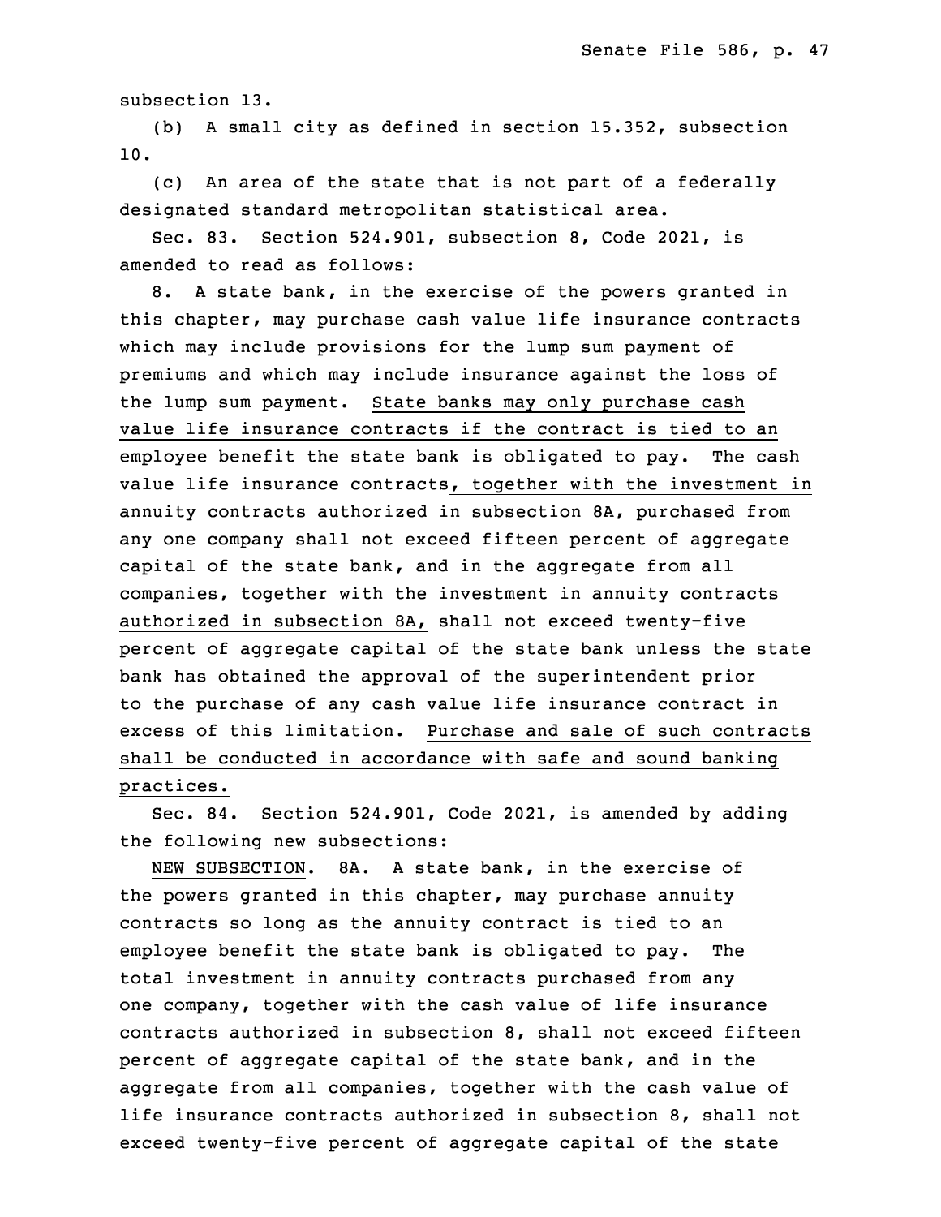subsection 13.

(b) A small city as defined in section 15.352, subsection 10.

(c) An area of the state that is not part of a federally designated standard metropolitan statistical area.

Sec. 83. Section 524.901, subsection 8, Code 2021, is amended to read as follows:

8. A state bank, in the exercise of the powers granted in this chapter, may purchase cash value life insurance contracts which may include provisions for the lump sum payment of premiums and which may include insurance against the loss of the lump sum payment. <u>State banks may only purchase cash value life insurance contracts if the contract is tied to an employee benefit the state bank is obligated to pay.</u> The cash value life insurance contracts<u>, together with the investment in annuity contracts authorized in subsection 8A,</u> purchased from any one company shall not exceed fifteen percent of aggregate capital of the state bank, and in the aggregate from all companies, <u>together with the investment in annuity contracts authorized in subsection 8A,</u> shall not exceed twenty-five percent of aggregate capital of the state bank unless the state bank has obtained the approval of the superintendent prior to the purchase of any cash value life insurance contract in excess of this limitation. <u>Purchase and sale of such contracts shall be conducted in accordance with safe and sound banking practices.</u>

Sec. 84. Section 524.901, Code 2021, is amended by adding the following new subsections:

<u>NEW SUBSECTION</u>. 8A. A state bank, in the exercise of the powers granted in this chapter, may purchase annuity contracts so long as the annuity contract is tied to an employee benefit the state bank is obligated to pay. The total investment in annuity contracts purchased from any one company, together with the cash value of life insurance contracts authorized in subsection 8, shall not exceed fifteen percent of aggregate capital of the state bank, and in the aggregate from all companies, together with the cash value of life insurance contracts authorized in subsection 8, shall not exceed twenty-five percent of aggregate capital of the state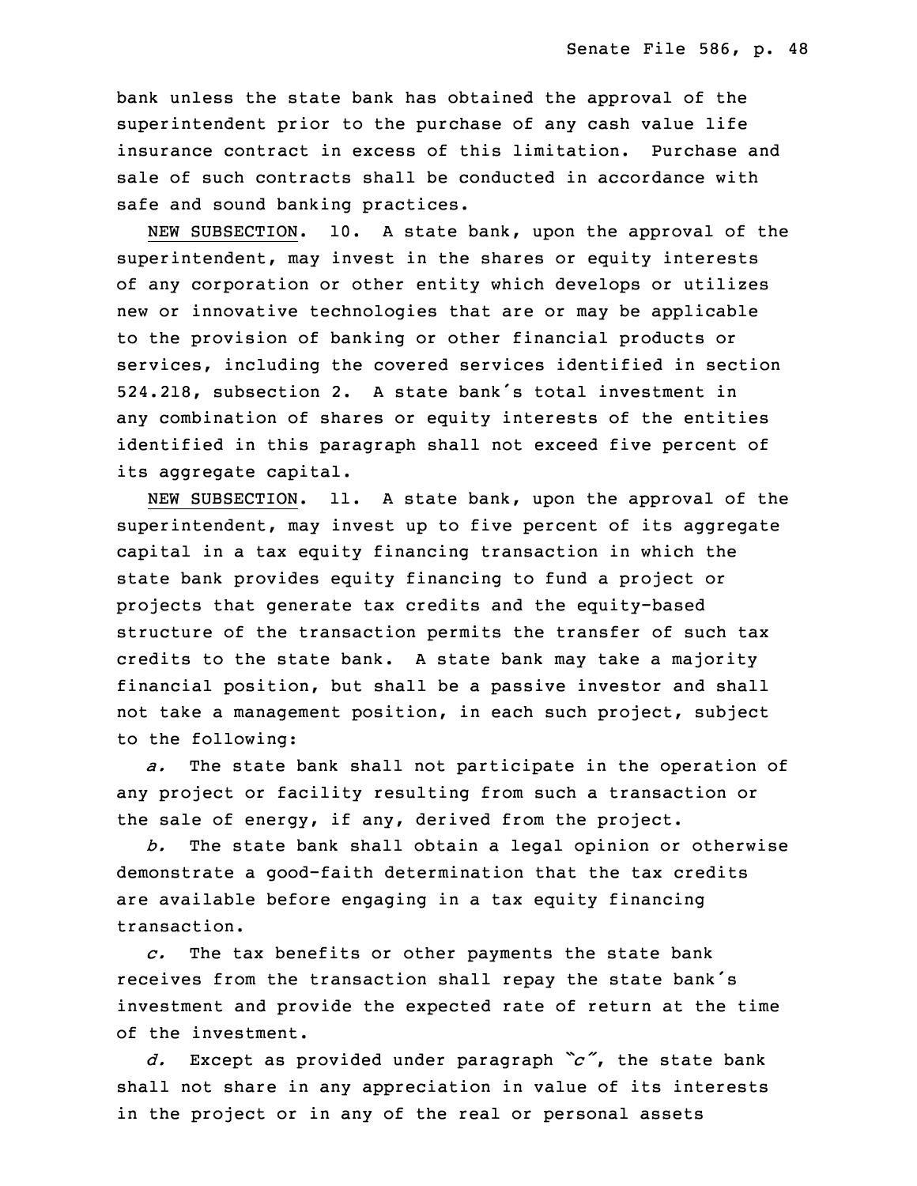bank unless the state bank has obtained the approval of the superintendent prior to the purchase of any cash value life insurance contract in excess of this limitation. Purchase and sale of such contracts shall be conducted in accordance with safe and sound banking practices.

NEW SUBSECTION. 10. A state bank, upon the approval of the superintendent, may invest in the shares or equity interests of any corporation or other entity which develops or utilizes new or innovative technologies that are or may be applicable to the provision of banking or other financial products or services, including the covered services identified in section 524.218, subsection 2. A state bank's total investment in any combination of shares or equity interests of the entities identified in this paragraph shall not exceed five percent of its aggregate capital.

NEW SUBSECTION. 11. A state bank, upon the approval of the superintendent, may invest up to five percent of its aggregate capital in a tax equity financing transaction in which the state bank provides equity financing to fund a project or projects that generate tax credits and the equity-based structure of the transaction permits the transfer of such tax credits to the state bank. A state bank may take a majority financial position, but shall be a passive investor and shall not take a management position, in each such project, subject to the following:

*a.* The state bank shall not participate in the operation of any project or facility resulting from such a transaction or the sale of energy, if any, derived from the project.

*b.* The state bank shall obtain a legal opinion or otherwise demonstrate a good-faith determination that the tax credits are available before engaging in a tax equity financing transaction.

*c.* The tax benefits or other payments the state bank receives from the transaction shall repay the state bank's investment and provide the expected rate of return at the time of the investment.

*d.* Except as provided under paragraph *"c"*, the state bank shall not share in any appreciation in value of its interests in the project or in any of the real or personal assets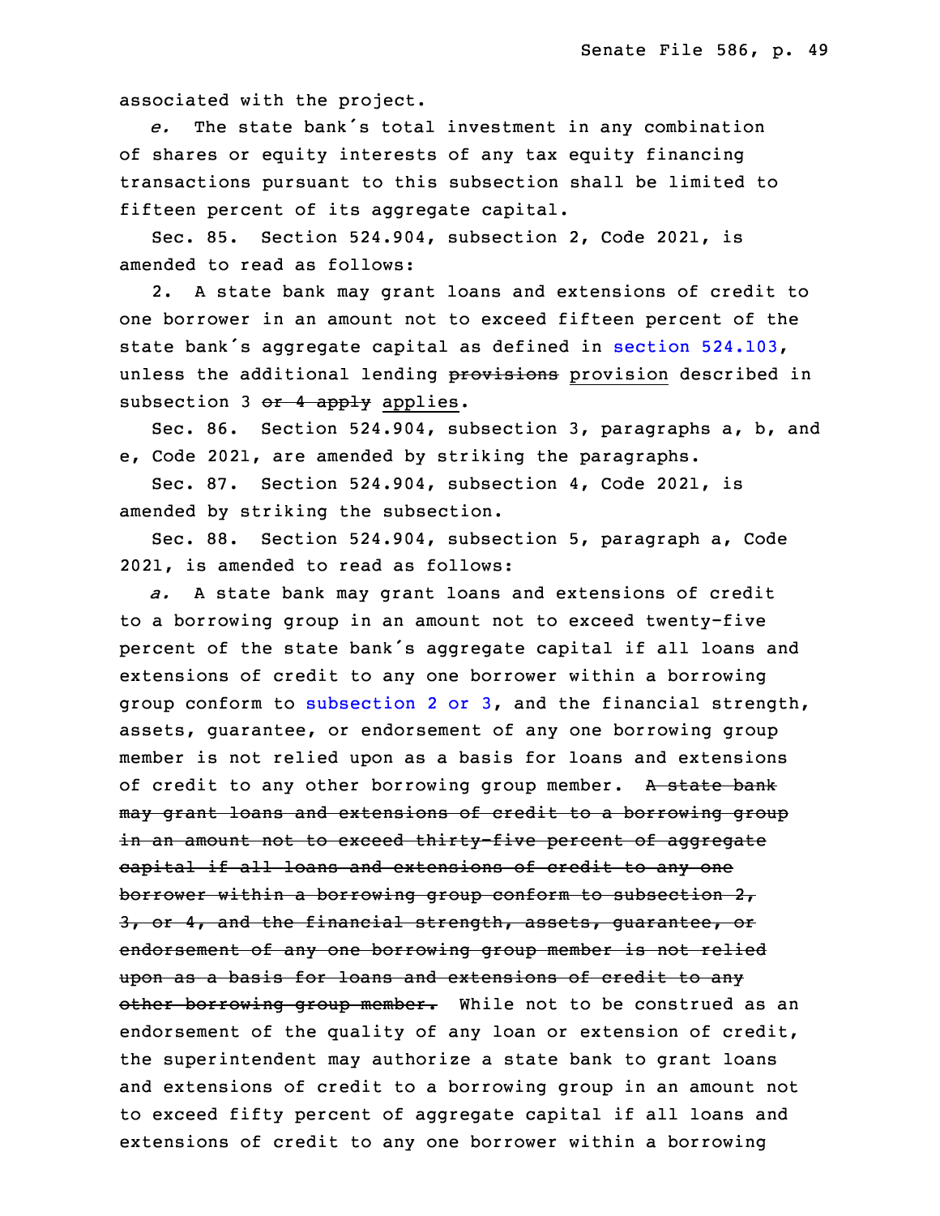associated with the project.

*e.* The state bank's total investment in any combination of shares or equity interests of any tax equity financing transactions pursuant to this subsection shall be limited to fifteen percent of its aggregate capital.

Sec. 85. Section 524.904, subsection 2, Code 2021, is amended to read as follows:

2. A state bank may grant loans and extensions of credit to one borrower in an amount not to exceed fifteen percent of the state bank's aggregate capital as defined in section 524.103, unless the additional lending ~~provisions~~ provision described in subsection 3 ~~or 4 apply~~ applies.

Sec. 86. Section 524.904, subsection 3, paragraphs a, b, and e, Code 2021, are amended by striking the paragraphs.

Sec. 87. Section 524.904, subsection 4, Code 2021, is amended by striking the subsection.

Sec. 88. Section 524.904, subsection 5, paragraph a, Code 2021, is amended to read as follows:

*a.* A state bank may grant loans and extensions of credit to a borrowing group in an amount not to exceed twenty-five percent of the state bank's aggregate capital if all loans and extensions of credit to any one borrower within a borrowing group conform to subsection 2 or 3, and the financial strength, assets, guarantee, or endorsement of any one borrowing group member is not relied upon as a basis for loans and extensions of credit to any other borrowing group member. ~~A state bank may grant loans and extensions of credit to a borrowing group in an amount not to exceed thirty-five percent of aggregate capital if all loans and extensions of credit to any one borrower within a borrowing group conform to subsection 2, 3, or 4, and the financial strength, assets, guarantee, or endorsement of any one borrowing group member is not relied upon as a basis for loans and extensions of credit to any other borrowing group member.~~ While not to be construed as an endorsement of the quality of any loan or extension of credit, the superintendent may authorize a state bank to grant loans and extensions of credit to a borrowing group in an amount not to exceed fifty percent of aggregate capital if all loans and extensions of credit to any one borrower within a borrowing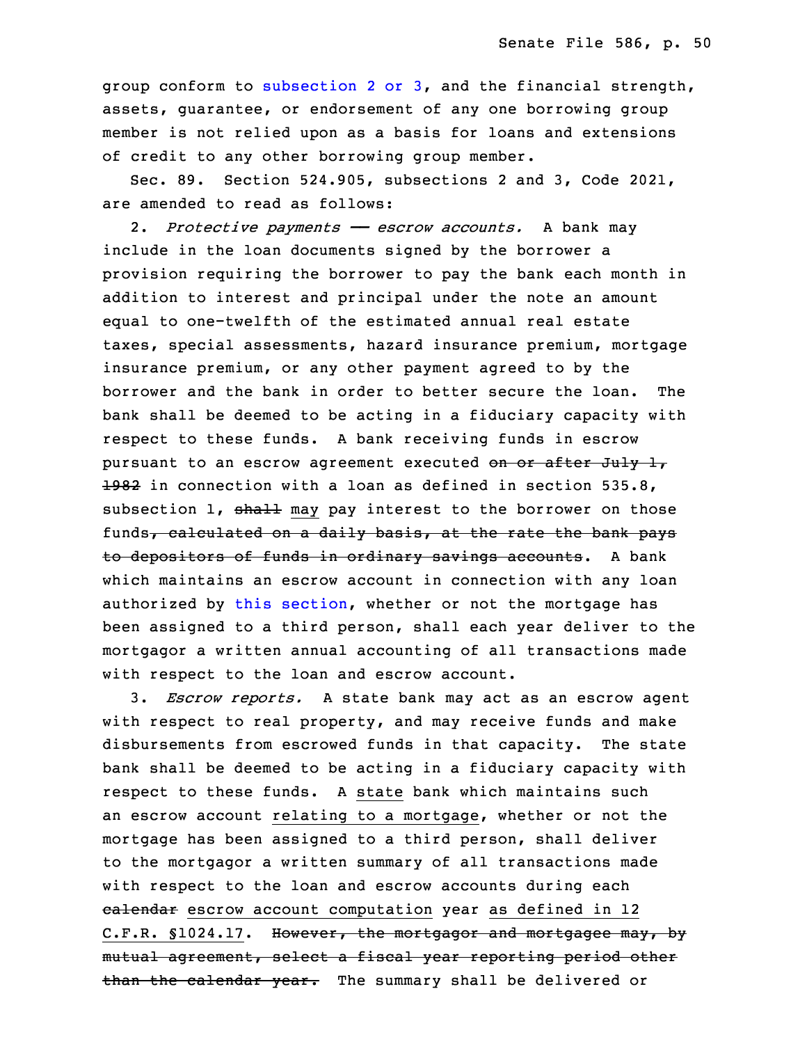group conform to subsection 2 or 3, and the financial strength, assets, guarantee, or endorsement of any one borrowing group member is not relied upon as a basis for loans and extensions of credit to any other borrowing group member.

Sec. 89. Section 524.905, subsections 2 and 3, Code 2021, are amended to read as follows:

2. *Protective payments —— escrow accounts.* A bank may include in the loan documents signed by the borrower a provision requiring the borrower to pay the bank each month in addition to interest and principal under the note an amount equal to one-twelfth of the estimated annual real estate taxes, special assessments, hazard insurance premium, mortgage insurance premium, or any other payment agreed to by the borrower and the bank in order to better secure the loan. The bank shall be deemed to be acting in a fiduciary capacity with respect to these funds. A bank receiving funds in escrow pursuant to an escrow agreement executed ~~on or after July 1, 1982~~ in connection with a loan as defined in section 535.8, subsection 1, ~~shall~~ may pay interest to the borrower on those funds~~, calculated on a daily basis, at the rate the bank pays to depositors of funds in ordinary savings accounts~~. A bank which maintains an escrow account in connection with any loan authorized by this section, whether or not the mortgage has been assigned to a third person, shall each year deliver to the mortgagor a written annual accounting of all transactions made with respect to the loan and escrow account.

3. *Escrow reports.* A state bank may act as an escrow agent with respect to real property, and may receive funds and make disbursements from escrowed funds in that capacity. The state bank shall be deemed to be acting in a fiduciary capacity with respect to these funds. A state bank which maintains such an escrow account relating to a mortgage, whether or not the mortgage has been assigned to a third person, shall deliver to the mortgagor a written summary of all transactions made with respect to the loan and escrow accounts during each ~~calendar~~ escrow account computation year as defined in 12 C.F.R. §1024.17. ~~However, the mortgagor and mortgagee may, by mutual agreement, select a fiscal year reporting period other than the calendar year.~~ The summary shall be delivered or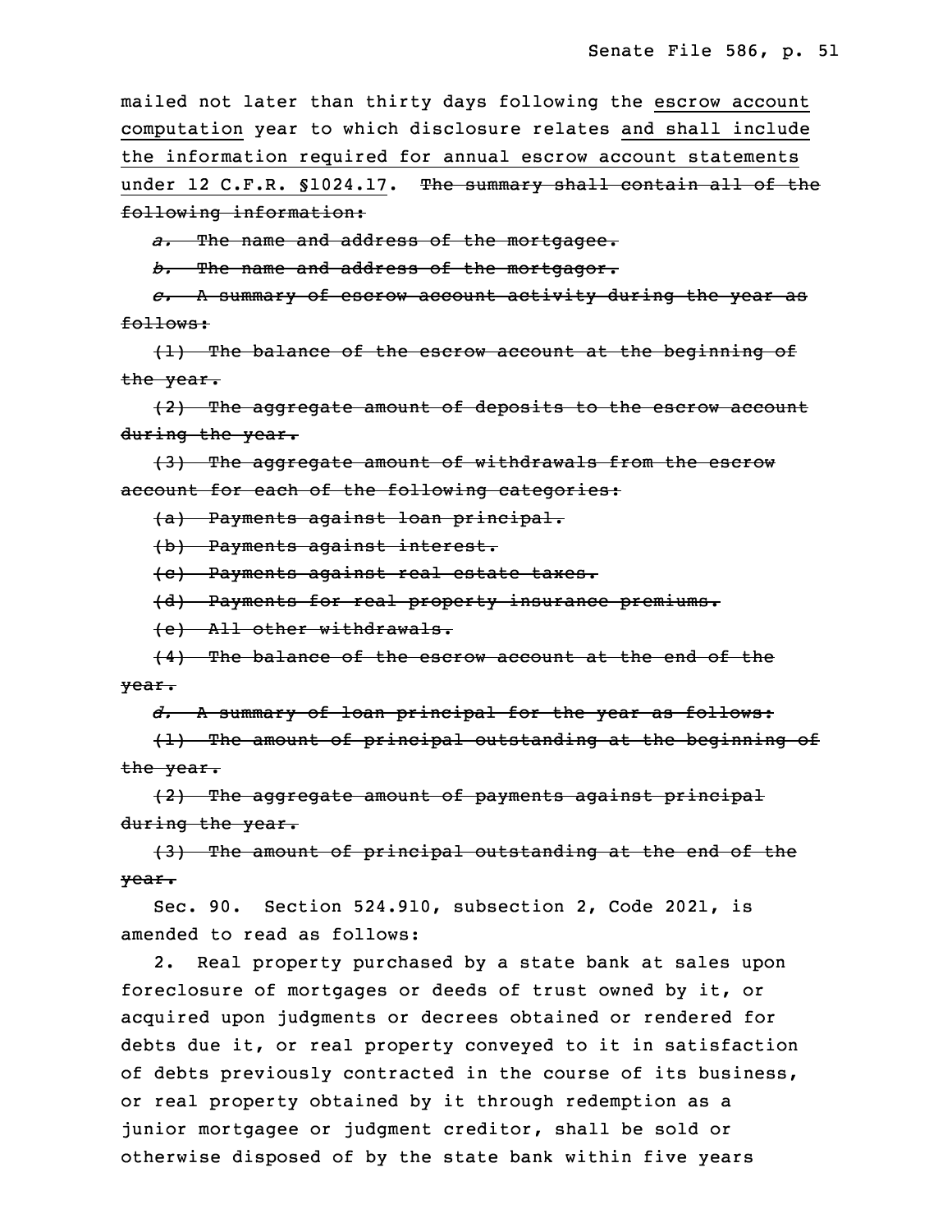mailed not later than thirty days following the <u>escrow account computation</u> year to which disclosure relates <u>and shall include the information required for annual escrow account statements under 12 C.F.R. §1024.17</u>. ~~The summary shall contain all of the following information:~~

~~*a.* The name and address of the mortgagee.~~

~~*b.* The name and address of the mortgagor.~~

~~*c.* A summary of escrow account activity during the year as follows:~~

~~(1) The balance of the escrow account at the beginning of the year.~~

~~(2) The aggregate amount of deposits to the escrow account during the year.~~

~~(3) The aggregate amount of withdrawals from the escrow account for each of the following categories:~~

~~(a) Payments against loan principal.~~

~~(b) Payments against interest.~~

~~(c) Payments against real estate taxes.~~

~~(d) Payments for real property insurance premiums.~~

~~(e) All other withdrawals.~~

~~(4) The balance of the escrow account at the end of the year.~~

~~*d.* A summary of loan principal for the year as follows:~~

~~(1) The amount of principal outstanding at the beginning of the year.~~

~~(2) The aggregate amount of payments against principal during the year.~~

~~(3) The amount of principal outstanding at the end of the year.~~

Sec. 90. Section 524.910, subsection 2, Code 2021, is amended to read as follows:

2. Real property purchased by a state bank at sales upon foreclosure of mortgages or deeds of trust owned by it, or acquired upon judgments or decrees obtained or rendered for debts due it, or real property conveyed to it in satisfaction of debts previously contracted in the course of its business, or real property obtained by it through redemption as a junior mortgagee or judgment creditor, shall be sold or otherwise disposed of by the state bank within five years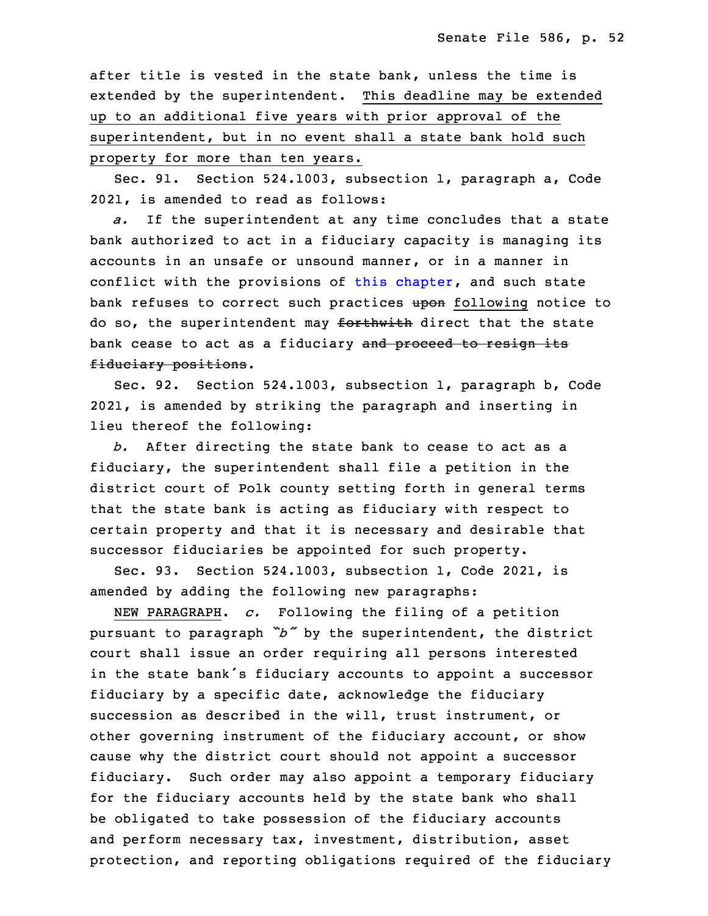after title is vested in the state bank, unless the time is extended by the superintendent. This deadline may be extended up to an additional five years with prior approval of the superintendent, but in no event shall a state bank hold such property for more than ten years.

Sec. 91. Section 524.1003, subsection 1, paragraph a, Code 2021, is amended to read as follows:

*a.* If the superintendent at any time concludes that a state bank authorized to act in a fiduciary capacity is managing its accounts in an unsafe or unsound manner, or in a manner in conflict with the provisions of this chapter, and such state bank refuses to correct such practices ~~upon~~ following notice to do so, the superintendent may ~~forthwith~~ direct that the state bank cease to act as a fiduciary ~~and proceed to resign its fiduciary positions~~.

Sec. 92. Section 524.1003, subsection 1, paragraph b, Code 2021, is amended by striking the paragraph and inserting in lieu thereof the following:

*b.* After directing the state bank to cease to act as a fiduciary, the superintendent shall file a petition in the district court of Polk county setting forth in general terms that the state bank is acting as fiduciary with respect to certain property and that it is necessary and desirable that successor fiduciaries be appointed for such property.

Sec. 93. Section 524.1003, subsection 1, Code 2021, is amended by adding the following new paragraphs:

NEW PARAGRAPH. *c.* Following the filing of a petition pursuant to paragraph *"b"* by the superintendent, the district court shall issue an order requiring all persons interested in the state bank's fiduciary accounts to appoint a successor fiduciary by a specific date, acknowledge the fiduciary succession as described in the will, trust instrument, or other governing instrument of the fiduciary account, or show cause why the district court should not appoint a successor fiduciary. Such order may also appoint a temporary fiduciary for the fiduciary accounts held by the state bank who shall be obligated to take possession of the fiduciary accounts and perform necessary tax, investment, distribution, asset protection, and reporting obligations required of the fiduciary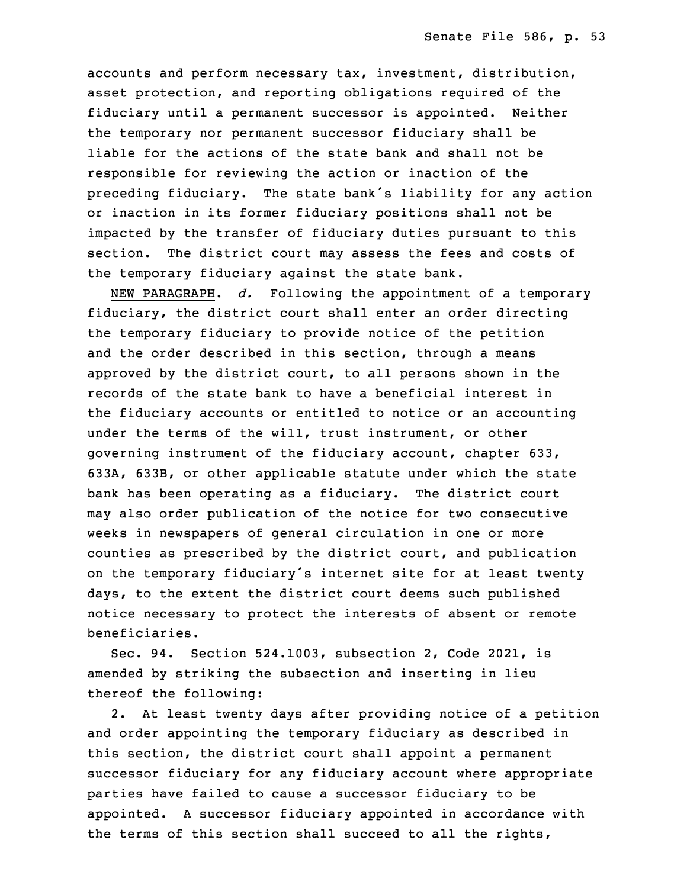accounts and perform necessary tax, investment, distribution, asset protection, and reporting obligations required of the fiduciary until a permanent successor is appointed. Neither the temporary nor permanent successor fiduciary shall be liable for the actions of the state bank and shall not be responsible for reviewing the action or inaction of the preceding fiduciary. The state bank's liability for any action or inaction in its former fiduciary positions shall not be impacted by the transfer of fiduciary duties pursuant to this section. The district court may assess the fees and costs of the temporary fiduciary against the state bank.

NEW PARAGRAPH. *d.* Following the appointment of a temporary fiduciary, the district court shall enter an order directing the temporary fiduciary to provide notice of the petition and the order described in this section, through a means approved by the district court, to all persons shown in the records of the state bank to have a beneficial interest in the fiduciary accounts or entitled to notice or an accounting under the terms of the will, trust instrument, or other governing instrument of the fiduciary account, chapter 633, 633A, 633B, or other applicable statute under which the state bank has been operating as a fiduciary. The district court may also order publication of the notice for two consecutive weeks in newspapers of general circulation in one or more counties as prescribed by the district court, and publication on the temporary fiduciary's internet site for at least twenty days, to the extent the district court deems such published notice necessary to protect the interests of absent or remote beneficiaries.

Sec. 94. Section 524.1003, subsection 2, Code 2021, is amended by striking the subsection and inserting in lieu thereof the following:

2. At least twenty days after providing notice of a petition and order appointing the temporary fiduciary as described in this section, the district court shall appoint a permanent successor fiduciary for any fiduciary account where appropriate parties have failed to cause a successor fiduciary to be appointed. A successor fiduciary appointed in accordance with the terms of this section shall succeed to all the rights,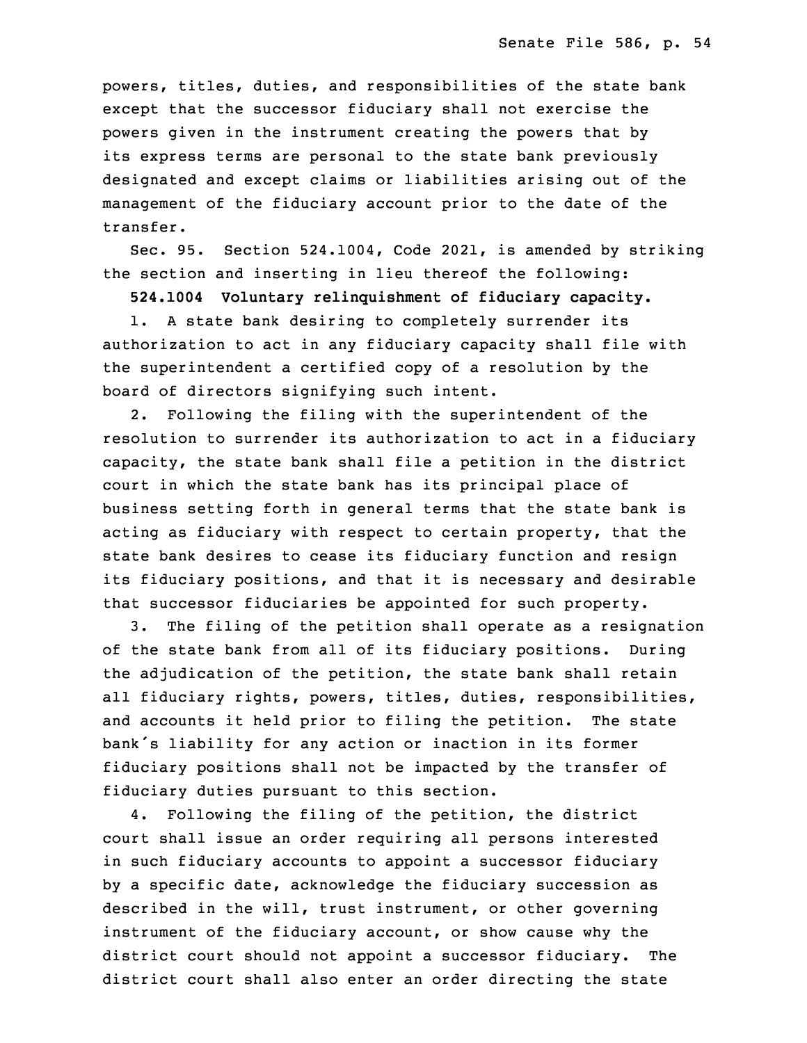powers, titles, duties, and responsibilities of the state bank except that the successor fiduciary shall not exercise the powers given in the instrument creating the powers that by its express terms are personal to the state bank previously designated and except claims or liabilities arising out of the management of the fiduciary account prior to the date of the transfer.

Sec. 95. Section 524.1004, Code 2021, is amended by striking the section and inserting in lieu thereof the following:

**524.1004 Voluntary relinquishment of fiduciary capacity.**

1. A state bank desiring to completely surrender its authorization to act in any fiduciary capacity shall file with the superintendent a certified copy of a resolution by the board of directors signifying such intent.

2. Following the filing with the superintendent of the resolution to surrender its authorization to act in a fiduciary capacity, the state bank shall file a petition in the district court in which the state bank has its principal place of business setting forth in general terms that the state bank is acting as fiduciary with respect to certain property, that the state bank desires to cease its fiduciary function and resign its fiduciary positions, and that it is necessary and desirable that successor fiduciaries be appointed for such property.

3. The filing of the petition shall operate as a resignation of the state bank from all of its fiduciary positions. During the adjudication of the petition, the state bank shall retain all fiduciary rights, powers, titles, duties, responsibilities, and accounts it held prior to filing the petition. The state bank's liability for any action or inaction in its former fiduciary positions shall not be impacted by the transfer of fiduciary duties pursuant to this section.

4. Following the filing of the petition, the district court shall issue an order requiring all persons interested in such fiduciary accounts to appoint a successor fiduciary by a specific date, acknowledge the fiduciary succession as described in the will, trust instrument, or other governing instrument of the fiduciary account, or show cause why the district court should not appoint a successor fiduciary. The district court shall also enter an order directing the state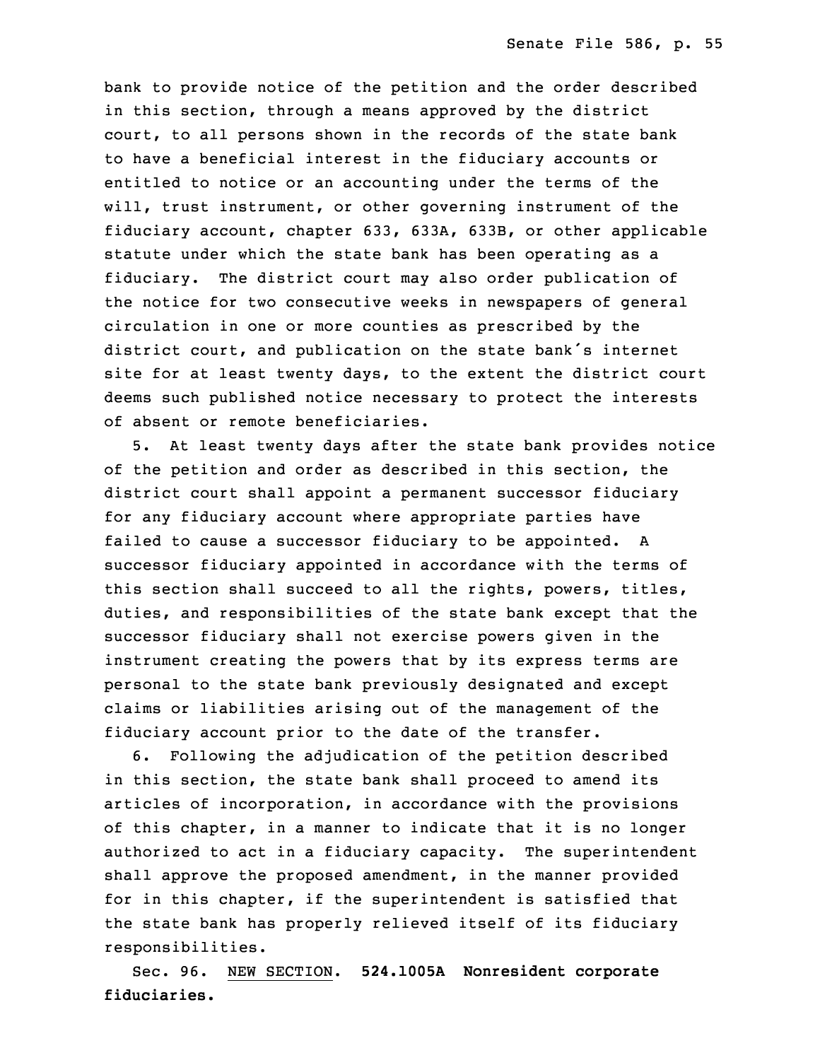bank to provide notice of the petition and the order described in this section, through a means approved by the district court, to all persons shown in the records of the state bank to have a beneficial interest in the fiduciary accounts or entitled to notice or an accounting under the terms of the will, trust instrument, or other governing instrument of the fiduciary account, chapter 633, 633A, 633B, or other applicable statute under which the state bank has been operating as a fiduciary. The district court may also order publication of the notice for two consecutive weeks in newspapers of general circulation in one or more counties as prescribed by the district court, and publication on the state bank's internet site for at least twenty days, to the extent the district court deems such published notice necessary to protect the interests of absent or remote beneficiaries.

5. At least twenty days after the state bank provides notice of the petition and order as described in this section, the district court shall appoint a permanent successor fiduciary for any fiduciary account where appropriate parties have failed to cause a successor fiduciary to be appointed. A successor fiduciary appointed in accordance with the terms of this section shall succeed to all the rights, powers, titles, duties, and responsibilities of the state bank except that the successor fiduciary shall not exercise powers given in the instrument creating the powers that by its express terms are personal to the state bank previously designated and except claims or liabilities arising out of the management of the fiduciary account prior to the date of the transfer.

6. Following the adjudication of the petition described in this section, the state bank shall proceed to amend its articles of incorporation, in accordance with the provisions of this chapter, in a manner to indicate that it is no longer authorized to act in a fiduciary capacity. The superintendent shall approve the proposed amendment, in the manner provided for in this chapter, if the superintendent is satisfied that the state bank has properly relieved itself of its fiduciary responsibilities.

Sec. 96. NEW SECTION. **524.1005A Nonresident corporate fiduciaries.**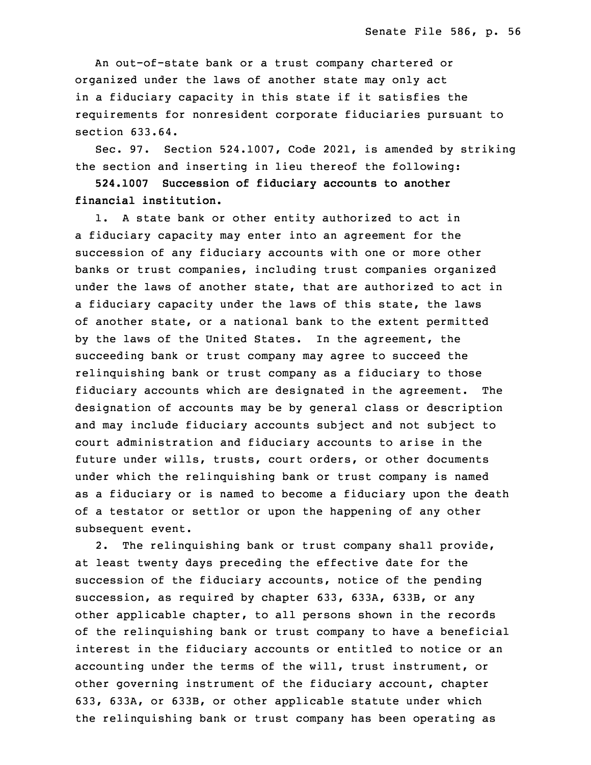An out-of-state bank or a trust company chartered or organized under the laws of another state may only act in a fiduciary capacity in this state if it satisfies the requirements for nonresident corporate fiduciaries pursuant to section 633.64.

Sec. 97. Section 524.1007, Code 2021, is amended by striking the section and inserting in lieu thereof the following:

**524.1007 Succession of fiduciary accounts to another financial institution.**

1. A state bank or other entity authorized to act in a fiduciary capacity may enter into an agreement for the succession of any fiduciary accounts with one or more other banks or trust companies, including trust companies organized under the laws of another state, that are authorized to act in a fiduciary capacity under the laws of this state, the laws of another state, or a national bank to the extent permitted by the laws of the United States. In the agreement, the succeeding bank or trust company may agree to succeed the relinquishing bank or trust company as a fiduciary to those fiduciary accounts which are designated in the agreement. The designation of accounts may be by general class or description and may include fiduciary accounts subject and not subject to court administration and fiduciary accounts to arise in the future under wills, trusts, court orders, or other documents under which the relinquishing bank or trust company is named as a fiduciary or is named to become a fiduciary upon the death of a testator or settlor or upon the happening of any other subsequent event.

2. The relinquishing bank or trust company shall provide, at least twenty days preceding the effective date for the succession of the fiduciary accounts, notice of the pending succession, as required by chapter 633, 633A, 633B, or any other applicable chapter, to all persons shown in the records of the relinquishing bank or trust company to have a beneficial interest in the fiduciary accounts or entitled to notice or an accounting under the terms of the will, trust instrument, or other governing instrument of the fiduciary account, chapter 633, 633A, or 633B, or other applicable statute under which the relinquishing bank or trust company has been operating as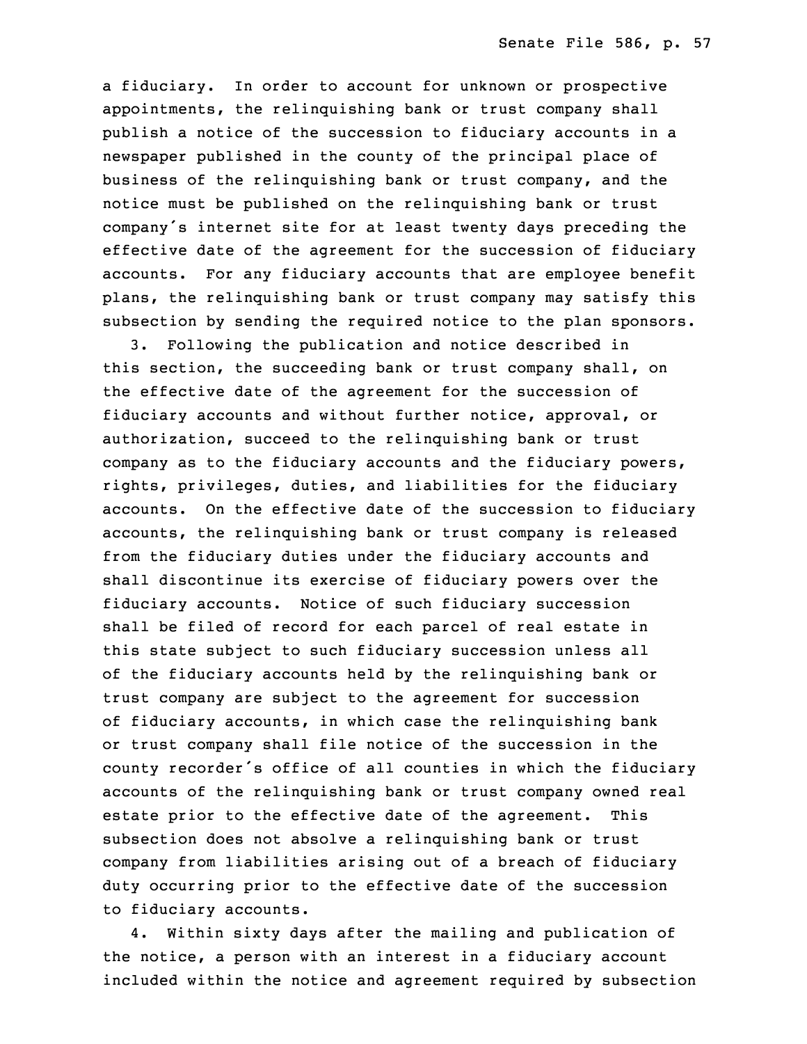a fiduciary. In order to account for unknown or prospective appointments, the relinquishing bank or trust company shall publish a notice of the succession to fiduciary accounts in a newspaper published in the county of the principal place of business of the relinquishing bank or trust company, and the notice must be published on the relinquishing bank or trust company's internet site for at least twenty days preceding the effective date of the agreement for the succession of fiduciary accounts. For any fiduciary accounts that are employee benefit plans, the relinquishing bank or trust company may satisfy this subsection by sending the required notice to the plan sponsors.

3. Following the publication and notice described in this section, the succeeding bank or trust company shall, on the effective date of the agreement for the succession of fiduciary accounts and without further notice, approval, or authorization, succeed to the relinquishing bank or trust company as to the fiduciary accounts and the fiduciary powers, rights, privileges, duties, and liabilities for the fiduciary accounts. On the effective date of the succession to fiduciary accounts, the relinquishing bank or trust company is released from the fiduciary duties under the fiduciary accounts and shall discontinue its exercise of fiduciary powers over the fiduciary accounts. Notice of such fiduciary succession shall be filed of record for each parcel of real estate in this state subject to such fiduciary succession unless all of the fiduciary accounts held by the relinquishing bank or trust company are subject to the agreement for succession of fiduciary accounts, in which case the relinquishing bank or trust company shall file notice of the succession in the county recorder's office of all counties in which the fiduciary accounts of the relinquishing bank or trust company owned real estate prior to the effective date of the agreement. This subsection does not absolve a relinquishing bank or trust company from liabilities arising out of a breach of fiduciary duty occurring prior to the effective date of the succession to fiduciary accounts.

4. Within sixty days after the mailing and publication of the notice, a person with an interest in a fiduciary account included within the notice and agreement required by subsection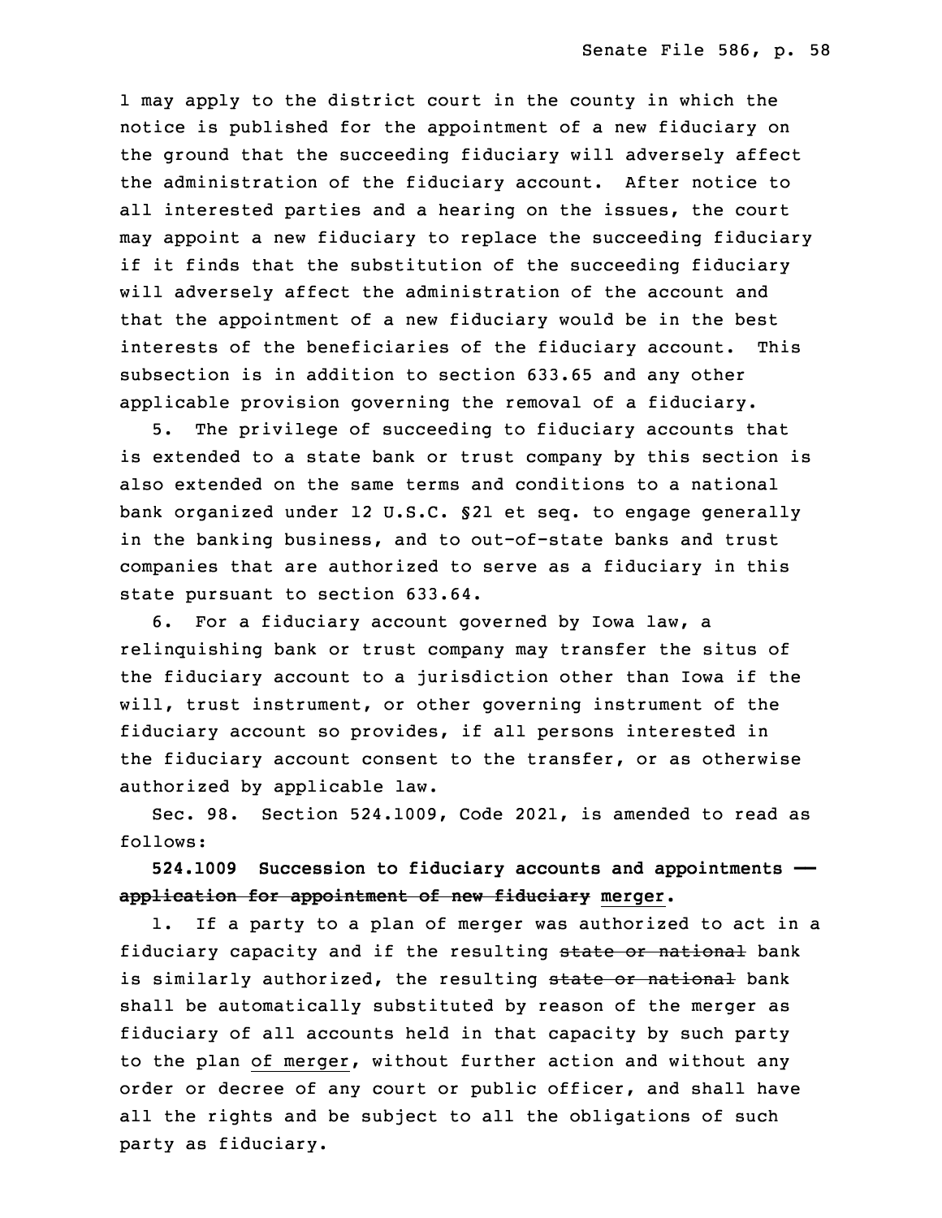may apply to the district court in the county in which the notice is published for the appointment of a new fiduciary on the ground that the succeeding fiduciary will adversely affect the administration of the fiduciary account. After notice to all interested parties and a hearing on the issues, the court may appoint a new fiduciary to replace the succeeding fiduciary if it finds that the substitution of the succeeding fiduciary will adversely affect the administration of the account and that the appointment of a new fiduciary would be in the best interests of the beneficiaries of the fiduciary account. This subsection is in addition to section 633.65 and any other applicable provision governing the removal of a fiduciary.

5. The privilege of succeeding to fiduciary accounts that is extended to a state bank or trust company by this section is also extended on the same terms and conditions to a national bank organized under 12 U.S.C. §21 et seq. to engage generally in the banking business, and to out-of-state banks and trust companies that are authorized to serve as a fiduciary in this state pursuant to section 633.64.

6. For a fiduciary account governed by Iowa law, a relinquishing bank or trust company may transfer the situs of the fiduciary account to a jurisdiction other than Iowa if the will, trust instrument, or other governing instrument of the fiduciary account so provides, if all persons interested in the fiduciary account consent to the transfer, or as otherwise authorized by applicable law.

Sec. 98. Section 524.1009, Code 2021, is amended to read as follows:

**524.1009 Succession to fiduciary accounts and appointments — ~~application for appointment of new fiduciary~~ merger.**

1. If a party to a plan of merger was authorized to act in a fiduciary capacity and if the resulting ~~state or national~~ bank is similarly authorized, the resulting ~~state or national~~ bank shall be automatically substituted by reason of the merger as fiduciary of all accounts held in that capacity by such party to the plan of merger, without further action and without any order or decree of any court or public officer, and shall have all the rights and be subject to all the obligations of such party as fiduciary.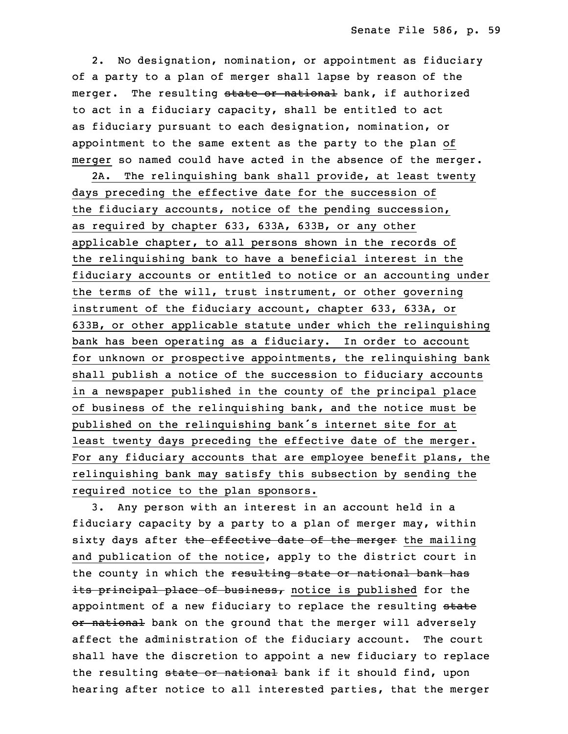2. No designation, nomination, or appointment as fiduciary of a party to a plan of merger shall lapse by reason of the merger. The resulting ~~state or national~~ bank, if authorized to act in a fiduciary capacity, shall be entitled to act as fiduciary pursuant to each designation, nomination, or appointment to the same extent as the party to the plan <u>of merger</u> so named could have acted in the absence of the merger.

<u>2A. The relinquishing bank shall provide, at least twenty days preceding the effective date for the succession of the fiduciary accounts, notice of the pending succession, as required by chapter 633, 633A, 633B, or any other applicable chapter, to all persons shown in the records of the relinquishing bank to have a beneficial interest in the fiduciary accounts or entitled to notice or an accounting under the terms of the will, trust instrument, or other governing instrument of the fiduciary account, chapter 633, 633A, or 633B, or other applicable statute under which the relinquishing bank has been operating as a fiduciary. In order to account for unknown or prospective appointments, the relinquishing bank shall publish a notice of the succession to fiduciary accounts in a newspaper published in the county of the principal place of business of the relinquishing bank, and the notice must be published on the relinquishing bank's internet site for at least twenty days preceding the effective date of the merger. For any fiduciary accounts that are employee benefit plans, the relinquishing bank may satisfy this subsection by sending the required notice to the plan sponsors.</u>

3. Any person with an interest in an account held in a fiduciary capacity by a party to a plan of merger may, within sixty days after ~~the effective date of the merger~~ <u>the mailing and publication of the notice</u>, apply to the district court in the county in which the ~~resulting state or national bank has its principal place of business,~~ <u>notice is published</u> for the appointment of a new fiduciary to replace the resulting ~~state or national~~ bank on the ground that the merger will adversely affect the administration of the fiduciary account. The court shall have the discretion to appoint a new fiduciary to replace the resulting ~~state or national~~ bank if it should find, upon hearing after notice to all interested parties, that the merger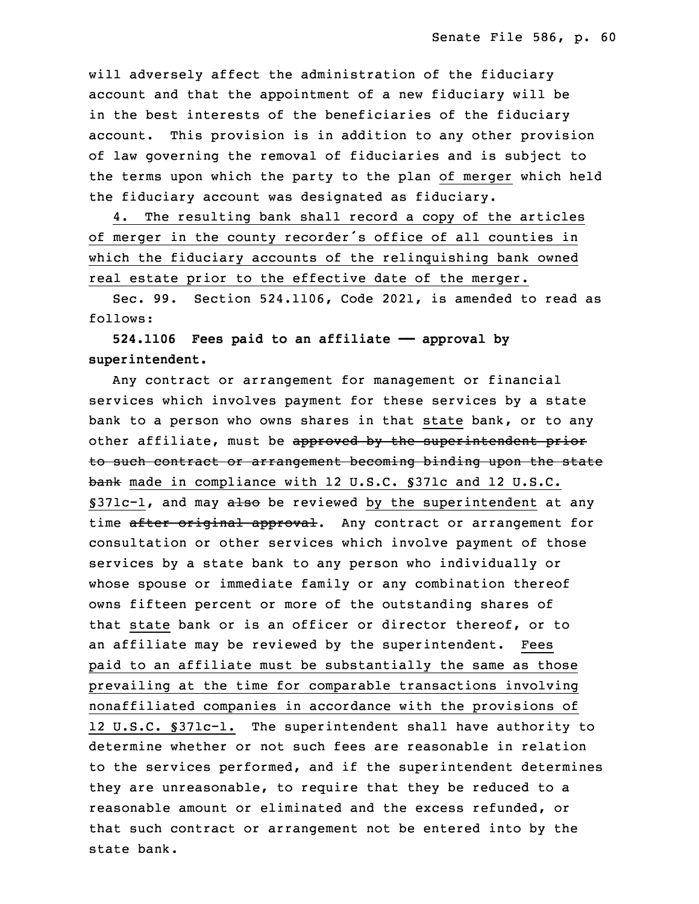will adversely affect the administration of the fiduciary account and that the appointment of a new fiduciary will be in the best interests of the beneficiaries of the fiduciary account. This provision is in addition to any other provision of law governing the removal of fiduciaries and is subject to the terms upon which the party to the plan of merger which held the fiduciary account was designated as fiduciary.

4. The resulting bank shall record a copy of the articles of merger in the county recorder's office of all counties in which the fiduciary accounts of the relinquishing bank owned real estate prior to the effective date of the merger.

Sec. 99. Section 524.1106, Code 2021, is amended to read as follows:

**524.1106 Fees paid to an affiliate —— approval by superintendent.**

Any contract or arrangement for management or financial services which involves payment for these services by a state bank to a person who owns shares in that state bank, or to any other affiliate, must be ~~approved by the superintendent prior to such contract or arrangement becoming binding upon the state bank~~ made in compliance with 12 U.S.C. §371c and 12 U.S.C. §371c-1, and may ~~also~~ be reviewed by the superintendent at any time ~~after original approval~~. Any contract or arrangement for consultation or other services which involve payment of those services by a state bank to any person who individually or whose spouse or immediate family or any combination thereof owns fifteen percent or more of the outstanding shares of that state bank or is an officer or director thereof, or to an affiliate may be reviewed by the superintendent. Fees paid to an affiliate must be substantially the same as those prevailing at the time for comparable transactions involving nonaffiliated companies in accordance with the provisions of 12 U.S.C. §371c-1. The superintendent shall have authority to determine whether or not such fees are reasonable in relation to the services performed, and if the superintendent determines they are unreasonable, to require that they be reduced to a reasonable amount or eliminated and the excess refunded, or that such contract or arrangement not be entered into by the state bank.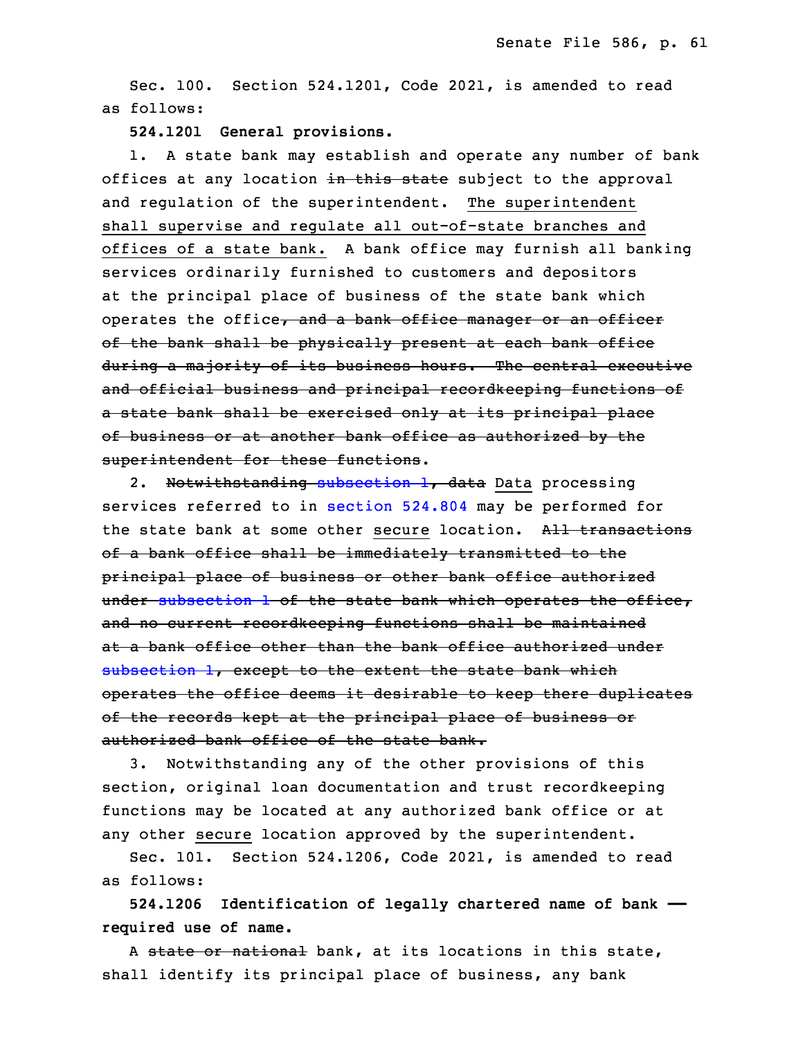Sec. 100. Section 524.1201, Code 2021, is amended to read as follows:

**524.1201 General provisions.**

1. A state bank may establish and operate any number of bank offices at any location ~~in this state~~ subject to the approval and regulation of the superintendent. <u>The superintendent shall supervise and regulate all out-of-state branches and offices of a state bank.</u> A bank office may furnish all banking services ordinarily furnished to customers and depositors at the principal place of business of the state bank which operates the office~~, and a bank office manager or an officer of the bank shall be physically present at each bank office during a majority of its business hours. The central executive and official business and principal recordkeeping functions of a state bank shall be exercised only at its principal place of business or at another bank office as authorized by the superintendent for these functions~~.

2. ~~Notwithstanding subsection 1, data~~ <u>Data</u> processing services referred to in section 524.804 may be performed for the state bank at some other <u>secure</u> location. ~~All transactions of a bank office shall be immediately transmitted to the principal place of business or other bank office authorized under subsection 1 of the state bank which operates the office, and no current recordkeeping functions shall be maintained at a bank office other than the bank office authorized under subsection 1, except to the extent the state bank which operates the office deems it desirable to keep there duplicates of the records kept at the principal place of business or authorized bank office of the state bank.~~

3. Notwithstanding any of the other provisions of this section, original loan documentation and trust recordkeeping functions may be located at any authorized bank office or at any other <u>secure</u> location approved by the superintendent.

Sec. 101. Section 524.1206, Code 2021, is amended to read as follows:

**524.1206 Identification of legally chartered name of bank — required use of name.**

A ~~state or national~~ bank, at its locations in this state, shall identify its principal place of business, any bank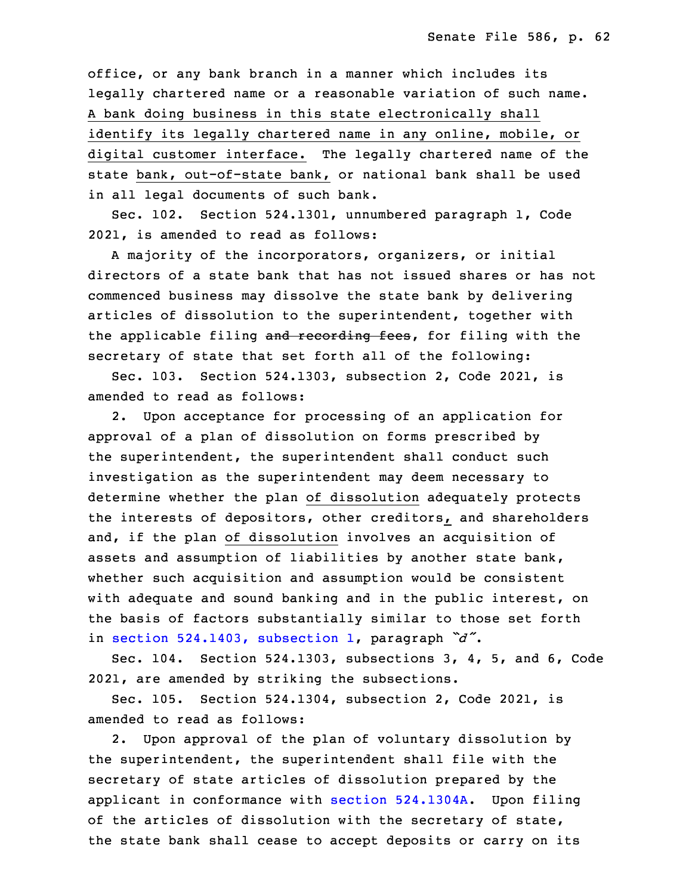office, or any bank branch in a manner which includes its legally chartered name or a reasonable variation of such name. A bank doing business in this state electronically shall identify its legally chartered name in any online, mobile, or digital customer interface. The legally chartered name of the state bank, out-of-state bank, or national bank shall be used in all legal documents of such bank.

Sec. 102. Section 524.1301, unnumbered paragraph 1, Code 2021, is amended to read as follows:

A majority of the incorporators, organizers, or initial directors of a state bank that has not issued shares or has not commenced business may dissolve the state bank by delivering articles of dissolution to the superintendent, together with the applicable filing ~~and recording fees~~, for filing with the secretary of state that set forth all of the following:

Sec. 103. Section 524.1303, subsection 2, Code 2021, is amended to read as follows:

2. Upon acceptance for processing of an application for approval of a plan of dissolution on forms prescribed by the superintendent, the superintendent shall conduct such investigation as the superintendent may deem necessary to determine whether the plan of dissolution adequately protects the interests of depositors, other creditors, and shareholders and, if the plan of dissolution involves an acquisition of assets and assumption of liabilities by another state bank, whether such acquisition and assumption would be consistent with adequate and sound banking and in the public interest, on the basis of factors substantially similar to those set forth in section 524.1403, subsection 1, paragraph *"d"*.

Sec. 104. Section 524.1303, subsections 3, 4, 5, and 6, Code 2021, are amended by striking the subsections.

Sec. 105. Section 524.1304, subsection 2, Code 2021, is amended to read as follows:

2. Upon approval of the plan of voluntary dissolution by the superintendent, the superintendent shall file with the secretary of state articles of dissolution prepared by the applicant in conformance with section 524.1304A. Upon filing of the articles of dissolution with the secretary of state, the state bank shall cease to accept deposits or carry on its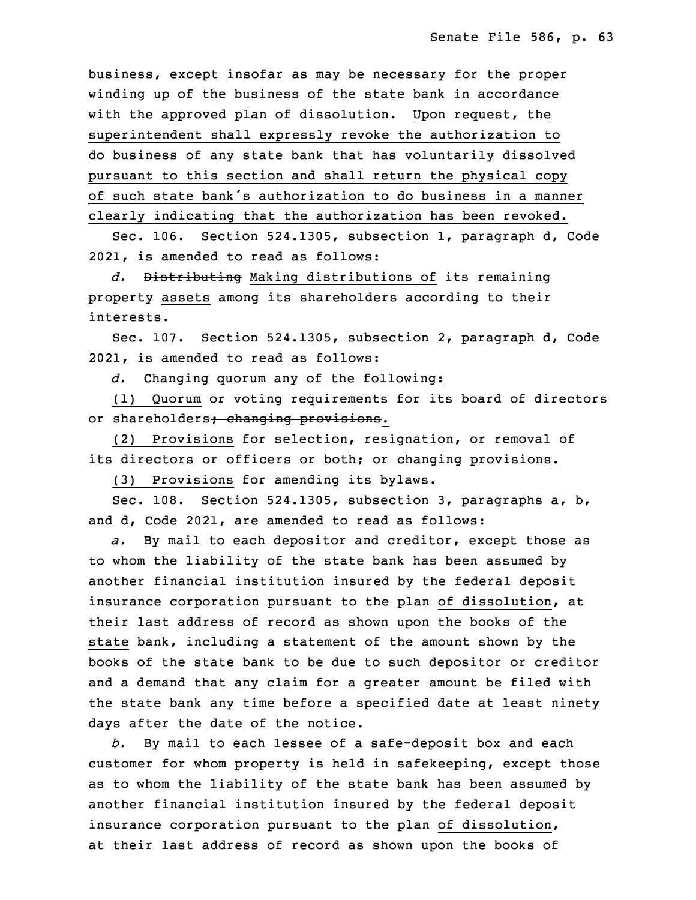business, except insofar as may be necessary for the proper winding up of the business of the state bank in accordance with the approved plan of dissolution. Upon request, the superintendent shall expressly revoke the authorization to do business of any state bank that has voluntarily dissolved pursuant to this section and shall return the physical copy of such state bank's authorization to do business in a manner clearly indicating that the authorization has been revoked.

Sec. 106. Section 524.1305, subsection 1, paragraph d, Code 2021, is amended to read as follows:

*d.* ~~Distributing~~ Making distributions of its remaining ~~property~~ assets among its shareholders according to their interests.

Sec. 107. Section 524.1305, subsection 2, paragraph d, Code 2021, is amended to read as follows:

*d.* Changing ~~quorum~~ any of the following:

(1) Quorum or voting requirements for its board of directors or shareholders~~; changing provisions~~.

(2) Provisions for selection, resignation, or removal of its directors or officers or both~~; or changing provisions~~.

(3) Provisions for amending its bylaws.

Sec. 108. Section 524.1305, subsection 3, paragraphs a, b, and d, Code 2021, are amended to read as follows:

*a.* By mail to each depositor and creditor, except those as to whom the liability of the state bank has been assumed by another financial institution insured by the federal deposit insurance corporation pursuant to the plan of dissolution, at their last address of record as shown upon the books of the state bank, including a statement of the amount shown by the books of the state bank to be due to such depositor or creditor and a demand that any claim for a greater amount be filed with the state bank any time before a specified date at least ninety days after the date of the notice.

*b.* By mail to each lessee of a safe-deposit box and each customer for whom property is held in safekeeping, except those as to whom the liability of the state bank has been assumed by another financial institution insured by the federal deposit insurance corporation pursuant to the plan of dissolution, at their last address of record as shown upon the books of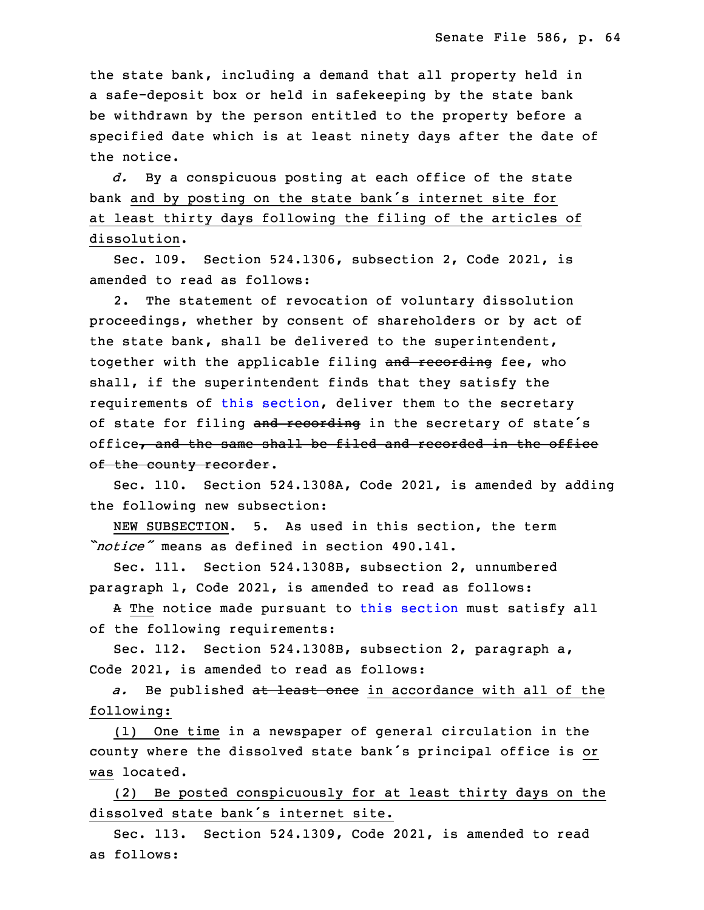the state bank, including a demand that all property held in a safe-deposit box or held in safekeeping by the state bank be withdrawn by the person entitled to the property before a specified date which is at least ninety days after the date of the notice.

*d.* By a conspicuous posting at each office of the state bank <u>and by posting on the state bank's internet site for at least thirty days following the filing of the articles of dissolution</u>.

Sec. 109. Section 524.1306, subsection 2, Code 2021, is amended to read as follows:

2. The statement of revocation of voluntary dissolution proceedings, whether by consent of shareholders or by act of the state bank, shall be delivered to the superintendent, together with the applicable filing ~~and recording~~ fee, who shall, if the superintendent finds that they satisfy the requirements of this section, deliver them to the secretary of state for filing ~~and recording~~ in the secretary of state's office~~, and the same shall be filed and recorded in the office of the county recorder~~.

Sec. 110. Section 524.1308A, Code 2021, is amended by adding the following new subsection:

<u>NEW SUBSECTION</u>. 5. As used in this section, the term *"notice"* means as defined in section 490.141.

Sec. 111. Section 524.1308B, subsection 2, unnumbered paragraph 1, Code 2021, is amended to read as follows:

~~A~~ <u>The</u> notice made pursuant to this section must satisfy all of the following requirements:

Sec. 112. Section 524.1308B, subsection 2, paragraph a, Code 2021, is amended to read as follows:

*a.* Be published ~~at least once~~ <u>in accordance with all of the following:</u>

<u>(1) One time</u> in a newspaper of general circulation in the county where the dissolved state bank's principal office is <u>or was</u> located.

<u>(2) Be posted conspicuously for at least thirty days on the dissolved state bank's internet site.</u>

Sec. 113. Section 524.1309, Code 2021, is amended to read as follows: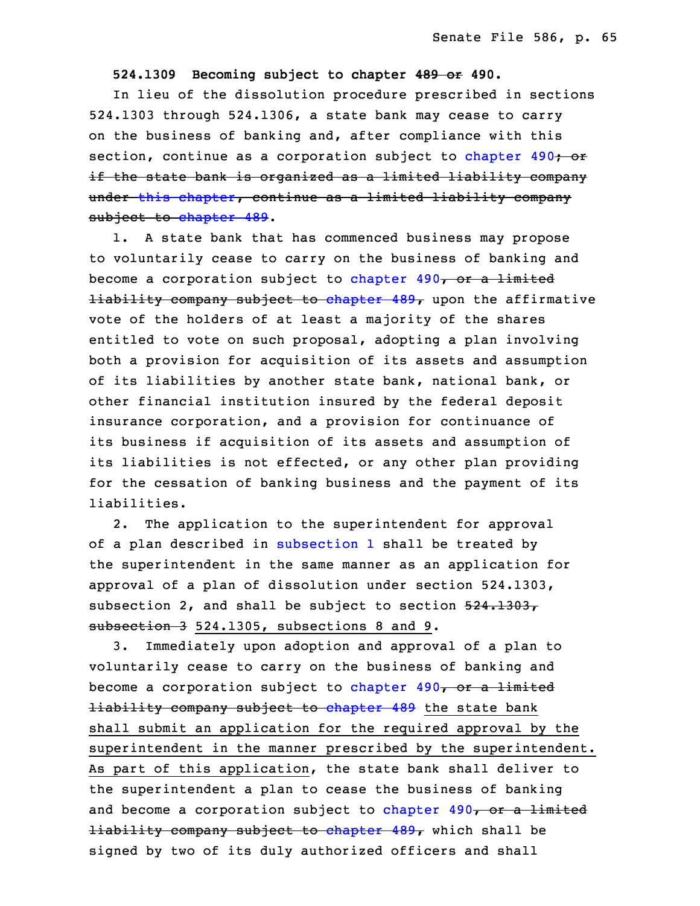**524.1309 Becoming subject to chapter ~~489 or~~ 490.**

In lieu of the dissolution procedure prescribed in sections 524.1303 through 524.1306, a state bank may cease to carry on the business of banking and, after compliance with this section, continue as a corporation subject to chapter 490~~; or if the state bank is organized as a limited liability company under this chapter, continue as a limited liability company subject to chapter 489~~.

1. A state bank that has commenced business may propose to voluntarily cease to carry on the business of banking and become a corporation subject to chapter 490~~, or a limited liability company subject to chapter 489,~~ upon the affirmative vote of the holders of at least a majority of the shares entitled to vote on such proposal, adopting a plan involving both a provision for acquisition of its assets and assumption of its liabilities by another state bank, national bank, or other financial institution insured by the federal deposit insurance corporation, and a provision for continuance of its business if acquisition of its assets and assumption of its liabilities is not effected, or any other plan providing for the cessation of banking business and the payment of its liabilities.

2. The application to the superintendent for approval of a plan described in subsection 1 shall be treated by the superintendent in the same manner as an application for approval of a plan of dissolution under section 524.1303, subsection 2, and shall be subject to section ~~524.1303, subsection 3~~ 524.1305, subsections 8 and 9.

3. Immediately upon adoption and approval of a plan to voluntarily cease to carry on the business of banking and become a corporation subject to chapter 490~~, or a limited liability company subject to chapter 489~~ the state bank shall submit an application for the required approval by the superintendent in the manner prescribed by the superintendent. As part of this application, the state bank shall deliver to the superintendent a plan to cease the business of banking and become a corporation subject to chapter 490~~, or a limited liability company subject to chapter 489,~~ which shall be signed by two of its duly authorized officers and shall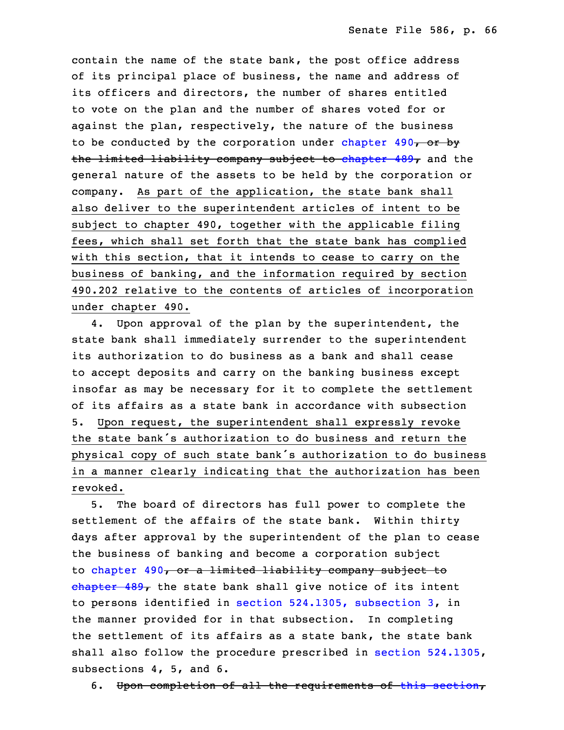contain the name of the state bank, the post office address of its principal place of business, the name and address of its officers and directors, the number of shares entitled to vote on the plan and the number of shares voted for or against the plan, respectively, the nature of the business to be conducted by the corporation under chapter 490~~, or by the limited liability company subject to chapter 489,~~ and the general nature of the assets to be held by the corporation or company. As part of the application, the state bank shall also deliver to the superintendent articles of intent to be subject to chapter 490, together with the applicable filing fees, which shall set forth that the state bank has complied with this section, that it intends to cease to carry on the business of banking, and the information required by section 490.202 relative to the contents of articles of incorporation under chapter 490.

4. Upon approval of the plan by the superintendent, the state bank shall immediately surrender to the superintendent its authorization to do business as a bank and shall cease to accept deposits and carry on the banking business except insofar as may be necessary for it to complete the settlement of its affairs as a state bank in accordance with subsection 5. Upon request, the superintendent shall expressly revoke the state bank's authorization to do business and return the physical copy of such state bank's authorization to do business in a manner clearly indicating that the authorization has been revoked.

5. The board of directors has full power to complete the settlement of the affairs of the state bank. Within thirty days after approval by the superintendent of the plan to cease the business of banking and become a corporation subject to chapter 490~~, or a limited liability company subject to chapter 489,~~ the state bank shall give notice of its intent to persons identified in section 524.1305, subsection 3, in the manner provided for in that subsection. In completing the settlement of its affairs as a state bank, the state bank shall also follow the procedure prescribed in section 524.1305, subsections 4, 5, and 6.

6. ~~Upon completion of all the requirements of this section,~~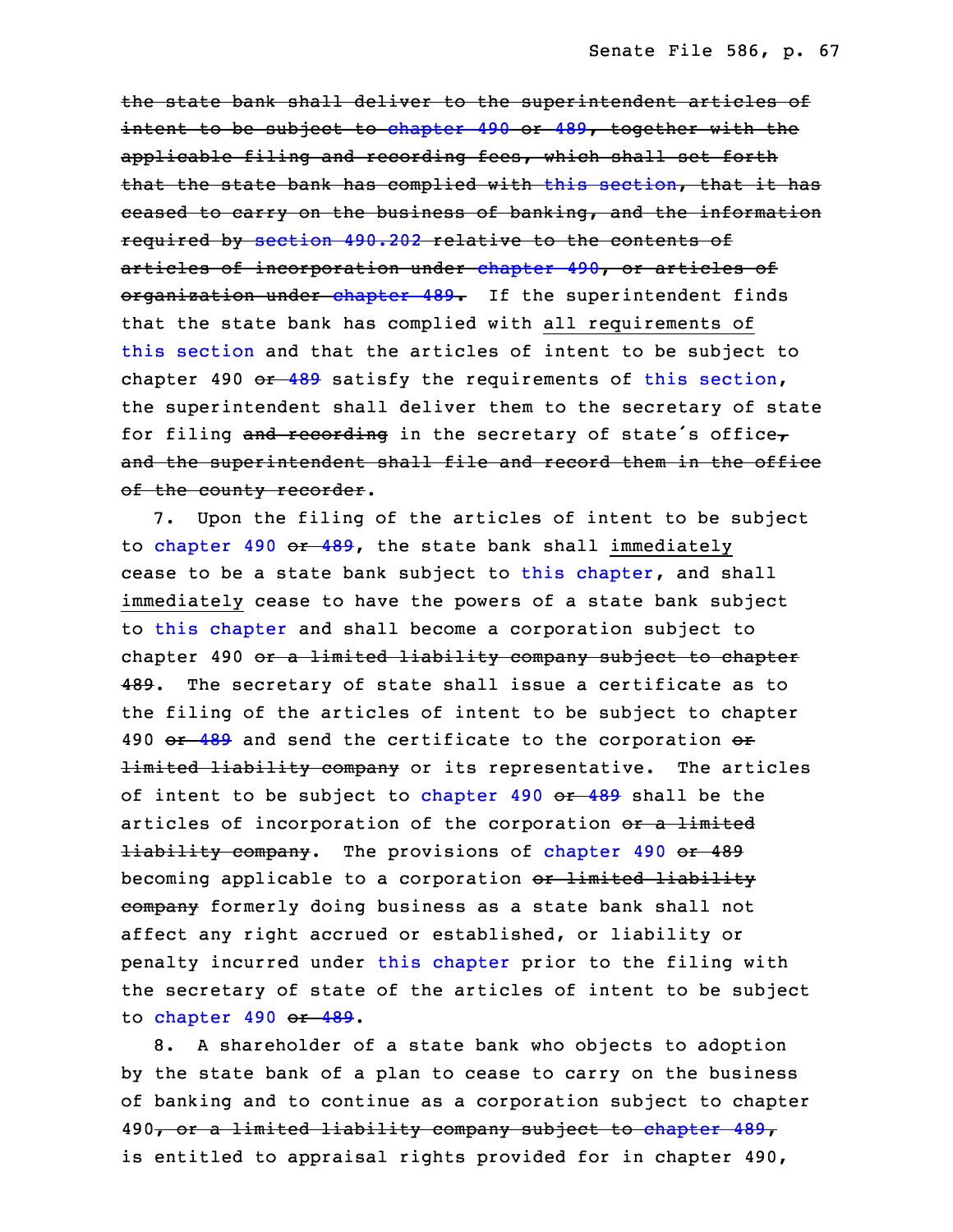~~the state bank shall deliver to the superintendent articles of intent to be subject to chapter 490 or 489, together with the applicable filing and recording fees, which shall set forth that the state bank has complied with this section, that it has ceased to carry on the business of banking, and the information required by section 490.202 relative to the contents of articles of incorporation under chapter 490, or articles of organization under chapter 489.~~ If the superintendent finds that the state bank has complied with <u>all requirements of</u> this section and that the articles of intent to be subject to chapter 490 ~~or 489~~ satisfy the requirements of this section, the superintendent shall deliver them to the secretary of state for filing ~~and recording~~ in the secretary of state's office~~, and the superintendent shall file and record them in the office of the county recorder~~.

7. Upon the filing of the articles of intent to be subject to chapter 490 ~~or 489~~, the state bank shall <u>immediately</u> cease to be a state bank subject to this chapter, and shall <u>immediately</u> cease to have the powers of a state bank subject to this chapter and shall become a corporation subject to chapter 490 ~~or a limited liability company subject to chapter 489~~. The secretary of state shall issue a certificate as to the filing of the articles of intent to be subject to chapter 490 ~~or 489~~ and send the certificate to the corporation ~~or limited liability company~~ or its representative. The articles of intent to be subject to chapter 490 ~~or 489~~ shall be the articles of incorporation of the corporation ~~or a limited liability company~~. The provisions of chapter 490 ~~or 489~~ becoming applicable to a corporation ~~or limited liability company~~ formerly doing business as a state bank shall not affect any right accrued or established, or liability or penalty incurred under this chapter prior to the filing with the secretary of state of the articles of intent to be subject to chapter 490 ~~or 489~~.

8. A shareholder of a state bank who objects to adoption by the state bank of a plan to cease to carry on the business of banking and to continue as a corporation subject to chapter 490~~, or a limited liability company subject to chapter 489,~~ is entitled to appraisal rights provided for in chapter 490,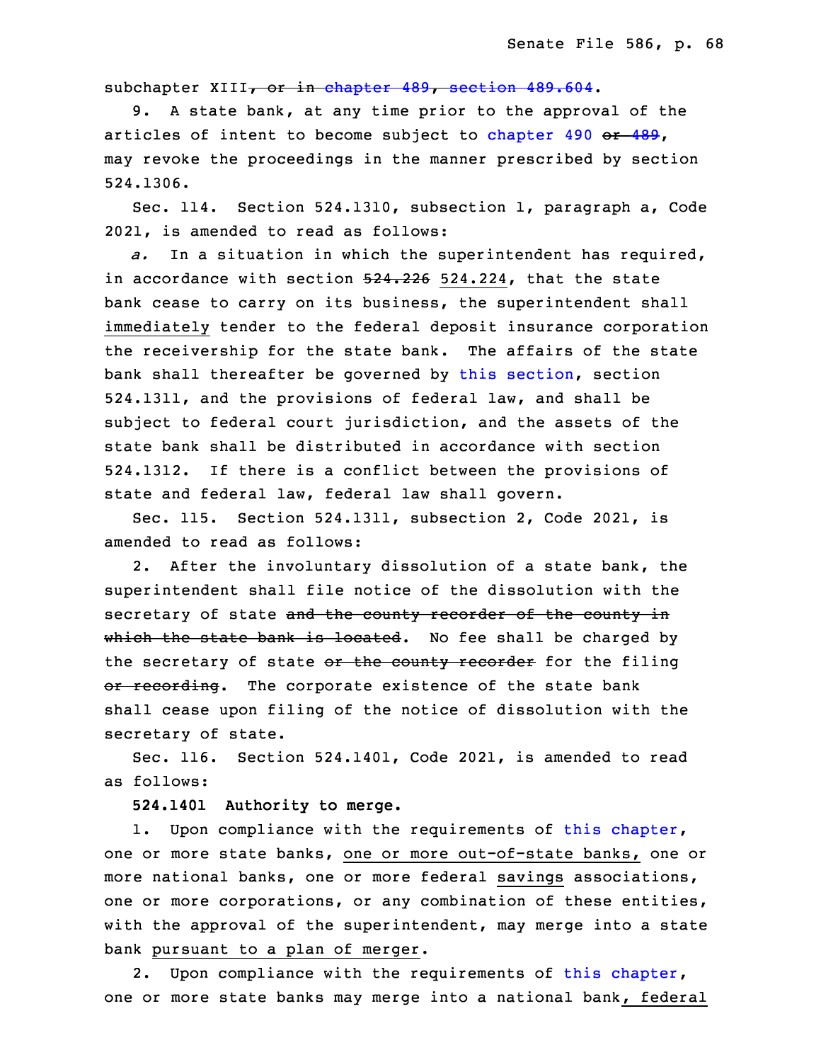subchapter XIII~~, or in chapter 489, section 489.604~~.

9. A state bank, at any time prior to the approval of the articles of intent to become subject to chapter 490 ~~or 489~~, may revoke the proceedings in the manner prescribed by section 524.1306.

Sec. 114. Section 524.1310, subsection 1, paragraph a, Code 2021, is amended to read as follows:

*a.* In a situation in which the superintendent has required, in accordance with section ~~524.226~~ <u>524.224</u>, that the state bank cease to carry on its business, the superintendent shall <u>immediately</u> tender to the federal deposit insurance corporation the receivership for the state bank. The affairs of the state bank shall thereafter be governed by this section, section 524.1311, and the provisions of federal law, and shall be subject to federal court jurisdiction, and the assets of the state bank shall be distributed in accordance with section 524.1312. If there is a conflict between the provisions of state and federal law, federal law shall govern.

Sec. 115. Section 524.1311, subsection 2, Code 2021, is amended to read as follows:

2. After the involuntary dissolution of a state bank, the superintendent shall file notice of the dissolution with the secretary of state ~~and the county recorder of the county in which the state bank is located~~. No fee shall be charged by the secretary of state ~~or the county recorder~~ for the filing ~~or recording~~. The corporate existence of the state bank shall cease upon filing of the notice of dissolution with the secretary of state.

Sec. 116. Section 524.1401, Code 2021, is amended to read as follows:

**524.1401 Authority to merge.**

1. Upon compliance with the requirements of this chapter, one or more state banks, <u>one or more out-of-state banks,</u> one or more national banks, one or more federal <u>savings</u> associations, one or more corporations, or any combination of these entities, with the approval of the superintendent, may merge into a state bank <u>pursuant to a plan of merger</u>.

2. Upon compliance with the requirements of this chapter, one or more state banks may merge into a national bank<u>, federal</u>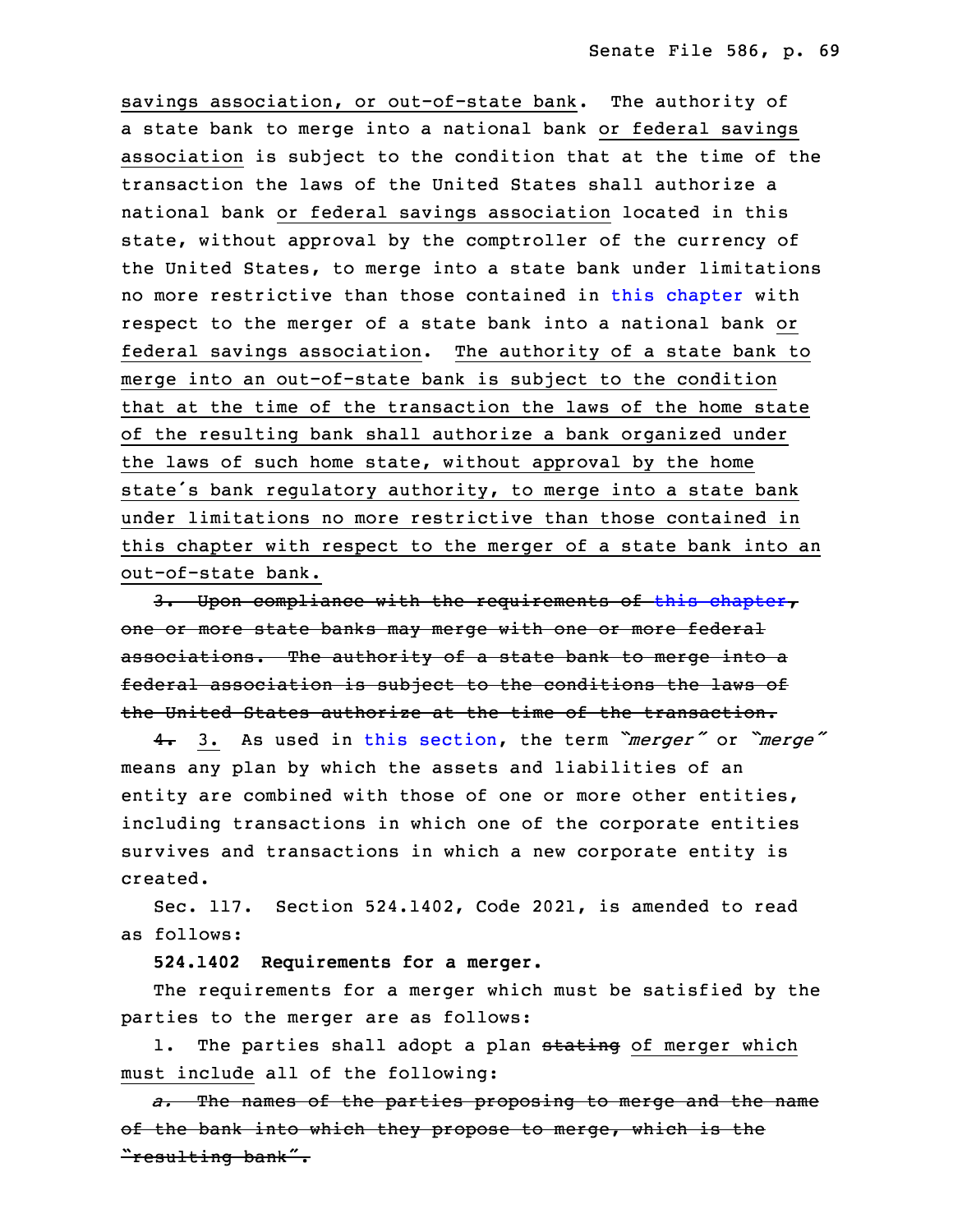savings association, or out-of-state bank. The authority of a state bank to merge into a national bank or federal savings association is subject to the condition that at the time of the transaction the laws of the United States shall authorize a national bank or federal savings association located in this state, without approval by the comptroller of the currency of the United States, to merge into a state bank under limitations no more restrictive than those contained in this chapter with respect to the merger of a state bank into a national bank or federal savings association. The authority of a state bank to merge into an out-of-state bank is subject to the condition that at the time of the transaction the laws of the home state of the resulting bank shall authorize a bank organized under the laws of such home state, without approval by the home state's bank regulatory authority, to merge into a state bank under limitations no more restrictive than those contained in this chapter with respect to the merger of a state bank into an out-of-state bank.

~~3. Upon compliance with the requirements of this chapter, one or more state banks may merge with one or more federal associations. The authority of a state bank to merge into a federal association is subject to the conditions the laws of the United States authorize at the time of the transaction.~~

~~4.~~ 3. As used in this section, the term *"merger"* or *"merge"* means any plan by which the assets and liabilities of an entity are combined with those of one or more other entities, including transactions in which one of the corporate entities survives and transactions in which a new corporate entity is created.

Sec. 117. Section 524.1402, Code 2021, is amended to read as follows:

**524.1402 Requirements for a merger.**

The requirements for a merger which must be satisfied by the parties to the merger are as follows:

1. The parties shall adopt a plan ~~stating~~ of merger which must include all of the following:

~~*a.* The names of the parties proposing to merge and the name of the bank into which they propose to merge, which is the "resulting bank".~~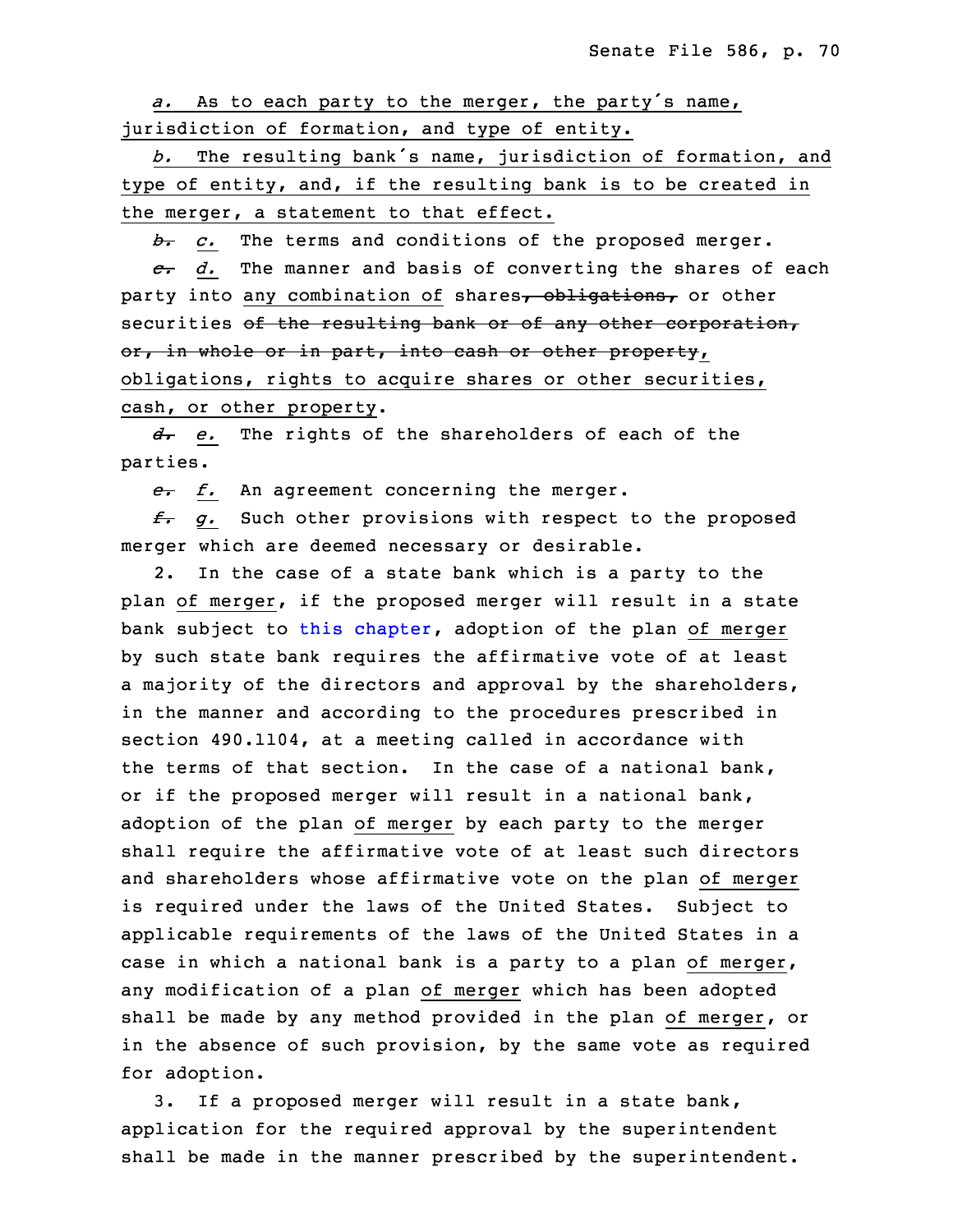*a.* As to each party to the merger, the party's name, jurisdiction of formation, and type of entity.

*b.* The resulting bank's name, jurisdiction of formation, and type of entity, and, if the resulting bank is to be created in the merger, a statement to that effect.

~~*b.*~~ *c.* The terms and conditions of the proposed merger.

~~*c.*~~ *d.* The manner and basis of converting the shares of each party into any combination of shares~~, obligations,~~ or other securities ~~of the resulting bank or of any other corporation, or, in whole or in part, into cash or other property~~, obligations, rights to acquire shares or other securities, cash, or other property.

~~*d.*~~ *e.* The rights of the shareholders of each of the parties.

~~*e.*~~ *f.* An agreement concerning the merger.

~~*f.*~~ *g.* Such other provisions with respect to the proposed merger which are deemed necessary or desirable.

2. In the case of a state bank which is a party to the plan of merger, if the proposed merger will result in a state bank subject to this chapter, adoption of the plan of merger by such state bank requires the affirmative vote of at least a majority of the directors and approval by the shareholders, in the manner and according to the procedures prescribed in section 490.1104, at a meeting called in accordance with the terms of that section. In the case of a national bank, or if the proposed merger will result in a national bank, adoption of the plan of merger by each party to the merger shall require the affirmative vote of at least such directors and shareholders whose affirmative vote on the plan of merger is required under the laws of the United States. Subject to applicable requirements of the laws of the United States in a case in which a national bank is a party to a plan of merger, any modification of a plan of merger which has been adopted shall be made by any method provided in the plan of merger, or in the absence of such provision, by the same vote as required for adoption.

3. If a proposed merger will result in a state bank, application for the required approval by the superintendent shall be made in the manner prescribed by the superintendent.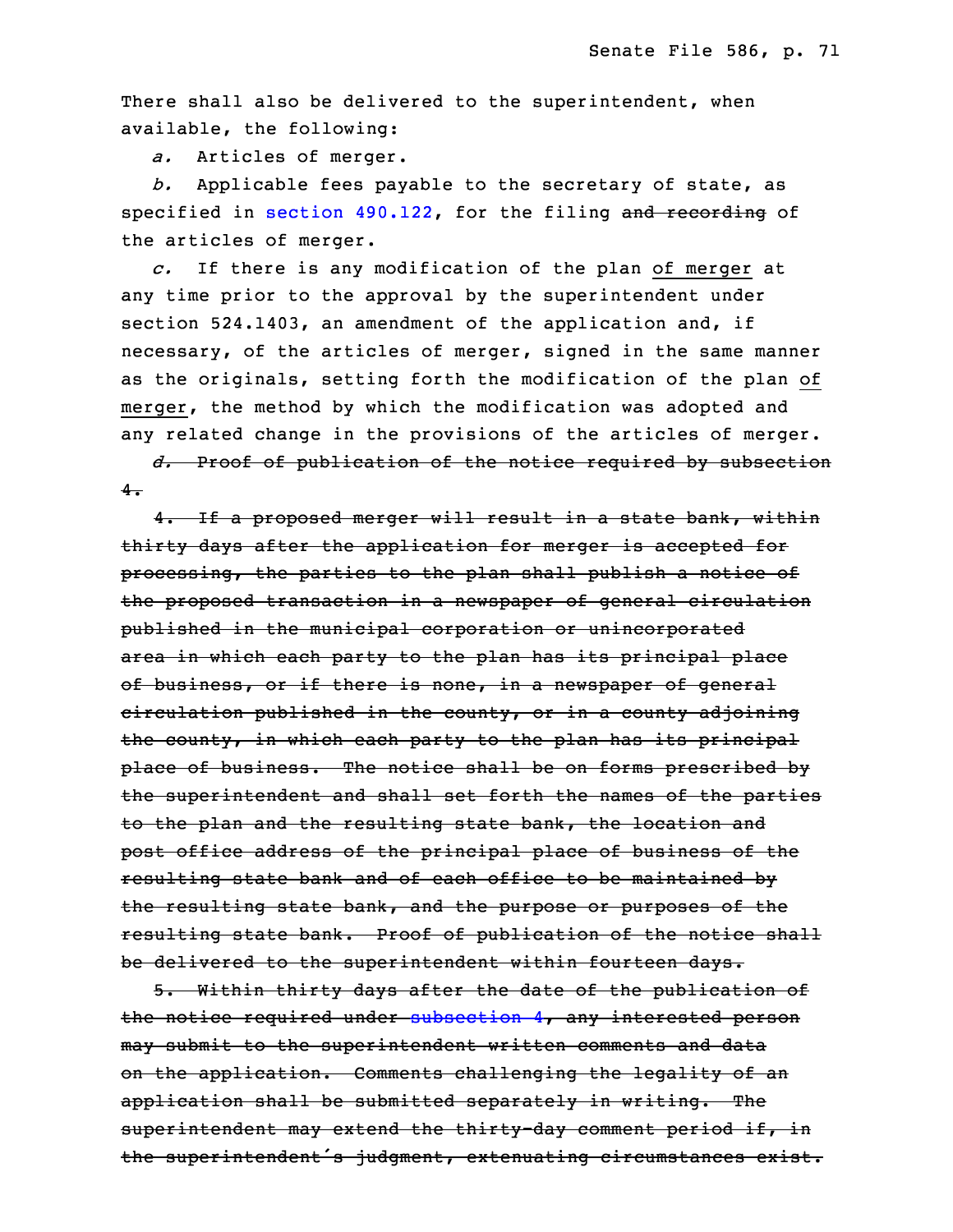There shall also be delivered to the superintendent, when available, the following:

*a.* Articles of merger.

*b.* Applicable fees payable to the secretary of state, as specified in section 490.122, for the filing ~~and recording~~ of the articles of merger.

*c.* If there is any modification of the plan <u>of merger</u> at any time prior to the approval by the superintendent under section 524.1403, an amendment of the application and, if necessary, of the articles of merger, signed in the same manner as the originals, setting forth the modification of the plan <u>of merger</u>, the method by which the modification was adopted and any related change in the provisions of the articles of merger.

~~*d.* Proof of publication of the notice required by subsection 4.~~

~~4. If a proposed merger will result in a state bank, within thirty days after the application for merger is accepted for processing, the parties to the plan shall publish a notice of the proposed transaction in a newspaper of general circulation published in the municipal corporation or unincorporated area in which each party to the plan has its principal place of business, or if there is none, in a newspaper of general circulation published in the county, or in a county adjoining the county, in which each party to the plan has its principal place of business. The notice shall be on forms prescribed by the superintendent and shall set forth the names of the parties to the plan and the resulting state bank, the location and post office address of the principal place of business of the resulting state bank and of each office to be maintained by the resulting state bank, and the purpose or purposes of the resulting state bank. Proof of publication of the notice shall be delivered to the superintendent within fourteen days.~~

~~5. Within thirty days after the date of the publication of the notice required under subsection 4, any interested person may submit to the superintendent written comments and data on the application. Comments challenging the legality of an application shall be submitted separately in writing. The superintendent may extend the thirty-day comment period if, in the superintendent's judgment, extenuating circumstances exist.~~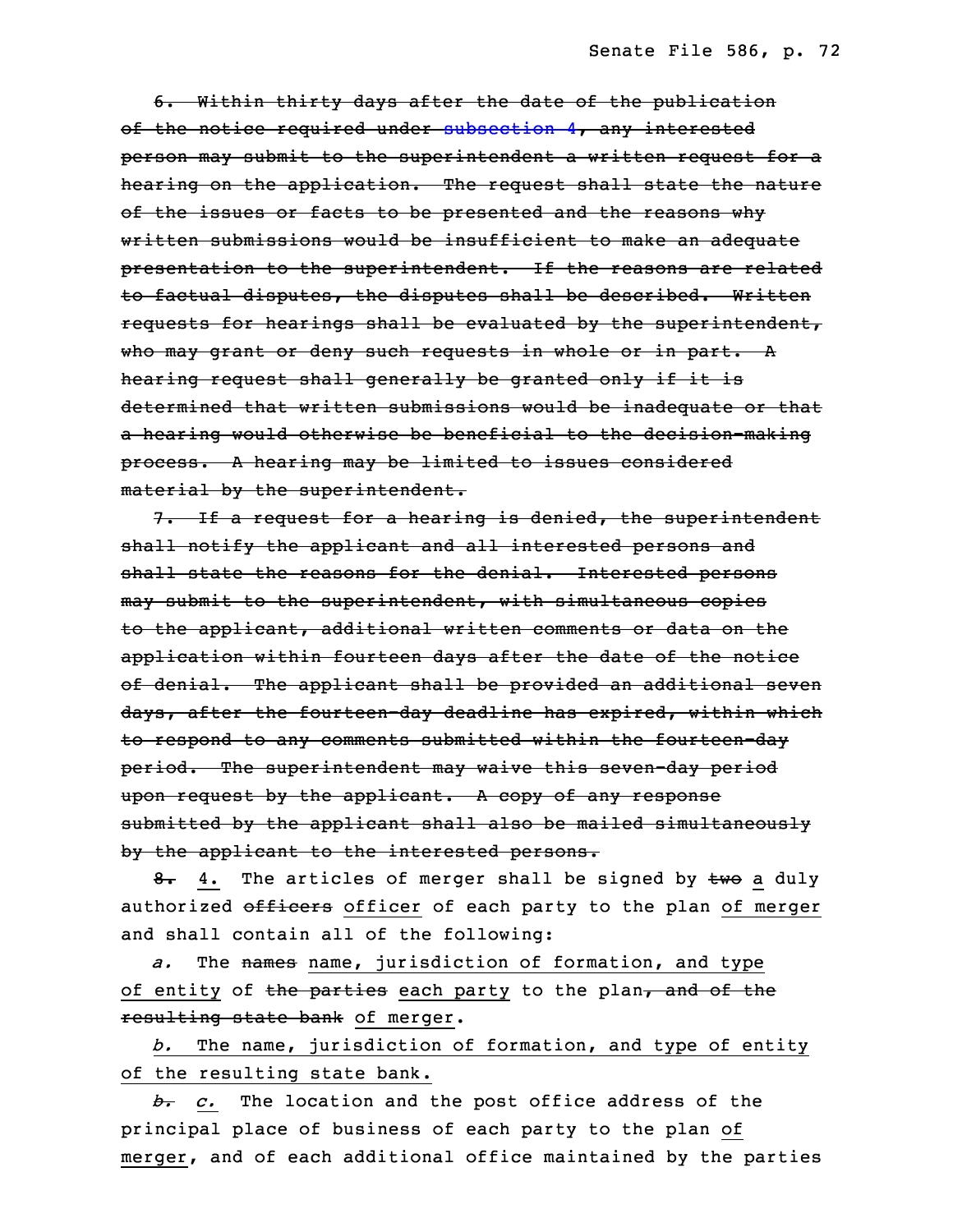~~6. Within thirty days after the date of the publication of the notice required under subsection 4, any interested person may submit to the superintendent a written request for a hearing on the application. The request shall state the nature of the issues or facts to be presented and the reasons why written submissions would be insufficient to make an adequate presentation to the superintendent. If the reasons are related to factual disputes, the disputes shall be described. Written requests for hearings shall be evaluated by the superintendent, who may grant or deny such requests in whole or in part. A hearing request shall generally be granted only if it is determined that written submissions would be inadequate or that a hearing would otherwise be beneficial to the decision-making process. A hearing may be limited to issues considered material by the superintendent.~~

~~7. If a request for a hearing is denied, the superintendent shall notify the applicant and all interested persons and shall state the reasons for the denial. Interested persons may submit to the superintendent, with simultaneous copies to the applicant, additional written comments or data on the application within fourteen days after the date of the notice of denial. The applicant shall be provided an additional seven days, after the fourteen-day deadline has expired, within which to respond to any comments submitted within the fourteen-day period. The superintendent may waive this seven-day period upon request by the applicant. A copy of any response submitted by the applicant shall also be mailed simultaneously by the applicant to the interested persons.~~

~~8.~~ 4. The articles of merger shall be signed by ~~two~~ a duly authorized ~~officers~~ officer of each party to the plan of merger and shall contain all of the following:

*a.* The ~~names~~ name, jurisdiction of formation, and type of entity of ~~the parties~~ each party to the plan~~, and of the resulting state bank~~ of merger.

*b.* The name, jurisdiction of formation, and type of entity of the resulting state bank.

~~*b.*~~ *c.* The location and the post office address of the principal place of business of each party to the plan of merger, and of each additional office maintained by the parties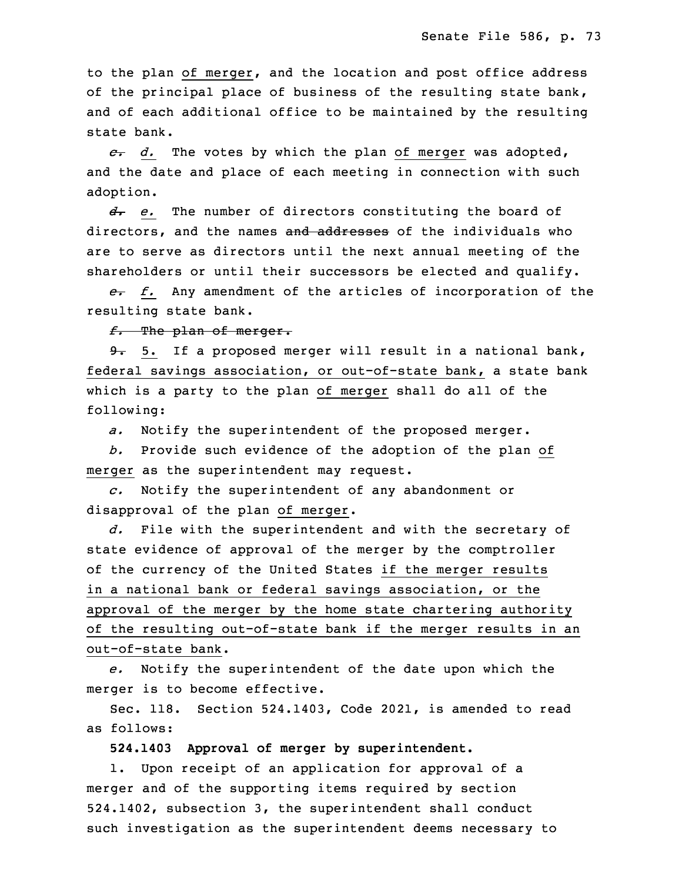to the plan of merger, and the location and post office address of the principal place of business of the resulting state bank, and of each additional office to be maintained by the resulting state bank.

~~*c.*~~ *d.* The votes by which the plan of merger was adopted, and the date and place of each meeting in connection with such adoption.

~~*d.*~~ *e.* The number of directors constituting the board of directors, and the names ~~and addresses~~ of the individuals who are to serve as directors until the next annual meeting of the shareholders or until their successors be elected and qualify.

~~*e.*~~ *f.* Any amendment of the articles of incorporation of the resulting state bank.

~~*f.* The plan of merger.~~

~~9.~~ 5. If a proposed merger will result in a national bank, federal savings association, or out-of-state bank, a state bank which is a party to the plan of merger shall do all of the following:

*a.* Notify the superintendent of the proposed merger.

*b.* Provide such evidence of the adoption of the plan of merger as the superintendent may request.

*c.* Notify the superintendent of any abandonment or disapproval of the plan of merger.

*d.* File with the superintendent and with the secretary of state evidence of approval of the merger by the comptroller of the currency of the United States if the merger results in a national bank or federal savings association, or the approval of the merger by the home state chartering authority of the resulting out-of-state bank if the merger results in an out-of-state bank.

*e.* Notify the superintendent of the date upon which the merger is to become effective.

Sec. 118. Section 524.1403, Code 2021, is amended to read as follows:

**524.1403 Approval of merger by superintendent.**

1. Upon receipt of an application for approval of a merger and of the supporting items required by section 524.1402, subsection 3, the superintendent shall conduct such investigation as the superintendent deems necessary to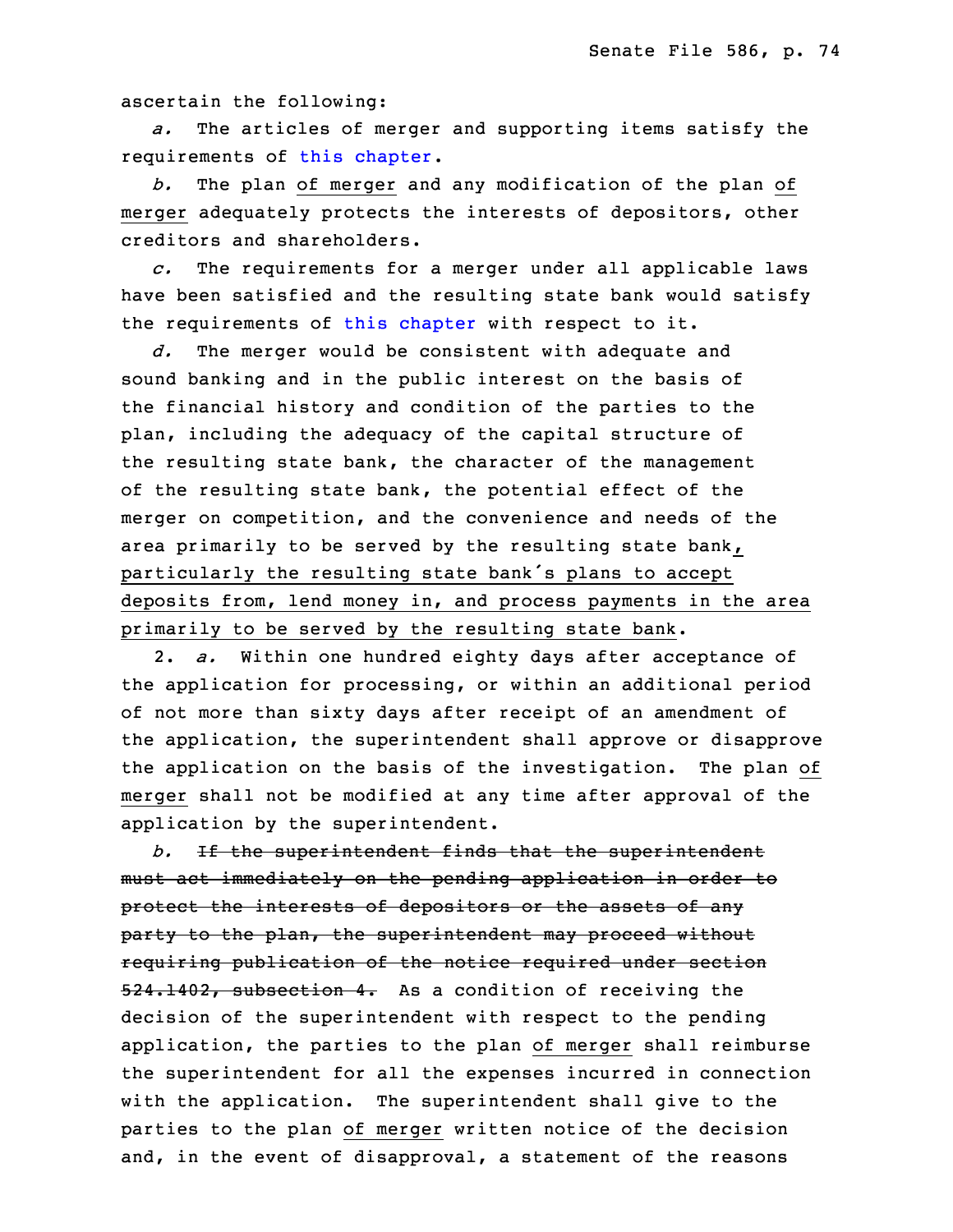ascertain the following:

*a.* The articles of merger and supporting items satisfy the requirements of this chapter.

*b.* The plan of merger and any modification of the plan of merger adequately protects the interests of depositors, other creditors and shareholders.

*c.* The requirements for a merger under all applicable laws have been satisfied and the resulting state bank would satisfy the requirements of this chapter with respect to it.

*d.* The merger would be consistent with adequate and sound banking and in the public interest on the basis of the financial history and condition of the parties to the plan, including the adequacy of the capital structure of the resulting state bank, the character of the management of the resulting state bank, the potential effect of the merger on competition, and the convenience and needs of the area primarily to be served by the resulting state bank, particularly the resulting state bank's plans to accept deposits from, lend money in, and process payments in the area primarily to be served by the resulting state bank.

2. *a.* Within one hundred eighty days after acceptance of the application for processing, or within an additional period of not more than sixty days after receipt of an amendment of the application, the superintendent shall approve or disapprove the application on the basis of the investigation. The plan of merger shall not be modified at any time after approval of the application by the superintendent.

*b.* ~~If the superintendent finds that the superintendent must act immediately on the pending application in order to protect the interests of depositors or the assets of any party to the plan, the superintendent may proceed without requiring publication of the notice required under section 524.1402, subsection 4.~~ As a condition of receiving the decision of the superintendent with respect to the pending application, the parties to the plan of merger shall reimburse the superintendent for all the expenses incurred in connection with the application. The superintendent shall give to the parties to the plan of merger written notice of the decision and, in the event of disapproval, a statement of the reasons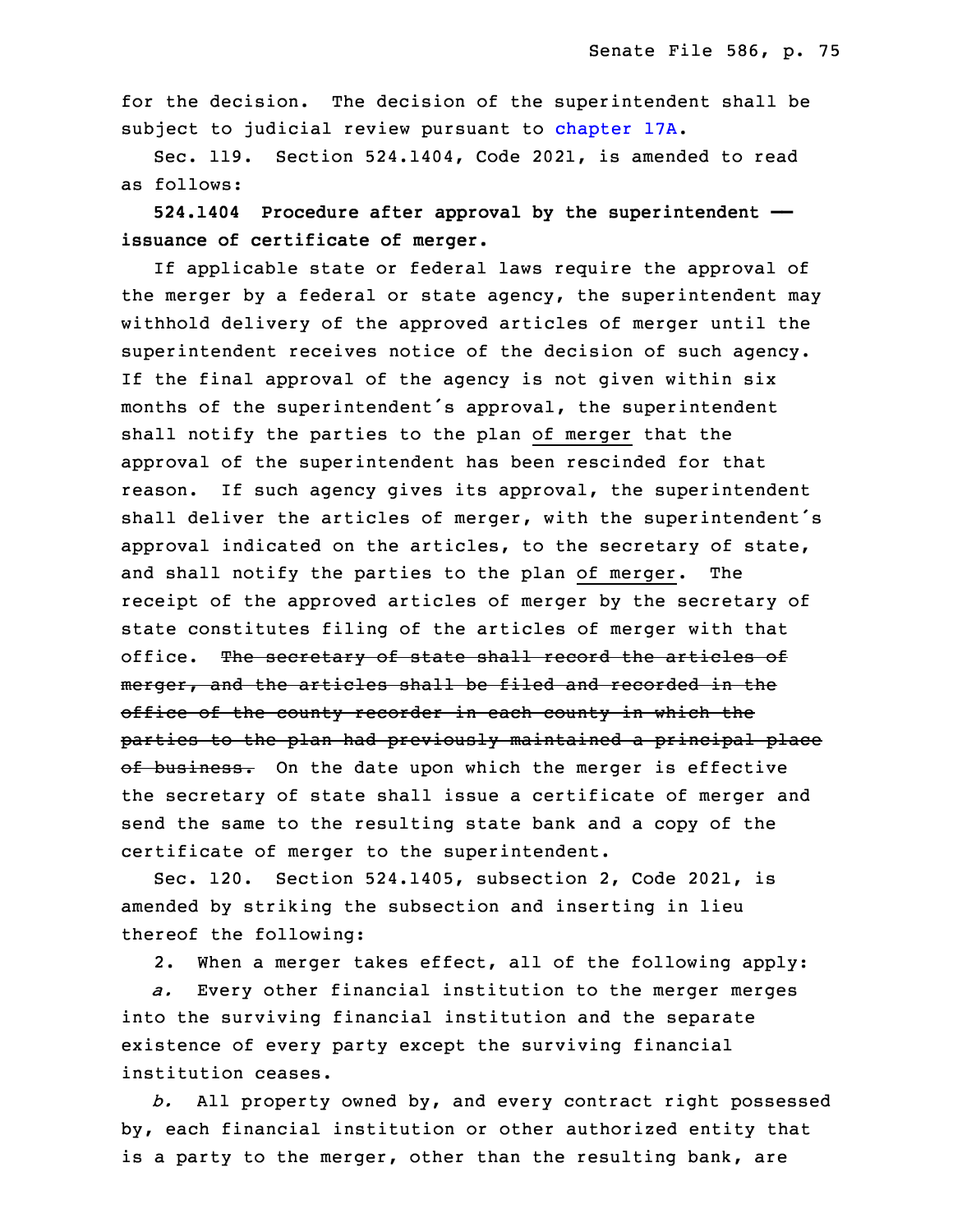for the decision. The decision of the superintendent shall be subject to judicial review pursuant to chapter 17A.

Sec. 119. Section 524.1404, Code 2021, is amended to read as follows:

**524.1404 Procedure after approval by the superintendent — issuance of certificate of merger.**

If applicable state or federal laws require the approval of the merger by a federal or state agency, the superintendent may withhold delivery of the approved articles of merger until the superintendent receives notice of the decision of such agency. If the final approval of the agency is not given within six months of the superintendent's approval, the superintendent shall notify the parties to the plan <u>of merger</u> that the approval of the superintendent has been rescinded for that reason. If such agency gives its approval, the superintendent shall deliver the articles of merger, with the superintendent's approval indicated on the articles, to the secretary of state, and shall notify the parties to the plan <u>of merger</u>. The receipt of the approved articles of merger by the secretary of state constitutes filing of the articles of merger with that office. ~~The secretary of state shall record the articles of merger, and the articles shall be filed and recorded in the office of the county recorder in each county in which the parties to the plan had previously maintained a principal place of business.~~ On the date upon which the merger is effective the secretary of state shall issue a certificate of merger and send the same to the resulting state bank and a copy of the certificate of merger to the superintendent.

Sec. 120. Section 524.1405, subsection 2, Code 2021, is amended by striking the subsection and inserting in lieu thereof the following:

2. When a merger takes effect, all of the following apply:

*a.* Every other financial institution to the merger merges into the surviving financial institution and the separate existence of every party except the surviving financial institution ceases.

*b.* All property owned by, and every contract right possessed by, each financial institution or other authorized entity that is a party to the merger, other than the resulting bank, are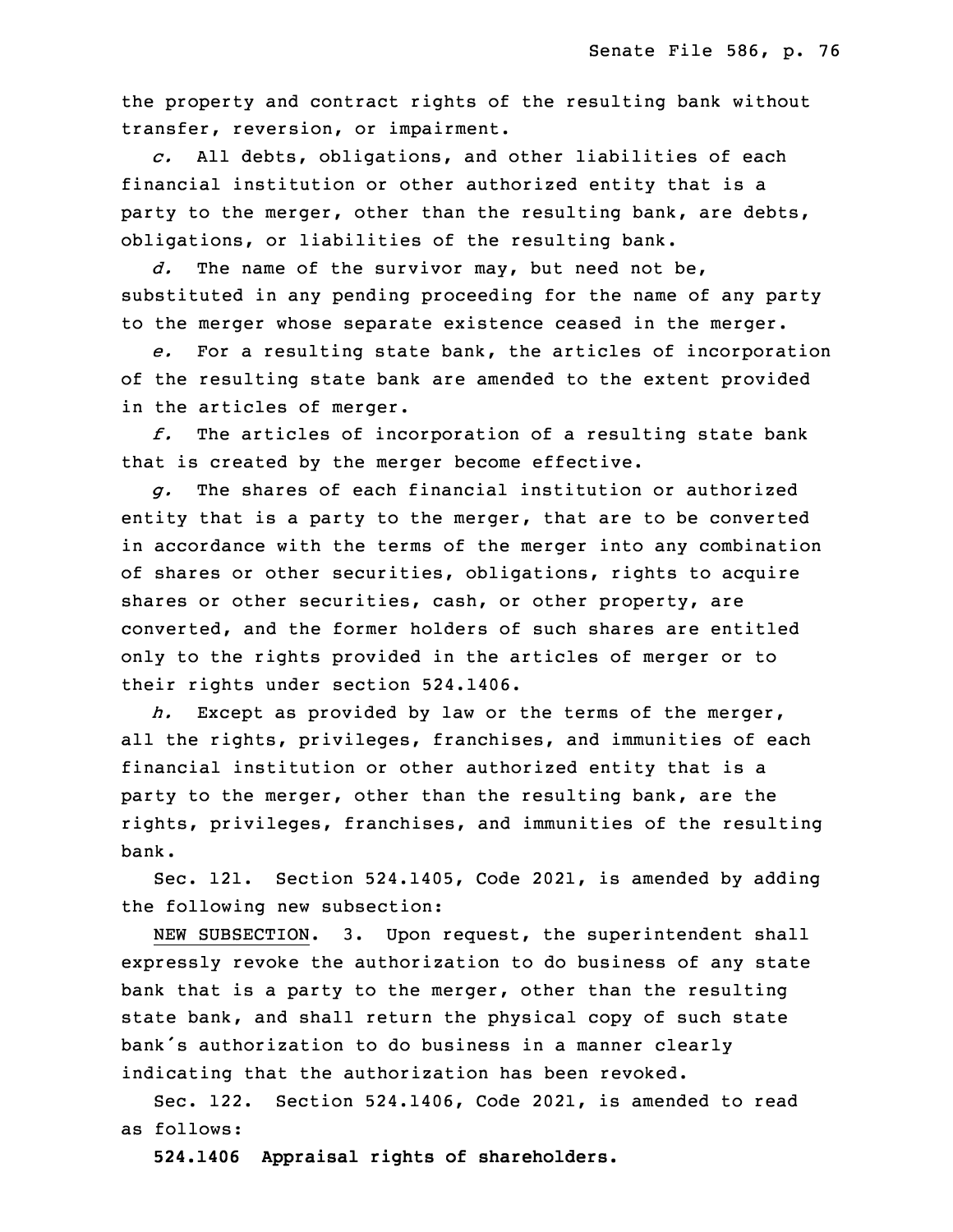the property and contract rights of the resulting bank without transfer, reversion, or impairment.

*c.* All debts, obligations, and other liabilities of each financial institution or other authorized entity that is a party to the merger, other than the resulting bank, are debts, obligations, or liabilities of the resulting bank.

*d.* The name of the survivor may, but need not be, substituted in any pending proceeding for the name of any party to the merger whose separate existence ceased in the merger.

*e.* For a resulting state bank, the articles of incorporation of the resulting state bank are amended to the extent provided in the articles of merger.

*f.* The articles of incorporation of a resulting state bank that is created by the merger become effective.

*g.* The shares of each financial institution or authorized entity that is a party to the merger, that are to be converted in accordance with the terms of the merger into any combination of shares or other securities, obligations, rights to acquire shares or other securities, cash, or other property, are converted, and the former holders of such shares are entitled only to the rights provided in the articles of merger or to their rights under section 524.1406.

*h.* Except as provided by law or the terms of the merger, all the rights, privileges, franchises, and immunities of each financial institution or other authorized entity that is a party to the merger, other than the resulting bank, are the rights, privileges, franchises, and immunities of the resulting bank.

Sec. 121. Section 524.1405, Code 2021, is amended by adding the following new subsection:

NEW SUBSECTION. 3. Upon request, the superintendent shall expressly revoke the authorization to do business of any state bank that is a party to the merger, other than the resulting state bank, and shall return the physical copy of such state bank's authorization to do business in a manner clearly indicating that the authorization has been revoked.

Sec. 122. Section 524.1406, Code 2021, is amended to read as follows:

**524.1406 Appraisal rights of shareholders.**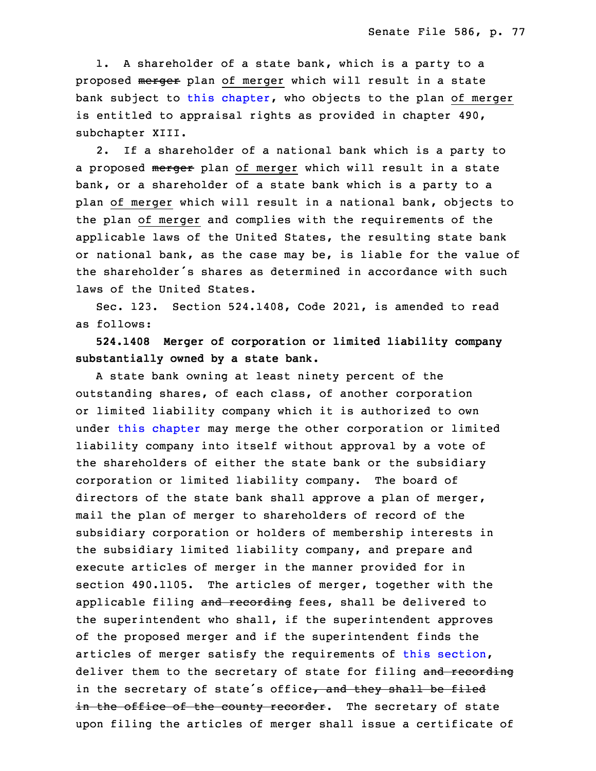1. A shareholder of a state bank, which is a party to a proposed ~~merger~~ plan of merger which will result in a state bank subject to this chapter, who objects to the plan of merger is entitled to appraisal rights as provided in chapter 490, subchapter XIII.

2. If a shareholder of a national bank which is a party to a proposed ~~merger~~ plan of merger which will result in a state bank, or a shareholder of a state bank which is a party to a plan of merger which will result in a national bank, objects to the plan of merger and complies with the requirements of the applicable laws of the United States, the resulting state bank or national bank, as the case may be, is liable for the value of the shareholder's shares as determined in accordance with such laws of the United States.

Sec. 123. Section 524.1408, Code 2021, is amended to read as follows:

**524.1408 Merger of corporation or limited liability company substantially owned by a state bank.**

A state bank owning at least ninety percent of the outstanding shares, of each class, of another corporation or limited liability company which it is authorized to own under this chapter may merge the other corporation or limited liability company into itself without approval by a vote of the shareholders of either the state bank or the subsidiary corporation or limited liability company. The board of directors of the state bank shall approve a plan of merger, mail the plan of merger to shareholders of record of the subsidiary corporation or holders of membership interests in the subsidiary limited liability company, and prepare and execute articles of merger in the manner provided for in section 490.1105. The articles of merger, together with the applicable filing ~~and recording~~ fees, shall be delivered to the superintendent who shall, if the superintendent approves of the proposed merger and if the superintendent finds the articles of merger satisfy the requirements of this section, deliver them to the secretary of state for filing ~~and recording~~ in the secretary of state's office~~, and they shall be filed in the office of the county recorder~~. The secretary of state upon filing the articles of merger shall issue a certificate of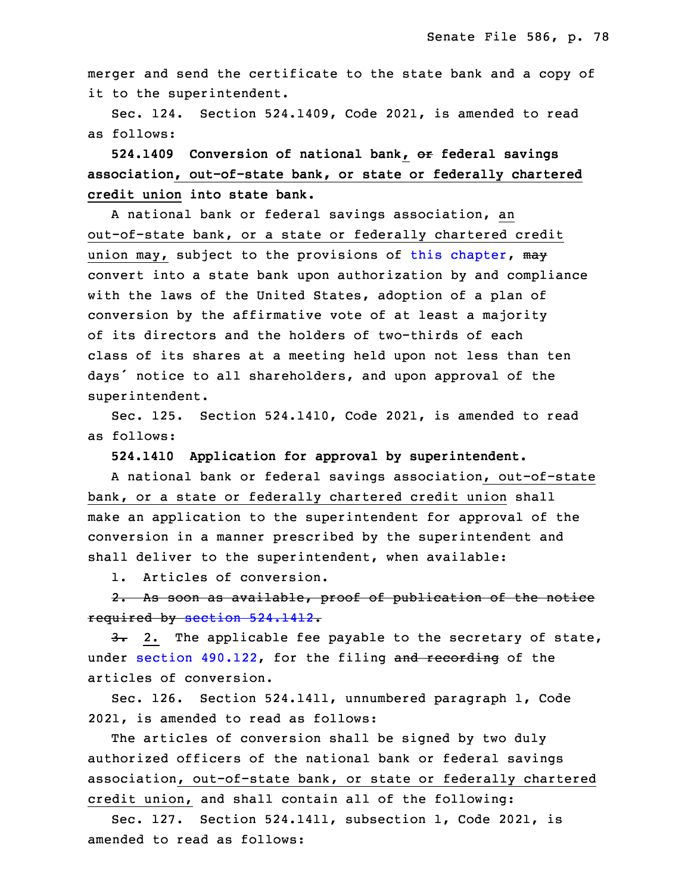merger and send the certificate to the state bank and a copy of it to the superintendent.

Sec. 124. Section 524.1409, Code 2021, is amended to read as follows:

**524.1409 Conversion of national bank, ~~or~~ federal savings association, out-of-state bank, or state or federally chartered credit union into state bank.**

A national bank or federal savings association, an out-of-state bank, or a state or federally chartered credit union may, subject to the provisions of this chapter, ~~may~~ convert into a state bank upon authorization by and compliance with the laws of the United States, adoption of a plan of conversion by the affirmative vote of at least a majority of its directors and the holders of two-thirds of each class of its shares at a meeting held upon not less than ten days' notice to all shareholders, and upon approval of the superintendent.

Sec. 125. Section 524.1410, Code 2021, is amended to read as follows:

**524.1410 Application for approval by superintendent.**

A national bank or federal savings association, out-of-state bank, or a state or federally chartered credit union shall make an application to the superintendent for approval of the conversion in a manner prescribed by the superintendent and shall deliver to the superintendent, when available:

1. Articles of conversion.

~~2. As soon as available, proof of publication of the notice required by section 524.1412.~~

~~3.~~ 2. The applicable fee payable to the secretary of state, under section 490.122, for the filing ~~and recording~~ of the articles of conversion.

Sec. 126. Section 524.1411, unnumbered paragraph 1, Code 2021, is amended to read as follows:

The articles of conversion shall be signed by two duly authorized officers of the national bank or federal savings association, out-of-state bank, or state or federally chartered credit union, and shall contain all of the following:

Sec. 127. Section 524.1411, subsection 1, Code 2021, is amended to read as follows: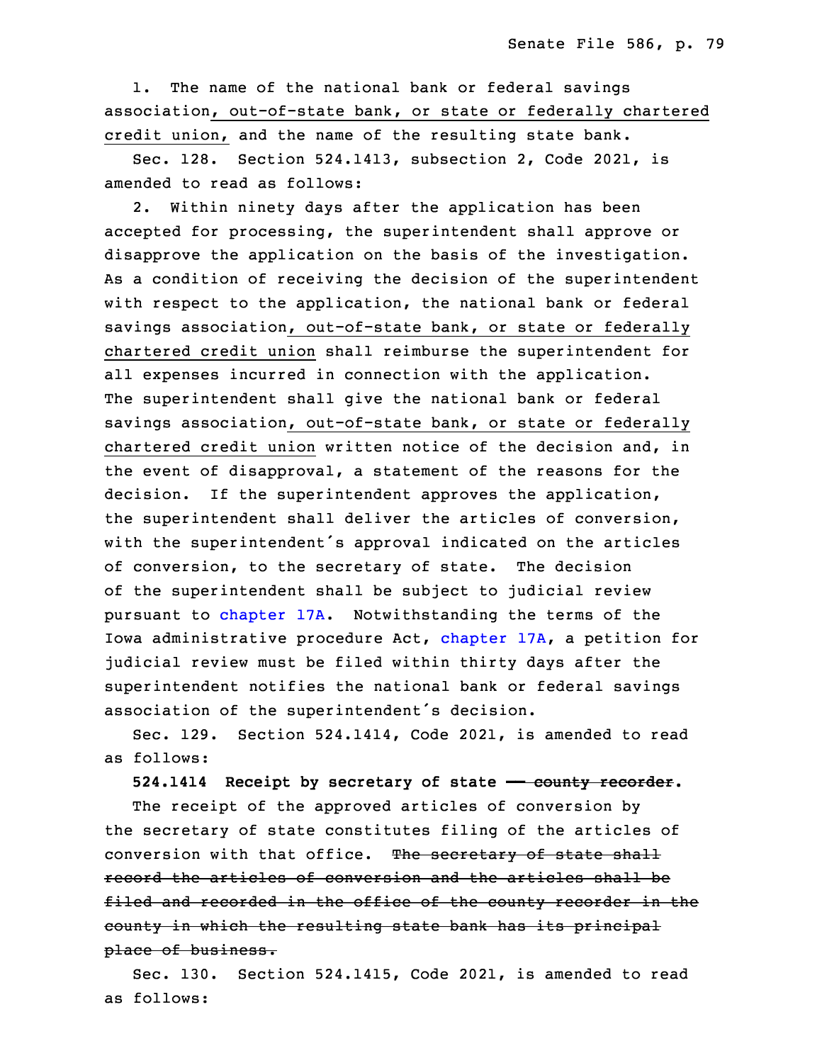1. The name of the national bank or federal savings association, out-of-state bank, or state or federally chartered credit union, and the name of the resulting state bank.

Sec. 128. Section 524.1413, subsection 2, Code 2021, is amended to read as follows:

2. Within ninety days after the application has been accepted for processing, the superintendent shall approve or disapprove the application on the basis of the investigation. As a condition of receiving the decision of the superintendent with respect to the application, the national bank or federal savings association, out-of-state bank, or state or federally chartered credit union shall reimburse the superintendent for all expenses incurred in connection with the application. The superintendent shall give the national bank or federal savings association, out-of-state bank, or state or federally chartered credit union written notice of the decision and, in the event of disapproval, a statement of the reasons for the decision. If the superintendent approves the application, the superintendent shall deliver the articles of conversion, with the superintendent's approval indicated on the articles of conversion, to the secretary of state. The decision of the superintendent shall be subject to judicial review pursuant to chapter 17A. Notwithstanding the terms of the Iowa administrative procedure Act, chapter 17A, a petition for judicial review must be filed within thirty days after the superintendent notifies the national bank or federal savings association of the superintendent's decision.

Sec. 129. Section 524.1414, Code 2021, is amended to read as follows:

**524.1414 Receipt by secretary of state ~~— county recorder~~.**

The receipt of the approved articles of conversion by the secretary of state constitutes filing of the articles of conversion with that office. ~~The secretary of state shall record the articles of conversion and the articles shall be filed and recorded in the office of the county recorder in the county in which the resulting state bank has its principal place of business.~~

Sec. 130. Section 524.1415, Code 2021, is amended to read as follows: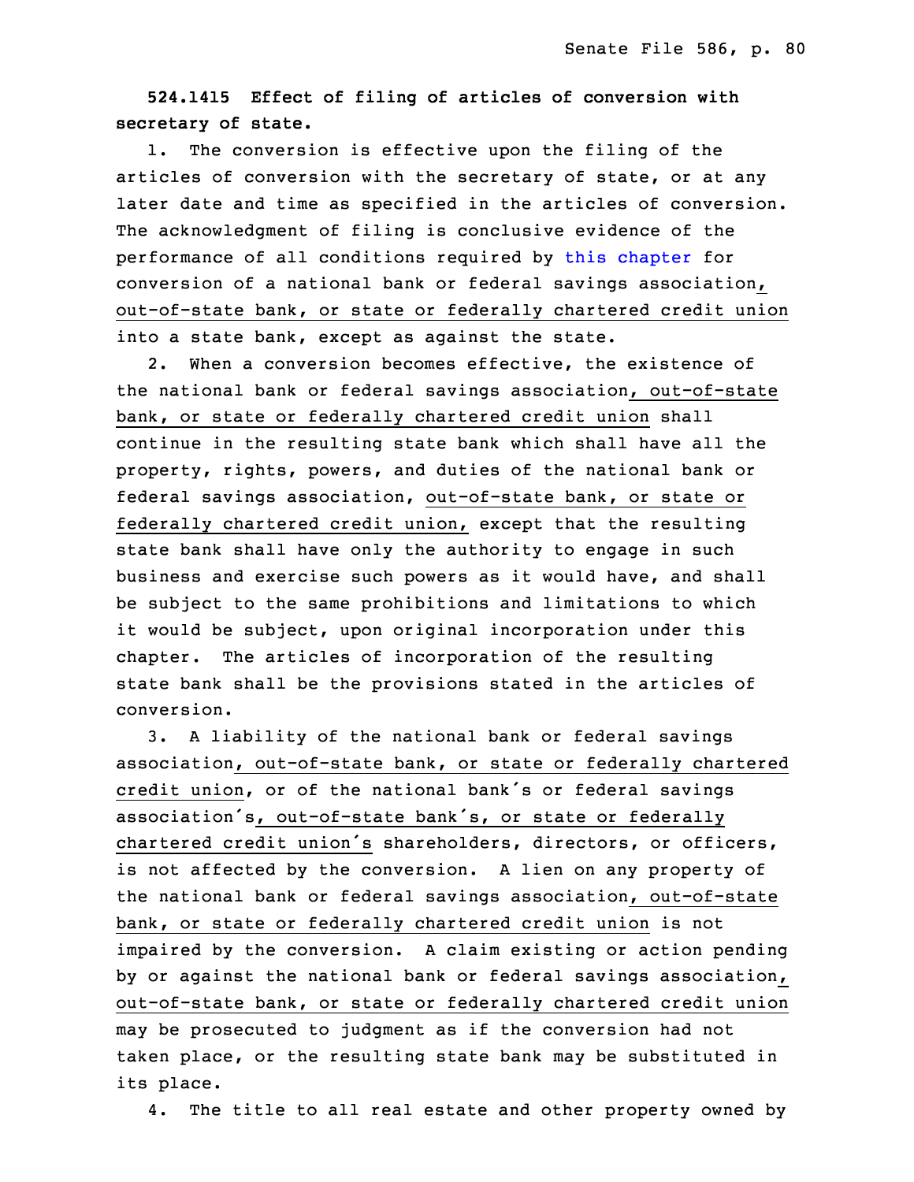**524.1415 Effect of filing of articles of conversion with secretary of state.**

1. The conversion is effective upon the filing of the articles of conversion with the secretary of state, or at any later date and time as specified in the articles of conversion. The acknowledgment of filing is conclusive evidence of the performance of all conditions required by this chapter for conversion of a national bank or federal savings association, out-of-state bank, or state or federally chartered credit union into a state bank, except as against the state.

2. When a conversion becomes effective, the existence of the national bank or federal savings association, out-of-state bank, or state or federally chartered credit union shall continue in the resulting state bank which shall have all the property, rights, powers, and duties of the national bank or federal savings association, out-of-state bank, or state or federally chartered credit union, except that the resulting state bank shall have only the authority to engage in such business and exercise such powers as it would have, and shall be subject to the same prohibitions and limitations to which it would be subject, upon original incorporation under this chapter. The articles of incorporation of the resulting state bank shall be the provisions stated in the articles of conversion.

3. A liability of the national bank or federal savings association, out-of-state bank, or state or federally chartered credit union, or of the national bank's or federal savings association's, out-of-state bank's, or state or federally chartered credit union's shareholders, directors, or officers, is not affected by the conversion. A lien on any property of the national bank or federal savings association, out-of-state bank, or state or federally chartered credit union is not impaired by the conversion. A claim existing or action pending by or against the national bank or federal savings association, out-of-state bank, or state or federally chartered credit union may be prosecuted to judgment as if the conversion had not taken place, or the resulting state bank may be substituted in its place.

4. The title to all real estate and other property owned by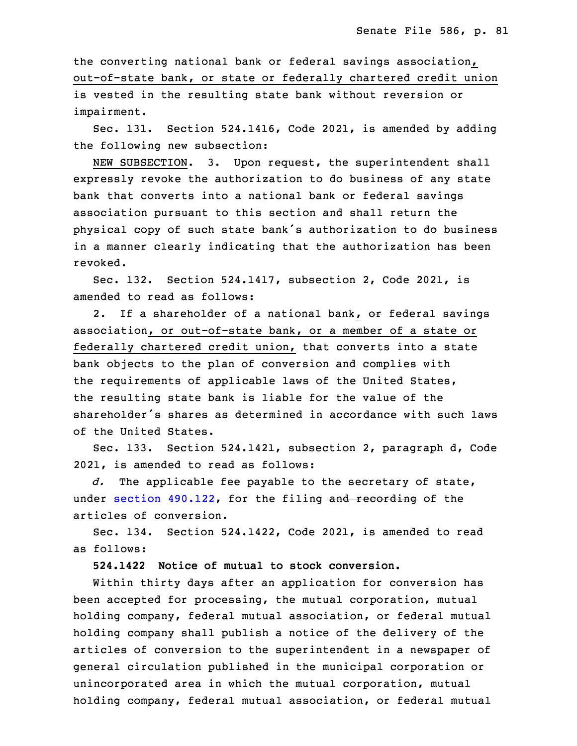the converting national bank or federal savings association, out-of-state bank, or state or federally chartered credit union is vested in the resulting state bank without reversion or impairment.

Sec. 131. Section 524.1416, Code 2021, is amended by adding the following new subsection:

NEW SUBSECTION. 3. Upon request, the superintendent shall expressly revoke the authorization to do business of any state bank that converts into a national bank or federal savings association pursuant to this section and shall return the physical copy of such state bank's authorization to do business in a manner clearly indicating that the authorization has been revoked.

Sec. 132. Section 524.1417, subsection 2, Code 2021, is amended to read as follows:

2. If a shareholder of a national bank, ~~or~~ federal savings association, or out-of-state bank, or a member of a state or federally chartered credit union, that converts into a state bank objects to the plan of conversion and complies with the requirements of applicable laws of the United States, the resulting state bank is liable for the value of the ~~shareholder's~~ shares as determined in accordance with such laws of the United States.

Sec. 133. Section 524.1421, subsection 2, paragraph d, Code 2021, is amended to read as follows:

*d.* The applicable fee payable to the secretary of state, under section 490.122, for the filing ~~and recording~~ of the articles of conversion.

Sec. 134. Section 524.1422, Code 2021, is amended to read as follows:

**524.1422 Notice of mutual to stock conversion.**

Within thirty days after an application for conversion has been accepted for processing, the mutual corporation, mutual holding company, federal mutual association, or federal mutual holding company shall publish a notice of the delivery of the articles of conversion to the superintendent in a newspaper of general circulation published in the municipal corporation or unincorporated area in which the mutual corporation, mutual holding company, federal mutual association, or federal mutual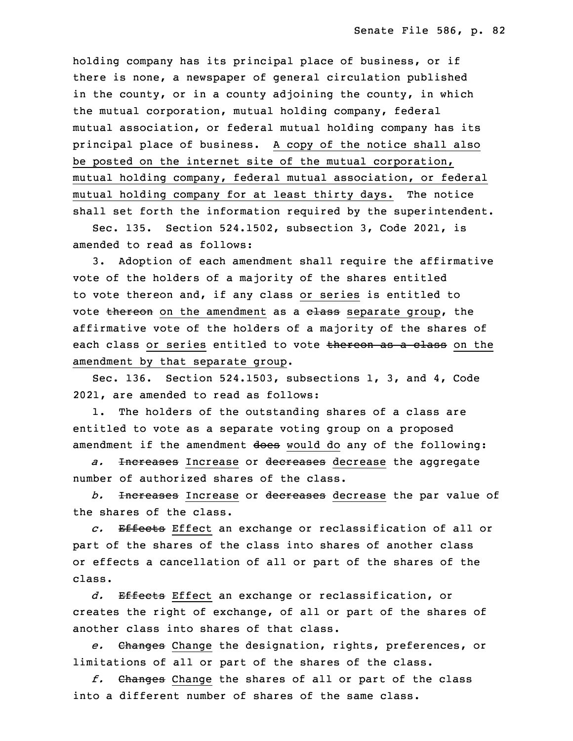holding company has its principal place of business, or if there is none, a newspaper of general circulation published in the county, or in a county adjoining the county, in which the mutual corporation, mutual holding company, federal mutual association, or federal mutual holding company has its principal place of business. <u>A copy of the notice shall also be posted on the internet site of the mutual corporation, mutual holding company, federal mutual association, or federal mutual holding company for at least thirty days.</u> The notice shall set forth the information required by the superintendent.

Sec. 135. Section 524.1502, subsection 3, Code 2021, is amended to read as follows:

3. Adoption of each amendment shall require the affirmative vote of the holders of a majority of the shares entitled to vote thereon and, if any class <u>or series</u> is entitled to vote ~~thereon~~ <u>on the amendment</u> as a ~~class~~ <u>separate group</u>, the affirmative vote of the holders of a majority of the shares of each class <u>or series</u> entitled to vote ~~thereon as a class~~ <u>on the amendment by that separate group</u>.

Sec. 136. Section 524.1503, subsections 1, 3, and 4, Code 2021, are amended to read as follows:

1. The holders of the outstanding shares of a class are entitled to vote as a separate voting group on a proposed amendment if the amendment ~~does~~ <u>would do</u> any of the following:

*a.* ~~Increases~~ <u>Increase</u> or ~~decreases~~ <u>decrease</u> the aggregate number of authorized shares of the class.

*b.* ~~Increases~~ <u>Increase</u> or ~~decreases~~ <u>decrease</u> the par value of the shares of the class.

*c.* ~~Effects~~ <u>Effect</u> an exchange or reclassification of all or part of the shares of the class into shares of another class or effects a cancellation of all or part of the shares of the class.

*d.* ~~Effects~~ <u>Effect</u> an exchange or reclassification, or creates the right of exchange, of all or part of the shares of another class into shares of that class.

*e.* ~~Changes~~ <u>Change</u> the designation, rights, preferences, or limitations of all or part of the shares of the class.

*f.* ~~Changes~~ <u>Change</u> the shares of all or part of the class into a different number of shares of the same class.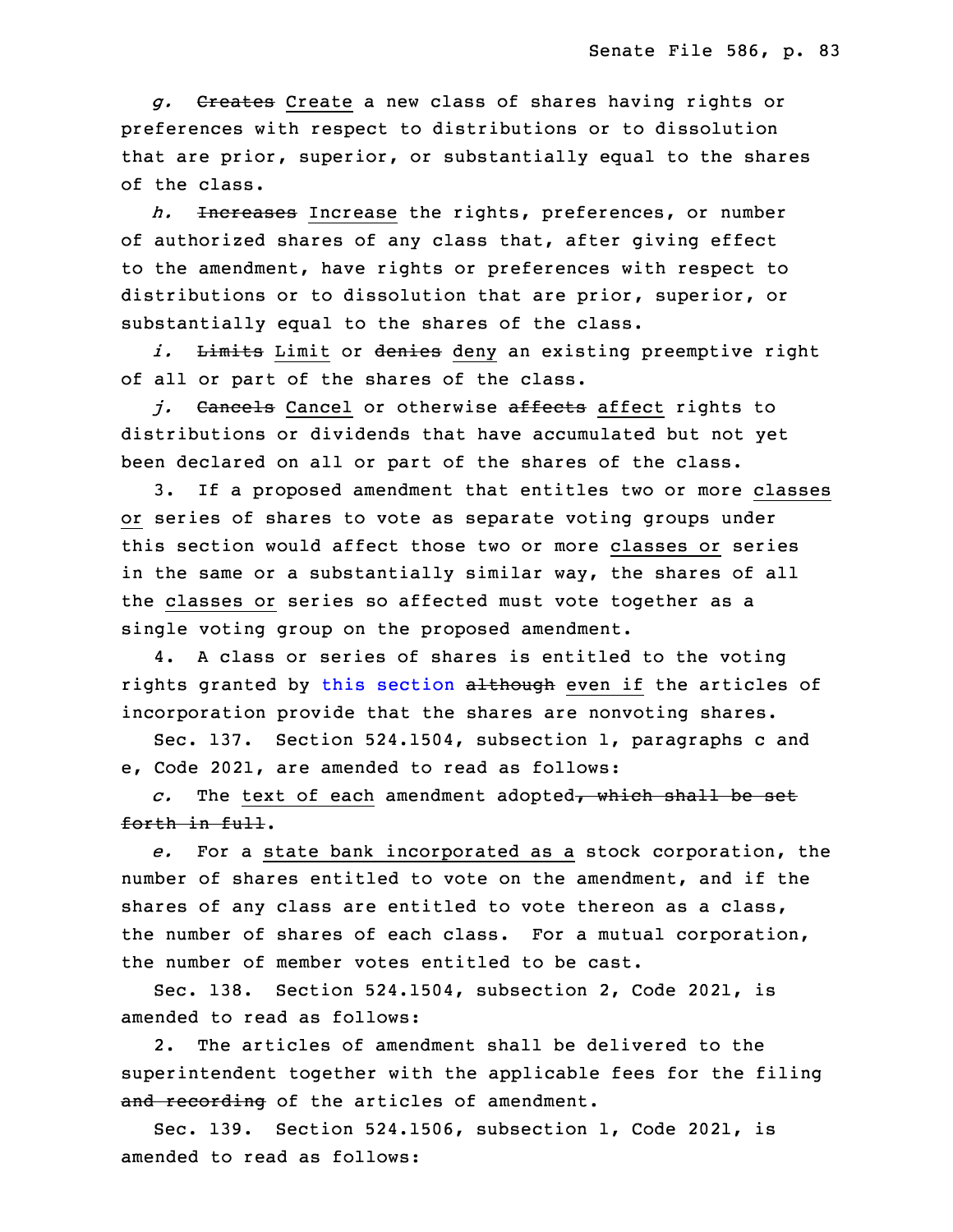*g.* ~~Creates~~ Create a new class of shares having rights or preferences with respect to distributions or to dissolution that are prior, superior, or substantially equal to the shares of the class.

*h.* ~~Increases~~ Increase the rights, preferences, or number of authorized shares of any class that, after giving effect to the amendment, have rights or preferences with respect to distributions or to dissolution that are prior, superior, or substantially equal to the shares of the class.

*i.* ~~Limits~~ Limit or ~~denies~~ deny an existing preemptive right of all or part of the shares of the class.

*j.* ~~Cancels~~ Cancel or otherwise ~~affects~~ affect rights to distributions or dividends that have accumulated but not yet been declared on all or part of the shares of the class.

3. If a proposed amendment that entitles two or more classes or series of shares to vote as separate voting groups under this section would affect those two or more classes or series in the same or a substantially similar way, the shares of all the classes or series so affected must vote together as a single voting group on the proposed amendment.

4. A class or series of shares is entitled to the voting rights granted by this section ~~although~~ even if the articles of incorporation provide that the shares are nonvoting shares.

Sec. 137. Section 524.1504, subsection 1, paragraphs c and e, Code 2021, are amended to read as follows:

*c.* The text of each amendment adopted~~, which shall be set forth in full~~.

*e.* For a state bank incorporated as a stock corporation, the number of shares entitled to vote on the amendment, and if the shares of any class are entitled to vote thereon as a class, the number of shares of each class. For a mutual corporation, the number of member votes entitled to be cast.

Sec. 138. Section 524.1504, subsection 2, Code 2021, is amended to read as follows:

2. The articles of amendment shall be delivered to the superintendent together with the applicable fees for the filing ~~and recording~~ of the articles of amendment.

Sec. 139. Section 524.1506, subsection 1, Code 2021, is amended to read as follows: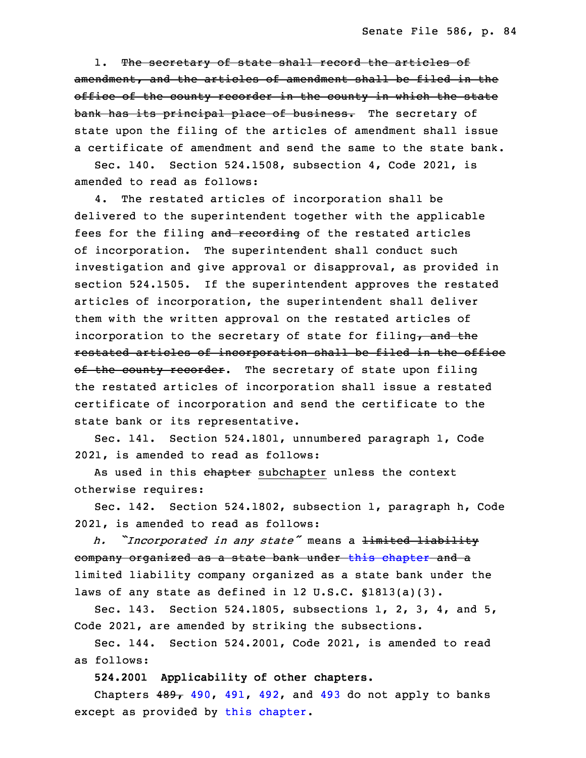1. ~~The secretary of state shall record the articles of amendment, and the articles of amendment shall be filed in the office of the county recorder in the county in which the state bank has its principal place of business.~~ The secretary of state upon the filing of the articles of amendment shall issue a certificate of amendment and send the same to the state bank.

Sec. 140. Section 524.1508, subsection 4, Code 2021, is amended to read as follows:

4. The restated articles of incorporation shall be delivered to the superintendent together with the applicable fees for the filing ~~and recording~~ of the restated articles of incorporation. The superintendent shall conduct such investigation and give approval or disapproval, as provided in section 524.1505. If the superintendent approves the restated articles of incorporation, the superintendent shall deliver them with the written approval on the restated articles of incorporation to the secretary of state for filing~~, and the restated articles of incorporation shall be filed in the office of the county recorder~~. The secretary of state upon filing the restated articles of incorporation shall issue a restated certificate of incorporation and send the certificate to the state bank or its representative.

Sec. 141. Section 524.1801, unnumbered paragraph 1, Code 2021, is amended to read as follows:

As used in this ~~chapter~~ <u>subchapter</u> unless the context otherwise requires:

Sec. 142. Section 524.1802, subsection 1, paragraph h, Code 2021, is amended to read as follows:

*h. "Incorporated in any state"* means a ~~limited liability company organized as a state bank under this chapter and a~~ limited liability company organized as a state bank under the laws of any state as defined in 12 U.S.C. §1813(a)(3).

Sec. 143. Section 524.1805, subsections 1, 2, 3, 4, and 5, Code 2021, are amended by striking the subsections.

Sec. 144. Section 524.2001, Code 2021, is amended to read as follows:

**524.2001 Applicability of other chapters.**

Chapters ~~489,~~ 490, 491, 492, and 493 do not apply to banks except as provided by this chapter.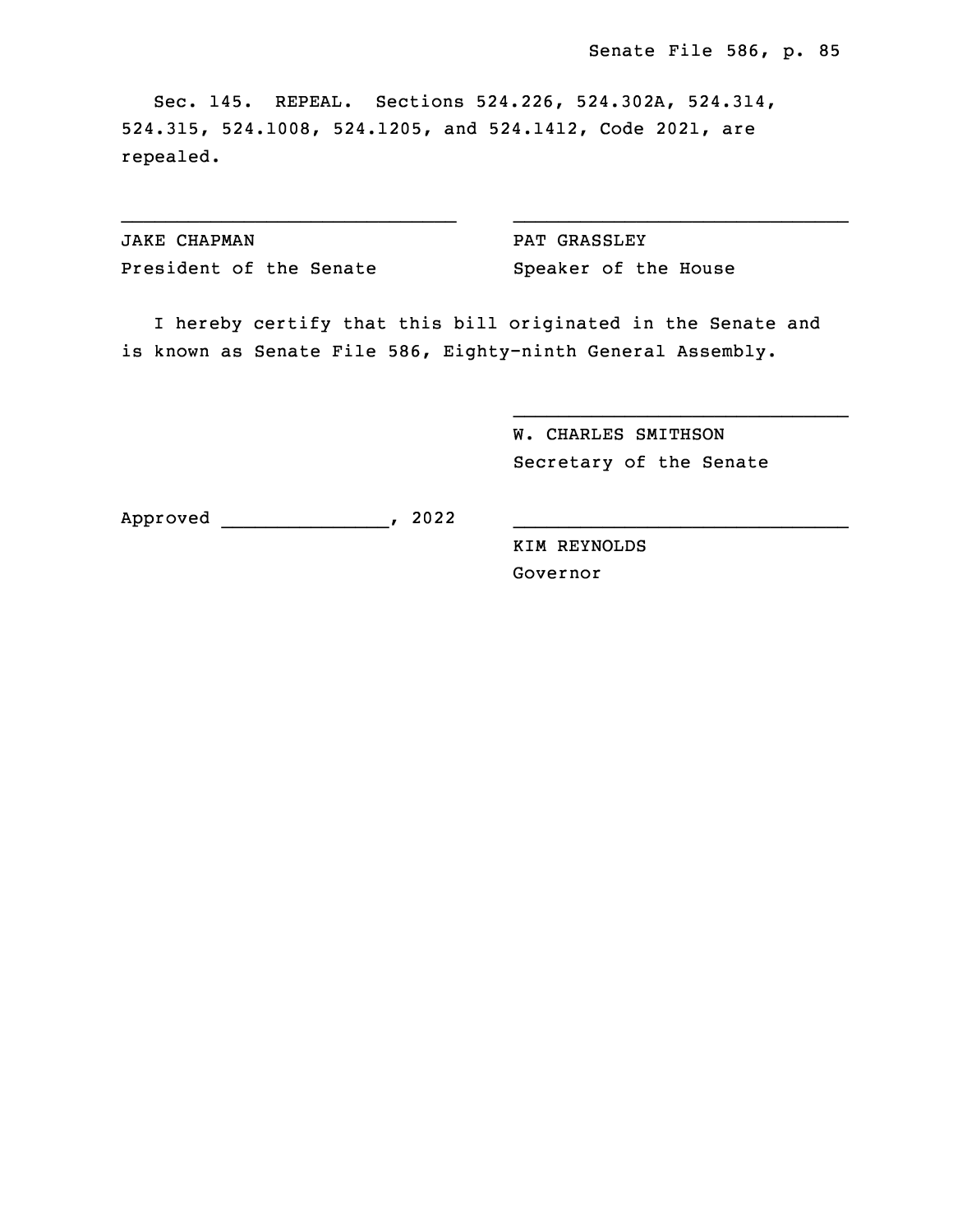Sec. 145. REPEAL. Sections 524.226, 524.302A, 524.314, 524.315, 524.1008, 524.1205, and 524.1412, Code 2021, are repealed.

______________________________
JAKE CHAPMAN
President of the Senate

______________________________
PAT GRASSLEY
Speaker of the House

I hereby certify that this bill originated in the Senate and is known as Senate File 586, Eighty-ninth General Assembly.

______________________________
W. CHARLES SMITHSON
Secretary of the Senate

Approved _______________, 2022

______________________________
KIM REYNOLDS
Governor